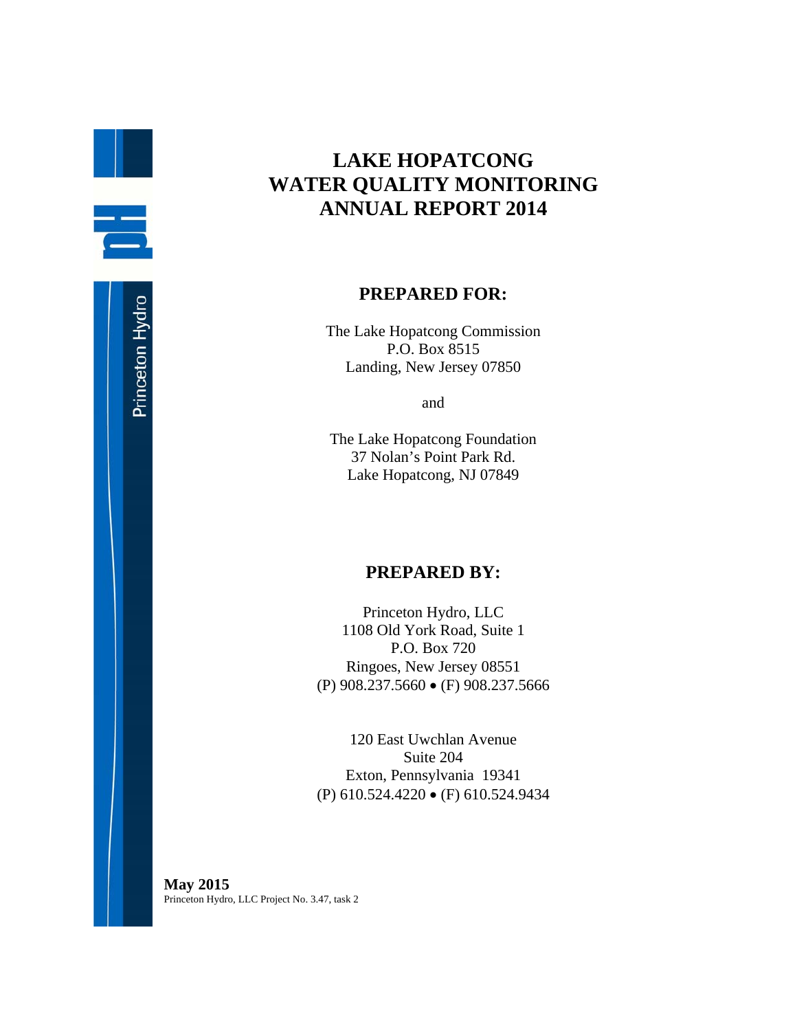# LAKE HOPATCONG WATER QUALITY MONITORING ANNUAL REPORT 2014

## PREPARED FOR:

The Lake Hopatcong Commission
P.O. Box 8515
Landing, New Jersey 07850

and

The Lake Hopatcong Foundation
37 Nolan's Point Park Rd.
Lake Hopatcong, NJ 07849

## PREPARED BY:

Princeton Hydro, LLC
1108 Old York Road, Suite 1
P.O. Box 720
Ringoes, New Jersey 08551
(P) 908.237.5660 • (F) 908.237.5666

120 East Uwchlan Avenue
Suite 204
Exton, Pennsylvania 19341
(P) 610.524.4220 • (F) 610.524.9434

**May 2015**
Princeton Hydro, LLC Project No. 3.47, task 2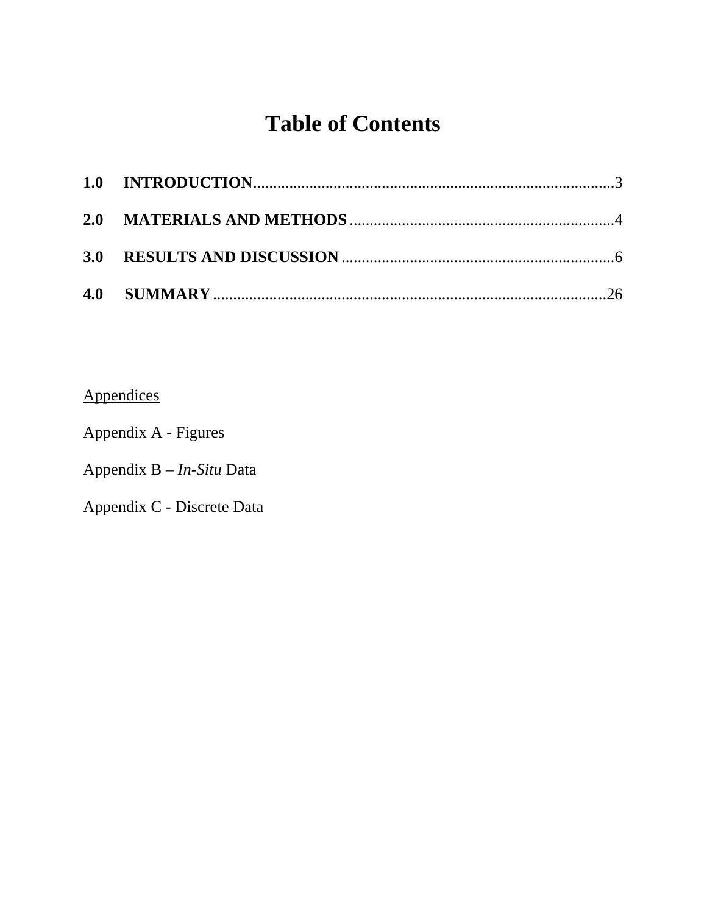# Table of Contents

**1.0 INTRODUCTION**.........................................................................................3

**2.0 MATERIALS AND METHODS**..................................................................4

**3.0 RESULTS AND DISCUSSION**....................................................................6

**4.0 SUMMARY**..................................................................................................26

Appendices

Appendix A - Figures

Appendix B – *In-Situ* Data

Appendix C - Discrete Data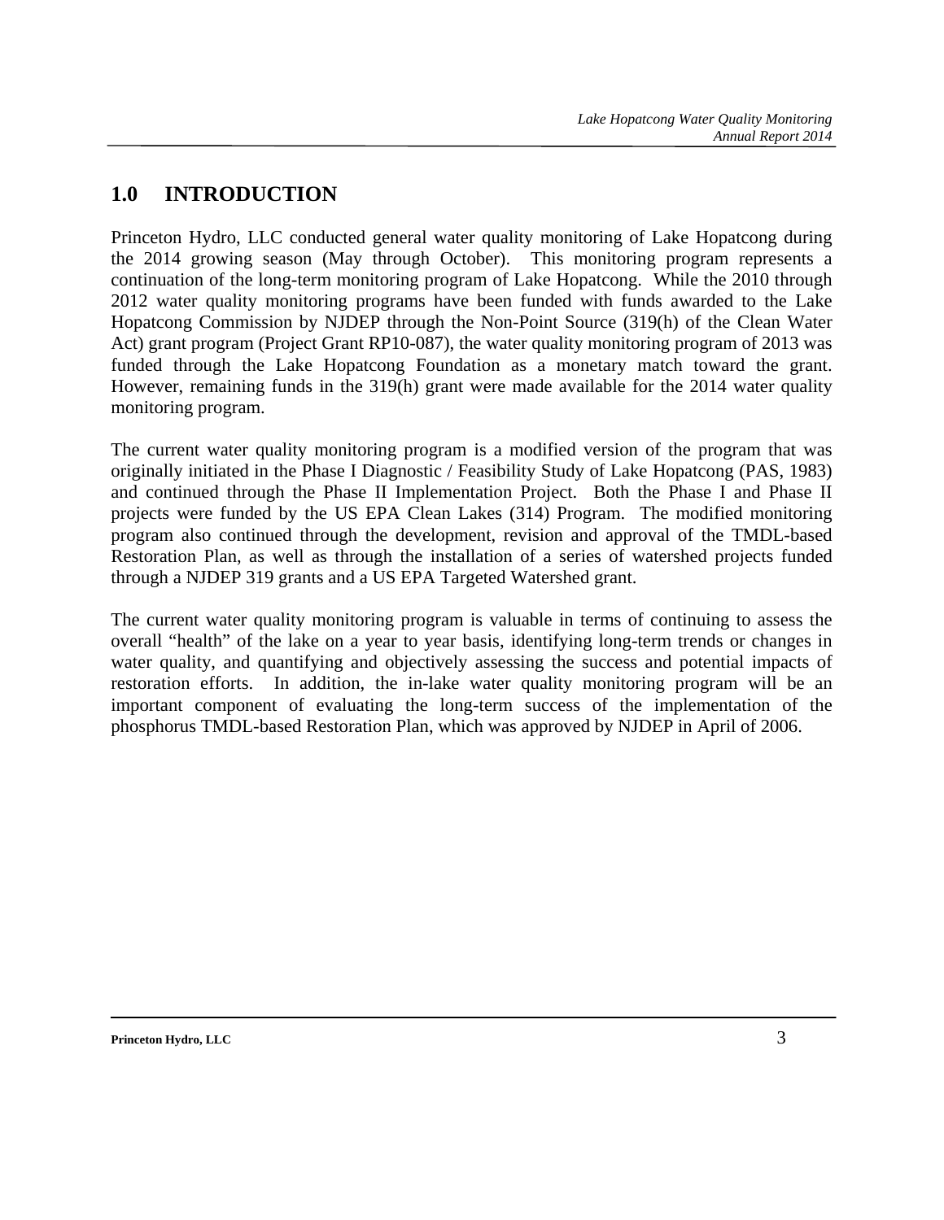# 1.0 INTRODUCTION

Princeton Hydro, LLC conducted general water quality monitoring of Lake Hopatcong during the 2014 growing season (May through October). This monitoring program represents a continuation of the long-term monitoring program of Lake Hopatcong. While the 2010 through 2012 water quality monitoring programs have been funded with funds awarded to the Lake Hopatcong Commission by NJDEP through the Non-Point Source (319(h) of the Clean Water Act) grant program (Project Grant RP10-087), the water quality monitoring program of 2013 was funded through the Lake Hopatcong Foundation as a monetary match toward the grant. However, remaining funds in the 319(h) grant were made available for the 2014 water quality monitoring program.

The current water quality monitoring program is a modified version of the program that was originally initiated in the Phase I Diagnostic / Feasibility Study of Lake Hopatcong (PAS, 1983) and continued through the Phase II Implementation Project. Both the Phase I and Phase II projects were funded by the US EPA Clean Lakes (314) Program. The modified monitoring program also continued through the development, revision and approval of the TMDL-based Restoration Plan, as well as through the installation of a series of watershed projects funded through a NJDEP 319 grants and a US EPA Targeted Watershed grant.

The current water quality monitoring program is valuable in terms of continuing to assess the overall "health" of the lake on a year to year basis, identifying long-term trends or changes in water quality, and quantifying and objectively assessing the success and potential impacts of restoration efforts. In addition, the in-lake water quality monitoring program will be an important component of evaluating the long-term success of the implementation of the phosphorus TMDL-based Restoration Plan, which was approved by NJDEP in April of 2006.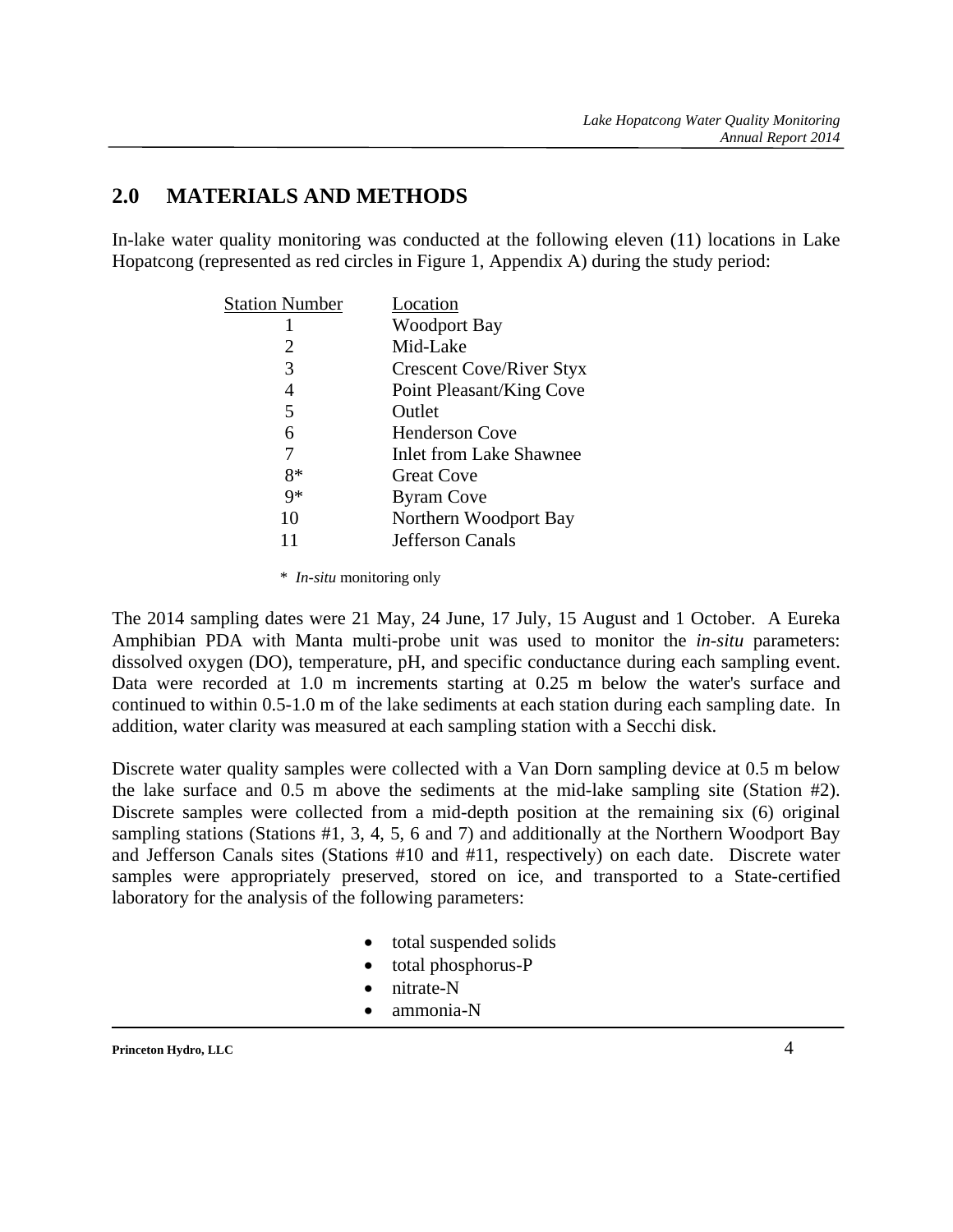## 2.0 MATERIALS AND METHODS

In-lake water quality monitoring was conducted at the following eleven (11) locations in Lake Hopatcong (represented as red circles in Figure 1, Appendix A) during the study period:

| Station Number | Location |
|---|---|
| 1 | Woodport Bay |
| 2 | Mid-Lake |
| 3 | Crescent Cove/River Styx |
| 4 | Point Pleasant/King Cove |
| 5 | Outlet |
| 6 | Henderson Cove |
| 7 | Inlet from Lake Shawnee |
| 8* | Great Cove |
| 9* | Byram Cove |
| 10 | Northern Woodport Bay |
| 11 | Jefferson Canals |

\* *In-situ* monitoring only

The 2014 sampling dates were 21 May, 24 June, 17 July, 15 August and 1 October. A Eureka Amphibian PDA with Manta multi-probe unit was used to monitor the *in-situ* parameters: dissolved oxygen (DO), temperature, pH, and specific conductance during each sampling event. Data were recorded at 1.0 m increments starting at 0.25 m below the water's surface and continued to within 0.5-1.0 m of the lake sediments at each station during each sampling date. In addition, water clarity was measured at each sampling station with a Secchi disk.

Discrete water quality samples were collected with a Van Dorn sampling device at 0.5 m below the lake surface and 0.5 m above the sediments at the mid-lake sampling site (Station #2). Discrete samples were collected from a mid-depth position at the remaining six (6) original sampling stations (Stations #1, 3, 4, 5, 6 and 7) and additionally at the Northern Woodport Bay and Jefferson Canals sites (Stations #10 and #11, respectively) on each date. Discrete water samples were appropriately preserved, stored on ice, and transported to a State-certified laboratory for the analysis of the following parameters:

- total suspended solids
- total phosphorus-P
- nitrate-N
- ammonia-N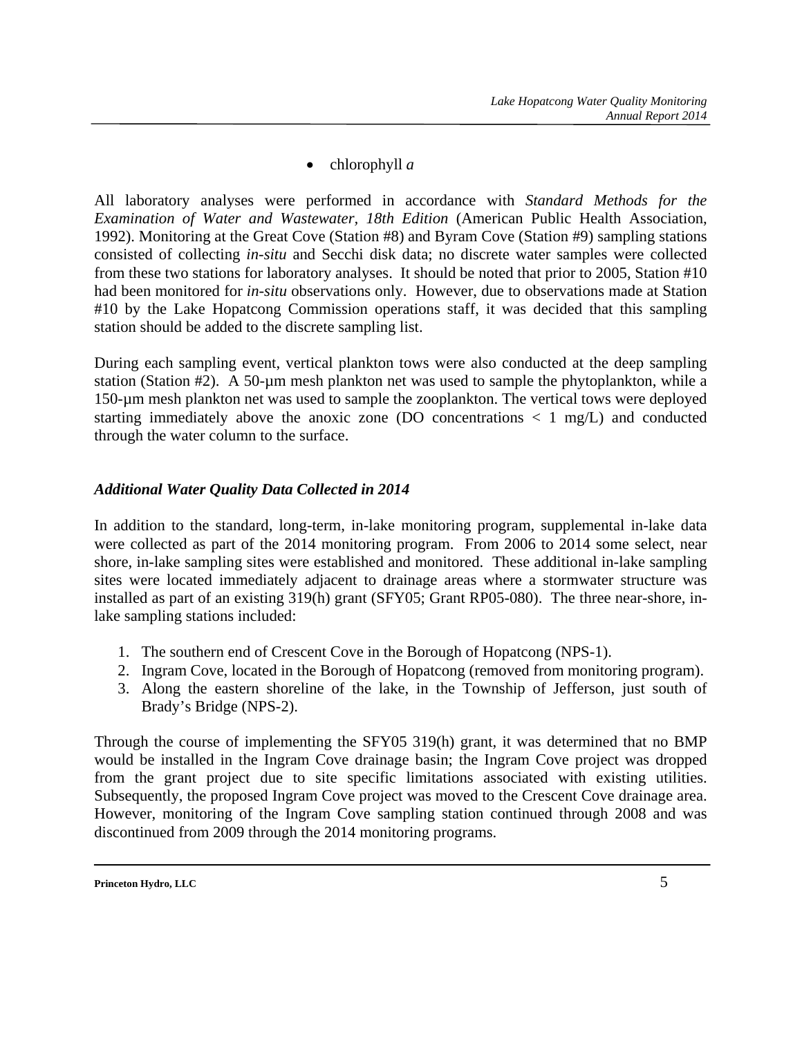- chlorophyll *a*

All laboratory analyses were performed in accordance with *Standard Methods for the Examination of Water and Wastewater, 18th Edition* (American Public Health Association, 1992). Monitoring at the Great Cove (Station #8) and Byram Cove (Station #9) sampling stations consisted of collecting *in-situ* and Secchi disk data; no discrete water samples were collected from these two stations for laboratory analyses. It should be noted that prior to 2005, Station #10 had been monitored for *in-situ* observations only. However, due to observations made at Station #10 by the Lake Hopatcong Commission operations staff, it was decided that this sampling station should be added to the discrete sampling list.

During each sampling event, vertical plankton tows were also conducted at the deep sampling station (Station #2). A 50-µm mesh plankton net was used to sample the phytoplankton, while a 150-µm mesh plankton net was used to sample the zooplankton. The vertical tows were deployed starting immediately above the anoxic zone (DO concentrations < 1 mg/L) and conducted through the water column to the surface.

### *Additional Water Quality Data Collected in 2014*

In addition to the standard, long-term, in-lake monitoring program, supplemental in-lake data were collected as part of the 2014 monitoring program. From 2006 to 2014 some select, near shore, in-lake sampling sites were established and monitored. These additional in-lake sampling sites were located immediately adjacent to drainage areas where a stormwater structure was installed as part of an existing 319(h) grant (SFY05; Grant RP05-080). The three near-shore, in-lake sampling stations included:

1. The southern end of Crescent Cove in the Borough of Hopatcong (NPS-1).
2. Ingram Cove, located in the Borough of Hopatcong (removed from monitoring program).
3. Along the eastern shoreline of the lake, in the Township of Jefferson, just south of Brady's Bridge (NPS-2).

Through the course of implementing the SFY05 319(h) grant, it was determined that no BMP would be installed in the Ingram Cove drainage basin; the Ingram Cove project was dropped from the grant project due to site specific limitations associated with existing utilities. Subsequently, the proposed Ingram Cove project was moved to the Crescent Cove drainage area. However, monitoring of the Ingram Cove sampling station continued through 2008 and was discontinued from 2009 through the 2014 monitoring programs.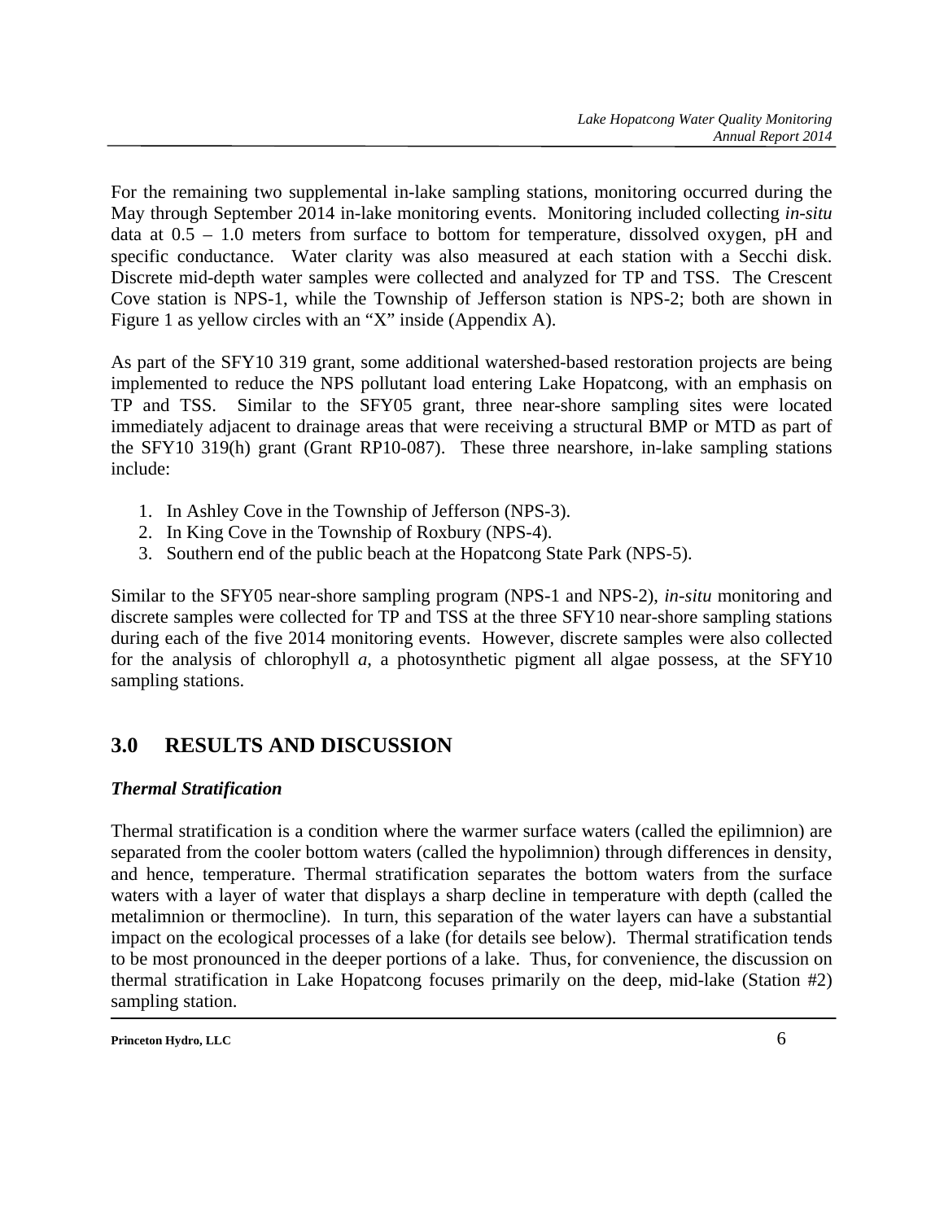For the remaining two supplemental in-lake sampling stations, monitoring occurred during the May through September 2014 in-lake monitoring events. Monitoring included collecting *in-situ* data at 0.5 – 1.0 meters from surface to bottom for temperature, dissolved oxygen, pH and specific conductance. Water clarity was also measured at each station with a Secchi disk. Discrete mid-depth water samples were collected and analyzed for TP and TSS. The Crescent Cove station is NPS-1, while the Township of Jefferson station is NPS-2; both are shown in Figure 1 as yellow circles with an "X" inside (Appendix A).

As part of the SFY10 319 grant, some additional watershed-based restoration projects are being implemented to reduce the NPS pollutant load entering Lake Hopatcong, with an emphasis on TP and TSS. Similar to the SFY05 grant, three near-shore sampling sites were located immediately adjacent to drainage areas that were receiving a structural BMP or MTD as part of the SFY10 319(h) grant (Grant RP10-087). These three nearshore, in-lake sampling stations include:

1. In Ashley Cove in the Township of Jefferson (NPS-3).
2. In King Cove in the Township of Roxbury (NPS-4).
3. Southern end of the public beach at the Hopatcong State Park (NPS-5).

Similar to the SFY05 near-shore sampling program (NPS-1 and NPS-2), *in-situ* monitoring and discrete samples were collected for TP and TSS at the three SFY10 near-shore sampling stations during each of the five 2014 monitoring events. However, discrete samples were also collected for the analysis of chlorophyll *a*, a photosynthetic pigment all algae possess, at the SFY10 sampling stations.

## 3.0 RESULTS AND DISCUSSION

### *Thermal Stratification*

Thermal stratification is a condition where the warmer surface waters (called the epilimnion) are separated from the cooler bottom waters (called the hypolimnion) through differences in density, and hence, temperature. Thermal stratification separates the bottom waters from the surface waters with a layer of water that displays a sharp decline in temperature with depth (called the metalimnion or thermocline). In turn, this separation of the water layers can have a substantial impact on the ecological processes of a lake (for details see below). Thermal stratification tends to be most pronounced in the deeper portions of a lake. Thus, for convenience, the discussion on thermal stratification in Lake Hopatcong focuses primarily on the deep, mid-lake (Station #2) sampling station.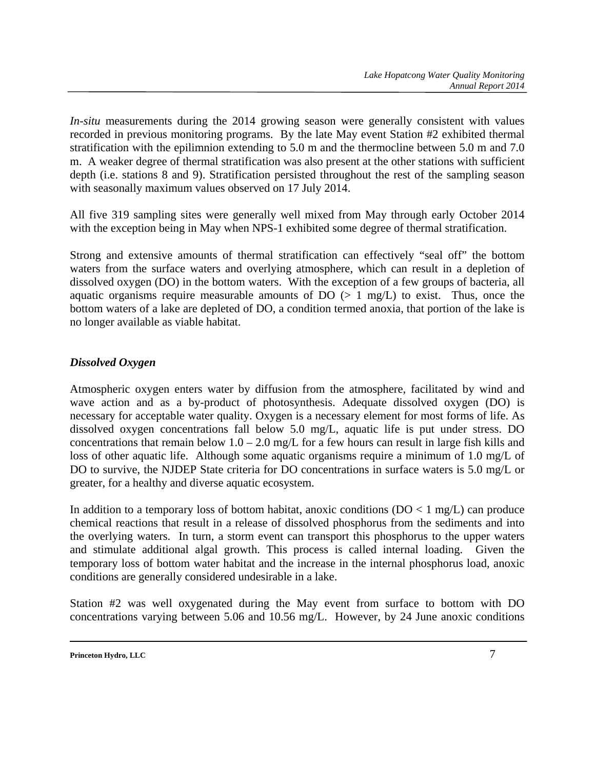*In-situ* measurements during the 2014 growing season were generally consistent with values recorded in previous monitoring programs. By the late May event Station #2 exhibited thermal stratification with the epilimnion extending to 5.0 m and the thermocline between 5.0 m and 7.0 m. A weaker degree of thermal stratification was also present at the other stations with sufficient depth (i.e. stations 8 and 9). Stratification persisted throughout the rest of the sampling season with seasonally maximum values observed on 17 July 2014.

All five 319 sampling sites were generally well mixed from May through early October 2014 with the exception being in May when NPS-1 exhibited some degree of thermal stratification.

Strong and extensive amounts of thermal stratification can effectively "seal off" the bottom waters from the surface waters and overlying atmosphere, which can result in a depletion of dissolved oxygen (DO) in the bottom waters. With the exception of a few groups of bacteria, all aquatic organisms require measurable amounts of DO (> 1 mg/L) to exist. Thus, once the bottom waters of a lake are depleted of DO, a condition termed anoxia, that portion of the lake is no longer available as viable habitat.

### *Dissolved Oxygen*

Atmospheric oxygen enters water by diffusion from the atmosphere, facilitated by wind and wave action and as a by-product of photosynthesis. Adequate dissolved oxygen (DO) is necessary for acceptable water quality. Oxygen is a necessary element for most forms of life. As dissolved oxygen concentrations fall below 5.0 mg/L, aquatic life is put under stress. DO concentrations that remain below 1.0 – 2.0 mg/L for a few hours can result in large fish kills and loss of other aquatic life. Although some aquatic organisms require a minimum of 1.0 mg/L of DO to survive, the NJDEP State criteria for DO concentrations in surface waters is 5.0 mg/L or greater, for a healthy and diverse aquatic ecosystem.

In addition to a temporary loss of bottom habitat, anoxic conditions (DO < 1 mg/L) can produce chemical reactions that result in a release of dissolved phosphorus from the sediments and into the overlying waters. In turn, a storm event can transport this phosphorus to the upper waters and stimulate additional algal growth. This process is called internal loading. Given the temporary loss of bottom water habitat and the increase in the internal phosphorus load, anoxic conditions are generally considered undesirable in a lake.

Station #2 was well oxygenated during the May event from surface to bottom with DO concentrations varying between 5.06 and 10.56 mg/L. However, by 24 June anoxic conditions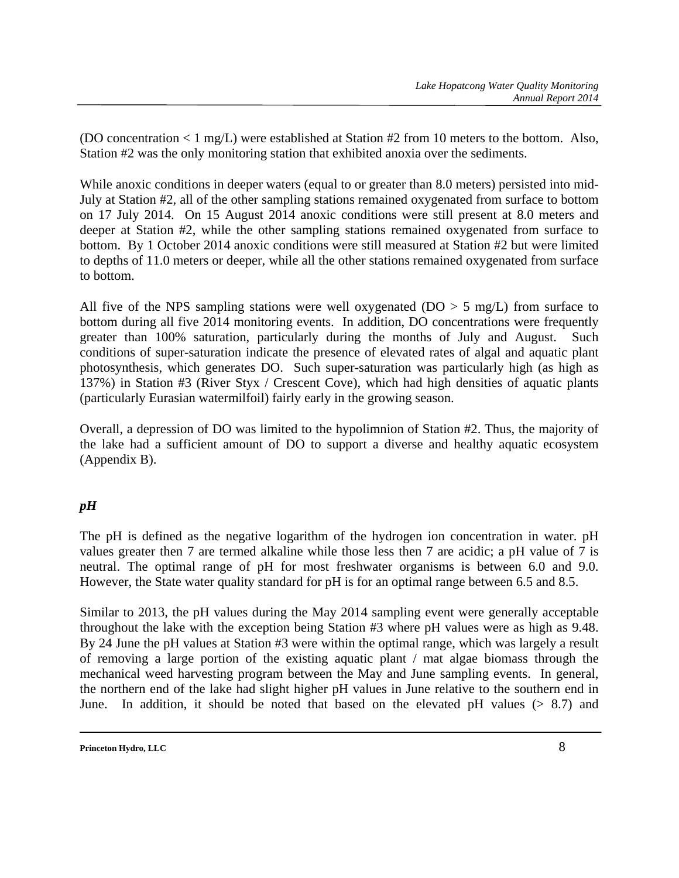(DO concentration < 1 mg/L) were established at Station #2 from 10 meters to the bottom. Also, Station #2 was the only monitoring station that exhibited anoxia over the sediments.

While anoxic conditions in deeper waters (equal to or greater than 8.0 meters) persisted into mid-July at Station #2, all of the other sampling stations remained oxygenated from surface to bottom on 17 July 2014. On 15 August 2014 anoxic conditions were still present at 8.0 meters and deeper at Station #2, while the other sampling stations remained oxygenated from surface to bottom. By 1 October 2014 anoxic conditions were still measured at Station #2 but were limited to depths of 11.0 meters or deeper, while all the other stations remained oxygenated from surface to bottom.

All five of the NPS sampling stations were well oxygenated (DO > 5 mg/L) from surface to bottom during all five 2014 monitoring events. In addition, DO concentrations were frequently greater than 100% saturation, particularly during the months of July and August. Such conditions of super-saturation indicate the presence of elevated rates of algal and aquatic plant photosynthesis, which generates DO. Such super-saturation was particularly high (as high as 137%) in Station #3 (River Styx / Crescent Cove), which had high densities of aquatic plants (particularly Eurasian watermilfoil) fairly early in the growing season.

Overall, a depression of DO was limited to the hypolimnion of Station #2. Thus, the majority of the lake had a sufficient amount of DO to support a diverse and healthy aquatic ecosystem (Appendix B).

### *pH*

The pH is defined as the negative logarithm of the hydrogen ion concentration in water. pH values greater then 7 are termed alkaline while those less then 7 are acidic; a pH value of 7 is neutral. The optimal range of pH for most freshwater organisms is between 6.0 and 9.0. However, the State water quality standard for pH is for an optimal range between 6.5 and 8.5.

Similar to 2013, the pH values during the May 2014 sampling event were generally acceptable throughout the lake with the exception being Station #3 where pH values were as high as 9.48. By 24 June the pH values at Station #3 were within the optimal range, which was largely a result of removing a large portion of the existing aquatic plant / mat algae biomass through the mechanical weed harvesting program between the May and June sampling events. In general, the northern end of the lake had slight higher pH values in June relative to the southern end in June. In addition, it should be noted that based on the elevated pH values (> 8.7) and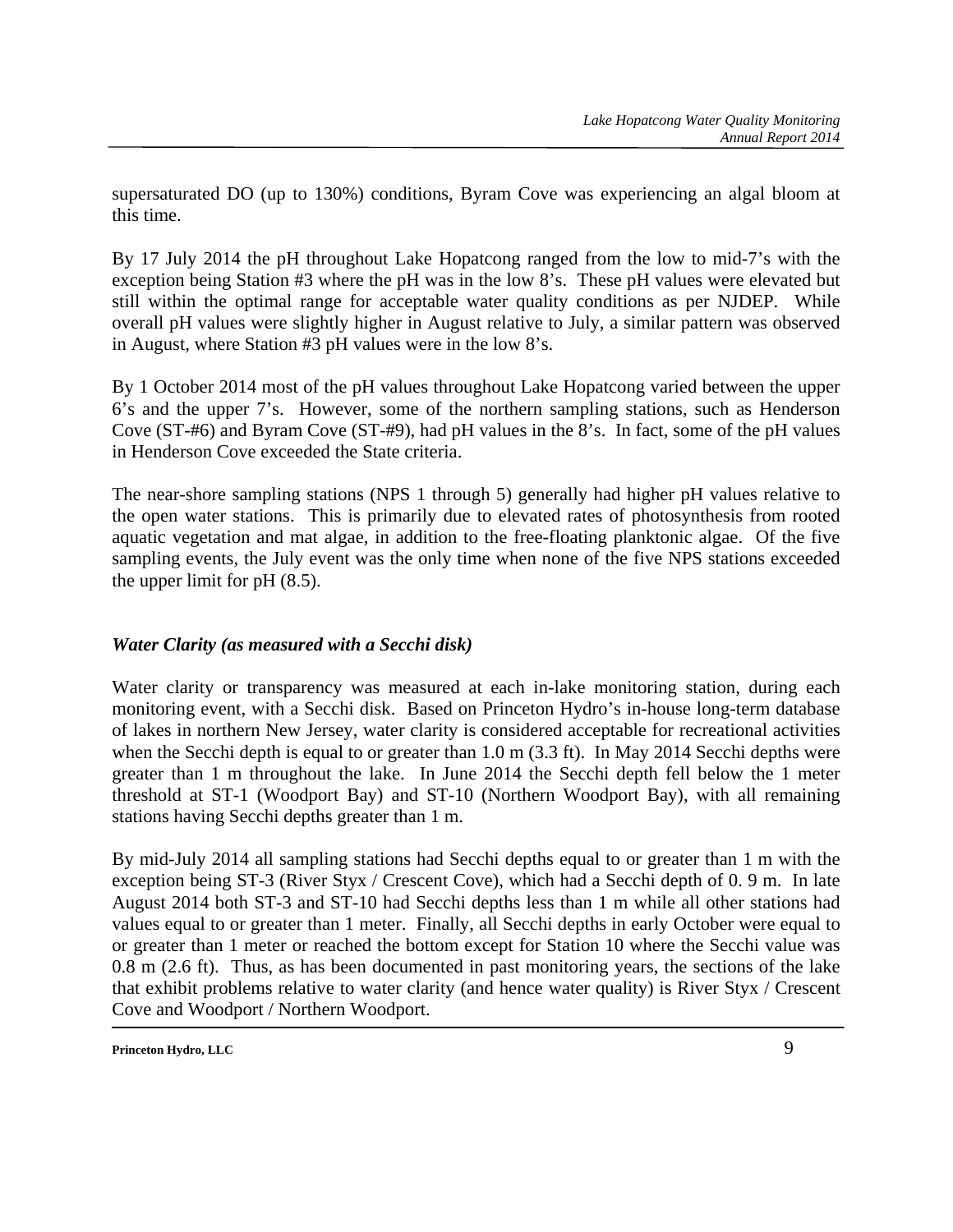supersaturated DO (up to 130%) conditions, Byram Cove was experiencing an algal bloom at this time.

By 17 July 2014 the pH throughout Lake Hopatcong ranged from the low to mid-7's with the exception being Station #3 where the pH was in the low 8's. These pH values were elevated but still within the optimal range for acceptable water quality conditions as per NJDEP. While overall pH values were slightly higher in August relative to July, a similar pattern was observed in August, where Station #3 pH values were in the low 8's.

By 1 October 2014 most of the pH values throughout Lake Hopatcong varied between the upper 6's and the upper 7's. However, some of the northern sampling stations, such as Henderson Cove (ST-#6) and Byram Cove (ST-#9), had pH values in the 8's. In fact, some of the pH values in Henderson Cove exceeded the State criteria.

The near-shore sampling stations (NPS 1 through 5) generally had higher pH values relative to the open water stations. This is primarily due to elevated rates of photosynthesis from rooted aquatic vegetation and mat algae, in addition to the free-floating planktonic algae. Of the five sampling events, the July event was the only time when none of the five NPS stations exceeded the upper limit for pH (8.5).

### *Water Clarity (as measured with a Secchi disk)*

Water clarity or transparency was measured at each in-lake monitoring station, during each monitoring event, with a Secchi disk. Based on Princeton Hydro's in-house long-term database of lakes in northern New Jersey, water clarity is considered acceptable for recreational activities when the Secchi depth is equal to or greater than 1.0 m (3.3 ft). In May 2014 Secchi depths were greater than 1 m throughout the lake. In June 2014 the Secchi depth fell below the 1 meter threshold at ST-1 (Woodport Bay) and ST-10 (Northern Woodport Bay), with all remaining stations having Secchi depths greater than 1 m.

By mid-July 2014 all sampling stations had Secchi depths equal to or greater than 1 m with the exception being ST-3 (River Styx / Crescent Cove), which had a Secchi depth of 0. 9 m. In late August 2014 both ST-3 and ST-10 had Secchi depths less than 1 m while all other stations had values equal to or greater than 1 meter. Finally, all Secchi depths in early October were equal to or greater than 1 meter or reached the bottom except for Station 10 where the Secchi value was 0.8 m (2.6 ft). Thus, as has been documented in past monitoring years, the sections of the lake that exhibit problems relative to water clarity (and hence water quality) is River Styx / Crescent Cove and Woodport / Northern Woodport.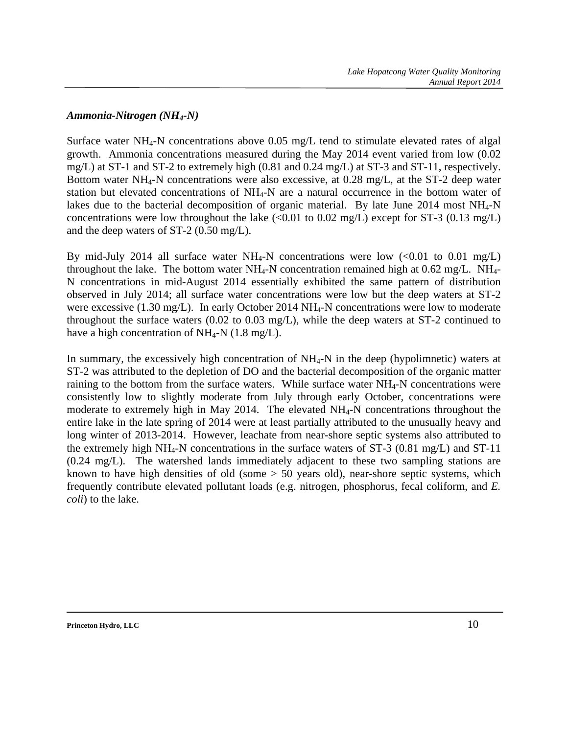### *Ammonia-Nitrogen ($NH_4$-N)*

Surface water $NH_4$-N concentrations above 0.05 mg/L tend to stimulate elevated rates of algal growth. Ammonia concentrations measured during the May 2014 event varied from low (0.02 mg/L) at ST-1 and ST-2 to extremely high (0.81 and 0.24 mg/L) at ST-3 and ST-11, respectively. Bottom water $NH_4$-N concentrations were also excessive, at 0.28 mg/L, at the ST-2 deep water station but elevated concentrations of $NH_4$-N are a natural occurrence in the bottom water of lakes due to the bacterial decomposition of organic material. By late June 2014 most $NH_4$-N concentrations were low throughout the lake (<0.01 to 0.02 mg/L) except for ST-3 (0.13 mg/L) and the deep waters of ST-2 (0.50 mg/L).

By mid-July 2014 all surface water $NH_4$-N concentrations were low (<0.01 to 0.01 mg/L) throughout the lake. The bottom water $NH_4$-N concentration remained high at 0.62 mg/L. $NH_4$-N concentrations in mid-August 2014 essentially exhibited the same pattern of distribution observed in July 2014; all surface water concentrations were low but the deep waters at ST-2 were excessive (1.30 mg/L). In early October 2014 $NH_4$-N concentrations were low to moderate throughout the surface waters (0.02 to 0.03 mg/L), while the deep waters at ST-2 continued to have a high concentration of $NH_4$-N (1.8 mg/L).

In summary, the excessively high concentration of $NH_4$-N in the deep (hypolimnetic) waters at ST-2 was attributed to the depletion of DO and the bacterial decomposition of the organic matter raining to the bottom from the surface waters. While surface water $NH_4$-N concentrations were consistently low to slightly moderate from July through early October, concentrations were moderate to extremely high in May 2014. The elevated $NH_4$-N concentrations throughout the entire lake in the late spring of 2014 were at least partially attributed to the unusually heavy and long winter of 2013-2014. However, leachate from near-shore septic systems also attributed to the extremely high $NH_4$-N concentrations in the surface waters of ST-3 (0.81 mg/L) and ST-11 (0.24 mg/L). The watershed lands immediately adjacent to these two sampling stations are known to have high densities of old (some > 50 years old), near-shore septic systems, which frequently contribute elevated pollutant loads (e.g. nitrogen, phosphorus, fecal coliform, and *E. coli*) to the lake.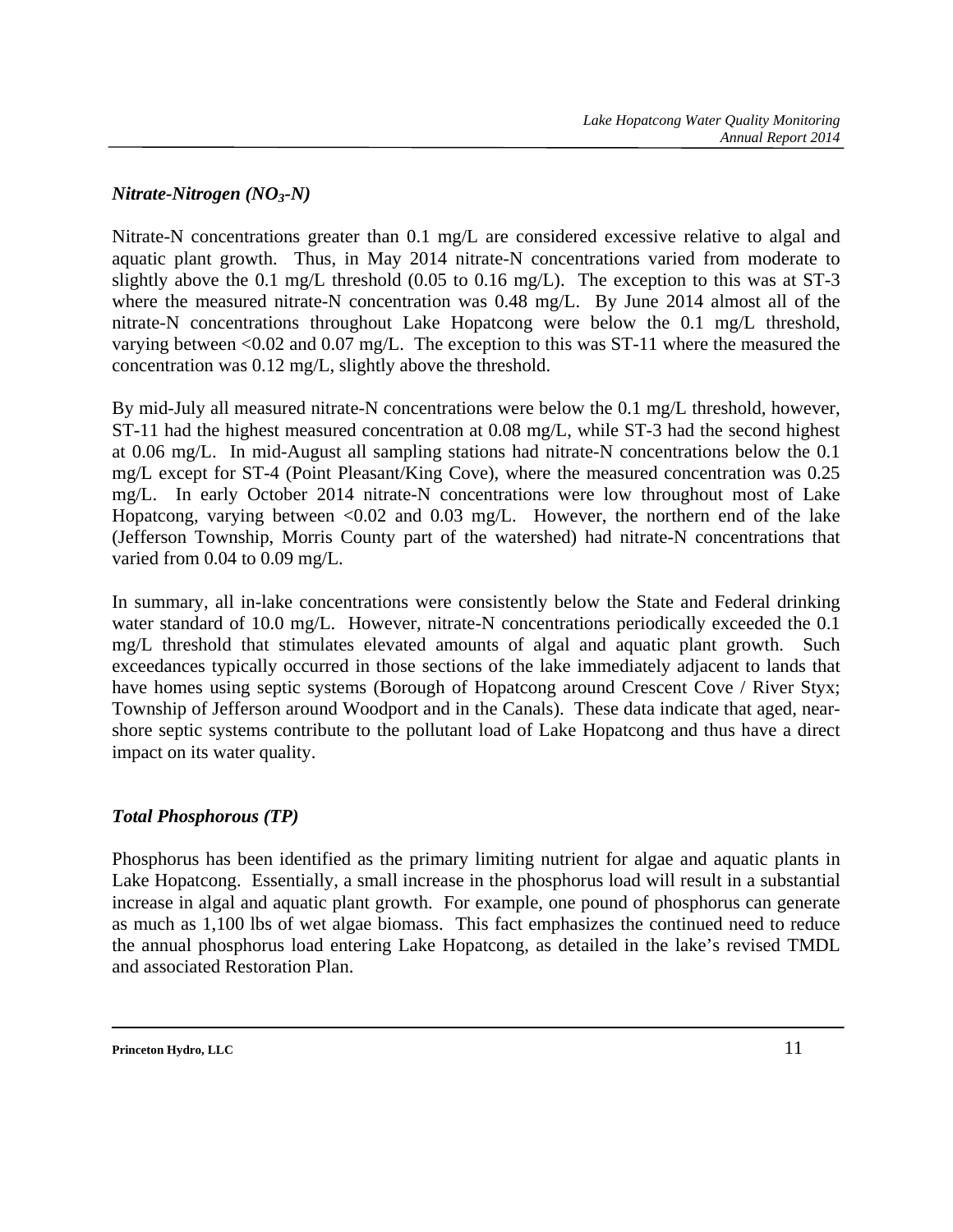### *Nitrate-Nitrogen ($NO_3$-N)*

Nitrate-N concentrations greater than 0.1 mg/L are considered excessive relative to algal and aquatic plant growth. Thus, in May 2014 nitrate-N concentrations varied from moderate to slightly above the 0.1 mg/L threshold (0.05 to 0.16 mg/L). The exception to this was at ST-3 where the measured nitrate-N concentration was 0.48 mg/L. By June 2014 almost all of the nitrate-N concentrations throughout Lake Hopatcong were below the 0.1 mg/L threshold, varying between <0.02 and 0.07 mg/L. The exception to this was ST-11 where the measured the concentration was 0.12 mg/L, slightly above the threshold.

By mid-July all measured nitrate-N concentrations were below the 0.1 mg/L threshold, however, ST-11 had the highest measured concentration at 0.08 mg/L, while ST-3 had the second highest at 0.06 mg/L. In mid-August all sampling stations had nitrate-N concentrations below the 0.1 mg/L except for ST-4 (Point Pleasant/King Cove), where the measured concentration was 0.25 mg/L. In early October 2014 nitrate-N concentrations were low throughout most of Lake Hopatcong, varying between <0.02 and 0.03 mg/L. However, the northern end of the lake (Jefferson Township, Morris County part of the watershed) had nitrate-N concentrations that varied from 0.04 to 0.09 mg/L.

In summary, all in-lake concentrations were consistently below the State and Federal drinking water standard of 10.0 mg/L. However, nitrate-N concentrations periodically exceeded the 0.1 mg/L threshold that stimulates elevated amounts of algal and aquatic plant growth. Such exceedances typically occurred in those sections of the lake immediately adjacent to lands that have homes using septic systems (Borough of Hopatcong around Crescent Cove / River Styx; Township of Jefferson around Woodport and in the Canals). These data indicate that aged, near-shore septic systems contribute to the pollutant load of Lake Hopatcong and thus have a direct impact on its water quality.

### *Total Phosphorous (TP)*

Phosphorus has been identified as the primary limiting nutrient for algae and aquatic plants in Lake Hopatcong. Essentially, a small increase in the phosphorus load will result in a substantial increase in algal and aquatic plant growth. For example, one pound of phosphorus can generate as much as 1,100 lbs of wet algae biomass. This fact emphasizes the continued need to reduce the annual phosphorus load entering Lake Hopatcong, as detailed in the lake's revised TMDL and associated Restoration Plan.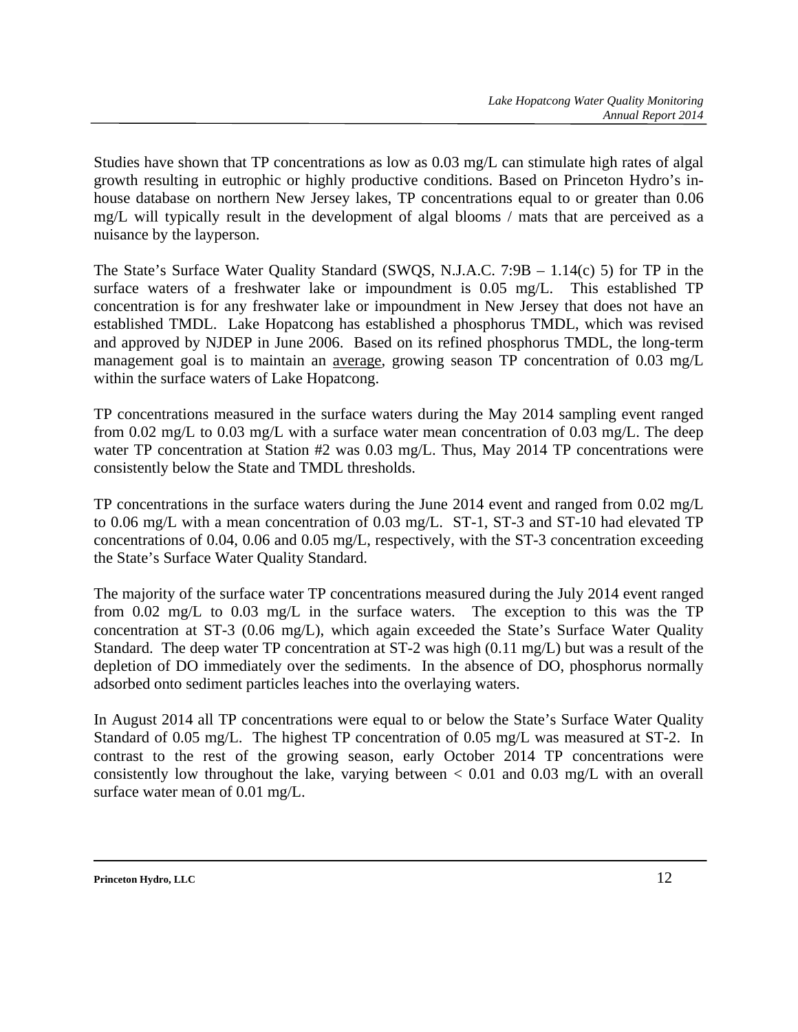Studies have shown that TP concentrations as low as 0.03 mg/L can stimulate high rates of algal growth resulting in eutrophic or highly productive conditions. Based on Princeton Hydro's in-house database on northern New Jersey lakes, TP concentrations equal to or greater than 0.06 mg/L will typically result in the development of algal blooms / mats that are perceived as a nuisance by the layperson.

The State's Surface Water Quality Standard (SWQS, N.J.A.C. 7:9B – 1.14(c) 5) for TP in the surface waters of a freshwater lake or impoundment is 0.05 mg/L. This established TP concentration is for any freshwater lake or impoundment in New Jersey that does not have an established TMDL. Lake Hopatcong has established a phosphorus TMDL, which was revised and approved by NJDEP in June 2006. Based on its refined phosphorus TMDL, the long-term management goal is to maintain an <u>average</u>, growing season TP concentration of 0.03 mg/L within the surface waters of Lake Hopatcong.

TP concentrations measured in the surface waters during the May 2014 sampling event ranged from 0.02 mg/L to 0.03 mg/L with a surface water mean concentration of 0.03 mg/L. The deep water TP concentration at Station #2 was 0.03 mg/L. Thus, May 2014 TP concentrations were consistently below the State and TMDL thresholds.

TP concentrations in the surface waters during the June 2014 event and ranged from 0.02 mg/L to 0.06 mg/L with a mean concentration of 0.03 mg/L. ST-1, ST-3 and ST-10 had elevated TP concentrations of 0.04, 0.06 and 0.05 mg/L, respectively, with the ST-3 concentration exceeding the State's Surface Water Quality Standard.

The majority of the surface water TP concentrations measured during the July 2014 event ranged from 0.02 mg/L to 0.03 mg/L in the surface waters. The exception to this was the TP concentration at ST-3 (0.06 mg/L), which again exceeded the State's Surface Water Quality Standard. The deep water TP concentration at ST-2 was high (0.11 mg/L) but was a result of the depletion of DO immediately over the sediments. In the absence of DO, phosphorus normally adsorbed onto sediment particles leaches into the overlaying waters.

In August 2014 all TP concentrations were equal to or below the State's Surface Water Quality Standard of 0.05 mg/L. The highest TP concentration of 0.05 mg/L was measured at ST-2. In contrast to the rest of the growing season, early October 2014 TP concentrations were consistently low throughout the lake, varying between < 0.01 and 0.03 mg/L with an overall surface water mean of 0.01 mg/L.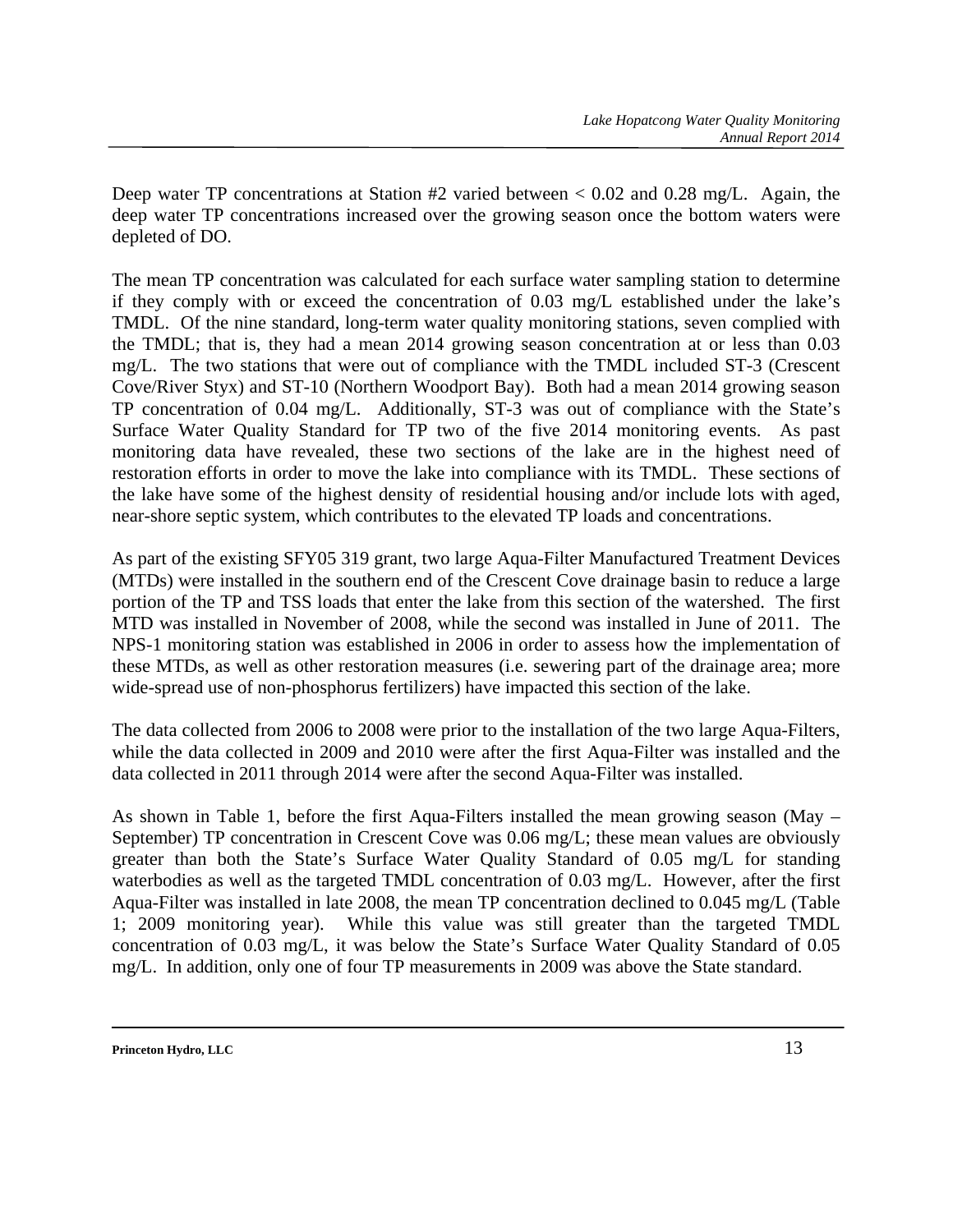Deep water TP concentrations at Station #2 varied between < 0.02 and 0.28 mg/L. Again, the deep water TP concentrations increased over the growing season once the bottom waters were depleted of DO.

The mean TP concentration was calculated for each surface water sampling station to determine if they comply with or exceed the concentration of 0.03 mg/L established under the lake's TMDL. Of the nine standard, long-term water quality monitoring stations, seven complied with the TMDL; that is, they had a mean 2014 growing season concentration at or less than 0.03 mg/L. The two stations that were out of compliance with the TMDL included ST-3 (Crescent Cove/River Styx) and ST-10 (Northern Woodport Bay). Both had a mean 2014 growing season TP concentration of 0.04 mg/L. Additionally, ST-3 was out of compliance with the State's Surface Water Quality Standard for TP two of the five 2014 monitoring events. As past monitoring data have revealed, these two sections of the lake are in the highest need of restoration efforts in order to move the lake into compliance with its TMDL. These sections of the lake have some of the highest density of residential housing and/or include lots with aged, near-shore septic system, which contributes to the elevated TP loads and concentrations.

As part of the existing SFY05 319 grant, two large Aqua-Filter Manufactured Treatment Devices (MTDs) were installed in the southern end of the Crescent Cove drainage basin to reduce a large portion of the TP and TSS loads that enter the lake from this section of the watershed. The first MTD was installed in November of 2008, while the second was installed in June of 2011. The NPS-1 monitoring station was established in 2006 in order to assess how the implementation of these MTDs, as well as other restoration measures (i.e. sewering part of the drainage area; more wide-spread use of non-phosphorus fertilizers) have impacted this section of the lake.

The data collected from 2006 to 2008 were prior to the installation of the two large Aqua-Filters, while the data collected in 2009 and 2010 were after the first Aqua-Filter was installed and the data collected in 2011 through 2014 were after the second Aqua-Filter was installed.

As shown in Table 1, before the first Aqua-Filters installed the mean growing season (May – September) TP concentration in Crescent Cove was 0.06 mg/L; these mean values are obviously greater than both the State's Surface Water Quality Standard of 0.05 mg/L for standing waterbodies as well as the targeted TMDL concentration of 0.03 mg/L. However, after the first Aqua-Filter was installed in late 2008, the mean TP concentration declined to 0.045 mg/L (Table 1; 2009 monitoring year). While this value was still greater than the targeted TMDL concentration of 0.03 mg/L, it was below the State's Surface Water Quality Standard of 0.05 mg/L. In addition, only one of four TP measurements in 2009 was above the State standard.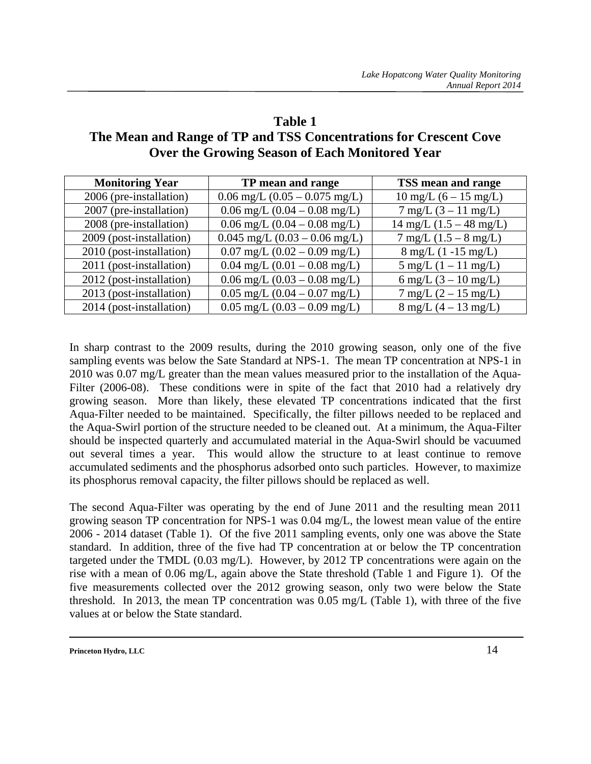## Table 1
## The Mean and Range of TP and TSS Concentrations for Crescent Cove Over the Growing Season of Each Monitored Year

| Monitoring Year | TP mean and range | TSS mean and range |
|---|---|---|
| 2006 (pre-installation) | 0.06 mg/L (0.05 – 0.075 mg/L) | 10 mg/L (6 – 15 mg/L) |
| 2007 (pre-installation) | 0.06 mg/L (0.04 – 0.08 mg/L) | 7 mg/L (3 – 11 mg/L) |
| 2008 (pre-installation) | 0.06 mg/L (0.04 – 0.08 mg/L) | 14 mg/L (1.5 – 48 mg/L) |
| 2009 (post-installation) | 0.045 mg/L (0.03 – 0.06 mg/L) | 7 mg/L (1.5 – 8 mg/L) |
| 2010 (post-installation) | 0.07 mg/L (0.02 – 0.09 mg/L) | 8 mg/L (1 -15 mg/L) |
| 2011 (post-installation) | 0.04 mg/L (0.01 – 0.08 mg/L) | 5 mg/L (1 – 11 mg/L) |
| 2012 (post-installation) | 0.06 mg/L (0.03 – 0.08 mg/L) | 6 mg/L (3 – 10 mg/L) |
| 2013 (post-installation) | 0.05 mg/L (0.04 – 0.07 mg/L) | 7 mg/L (2 – 15 mg/L) |
| 2014 (post-installation) | 0.05 mg/L (0.03 – 0.09 mg/L) | 8 mg/L (4 – 13 mg/L) |

In sharp contrast to the 2009 results, during the 2010 growing season, only one of the five sampling events was below the Sate Standard at NPS-1. The mean TP concentration at NPS-1 in 2010 was 0.07 mg/L greater than the mean values measured prior to the installation of the Aqua-Filter (2006-08). These conditions were in spite of the fact that 2010 had a relatively dry growing season. More than likely, these elevated TP concentrations indicated that the first Aqua-Filter needed to be maintained. Specifically, the filter pillows needed to be replaced and the Aqua-Swirl portion of the structure needed to be cleaned out. At a minimum, the Aqua-Filter should be inspected quarterly and accumulated material in the Aqua-Swirl should be vacuumed out several times a year. This would allow the structure to at least continue to remove accumulated sediments and the phosphorus adsorbed onto such particles. However, to maximize its phosphorus removal capacity, the filter pillows should be replaced as well.

The second Aqua-Filter was operating by the end of June 2011 and the resulting mean 2011 growing season TP concentration for NPS-1 was 0.04 mg/L, the lowest mean value of the entire 2006 - 2014 dataset (Table 1). Of the five 2011 sampling events, only one was above the State standard. In addition, three of the five had TP concentration at or below the TP concentration targeted under the TMDL (0.03 mg/L). However, by 2012 TP concentrations were again on the rise with a mean of 0.06 mg/L, again above the State threshold (Table 1 and Figure 1). Of the five measurements collected over the 2012 growing season, only two were below the State threshold. In 2013, the mean TP concentration was 0.05 mg/L (Table 1), with three of the five values at or below the State standard.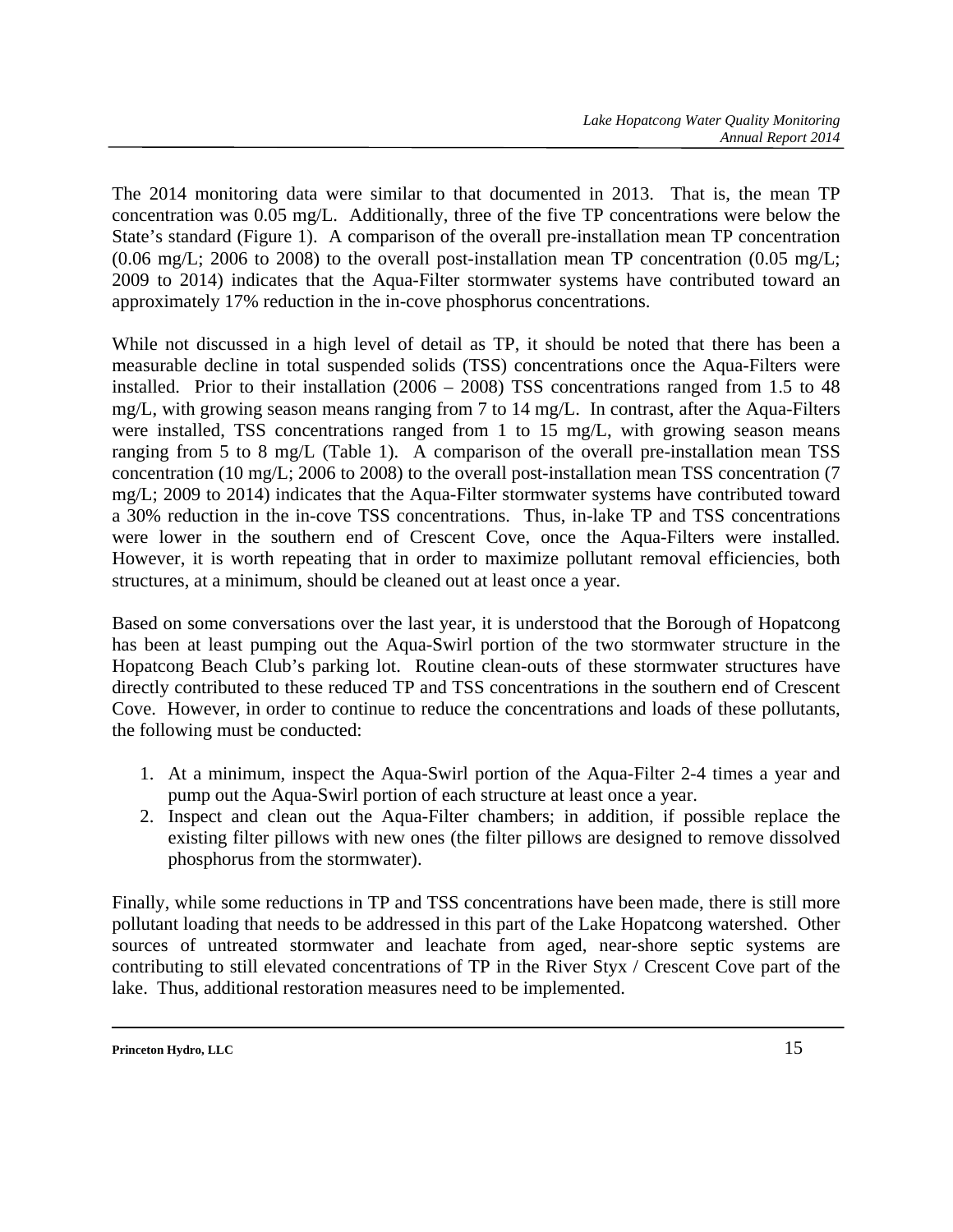The 2014 monitoring data were similar to that documented in 2013. That is, the mean TP concentration was 0.05 mg/L. Additionally, three of the five TP concentrations were below the State's standard (Figure 1). A comparison of the overall pre-installation mean TP concentration (0.06 mg/L; 2006 to 2008) to the overall post-installation mean TP concentration (0.05 mg/L; 2009 to 2014) indicates that the Aqua-Filter stormwater systems have contributed toward an approximately 17% reduction in the in-cove phosphorus concentrations.

While not discussed in a high level of detail as TP, it should be noted that there has been a measurable decline in total suspended solids (TSS) concentrations once the Aqua-Filters were installed. Prior to their installation (2006 – 2008) TSS concentrations ranged from 1.5 to 48 mg/L, with growing season means ranging from 7 to 14 mg/L. In contrast, after the Aqua-Filters were installed, TSS concentrations ranged from 1 to 15 mg/L, with growing season means ranging from 5 to 8 mg/L (Table 1). A comparison of the overall pre-installation mean TSS concentration (10 mg/L; 2006 to 2008) to the overall post-installation mean TSS concentration (7 mg/L; 2009 to 2014) indicates that the Aqua-Filter stormwater systems have contributed toward a 30% reduction in the in-cove TSS concentrations. Thus, in-lake TP and TSS concentrations were lower in the southern end of Crescent Cove, once the Aqua-Filters were installed. However, it is worth repeating that in order to maximize pollutant removal efficiencies, both structures, at a minimum, should be cleaned out at least once a year.

Based on some conversations over the last year, it is understood that the Borough of Hopatcong has been at least pumping out the Aqua-Swirl portion of the two stormwater structure in the Hopatcong Beach Club's parking lot. Routine clean-outs of these stormwater structures have directly contributed to these reduced TP and TSS concentrations in the southern end of Crescent Cove. However, in order to continue to reduce the concentrations and loads of these pollutants, the following must be conducted:

1. At a minimum, inspect the Aqua-Swirl portion of the Aqua-Filter 2-4 times a year and pump out the Aqua-Swirl portion of each structure at least once a year.
2. Inspect and clean out the Aqua-Filter chambers; in addition, if possible replace the existing filter pillows with new ones (the filter pillows are designed to remove dissolved phosphorus from the stormwater).

Finally, while some reductions in TP and TSS concentrations have been made, there is still more pollutant loading that needs to be addressed in this part of the Lake Hopatcong watershed. Other sources of untreated stormwater and leachate from aged, near-shore septic systems are contributing to still elevated concentrations of TP in the River Styx / Crescent Cove part of the lake. Thus, additional restoration measures need to be implemented.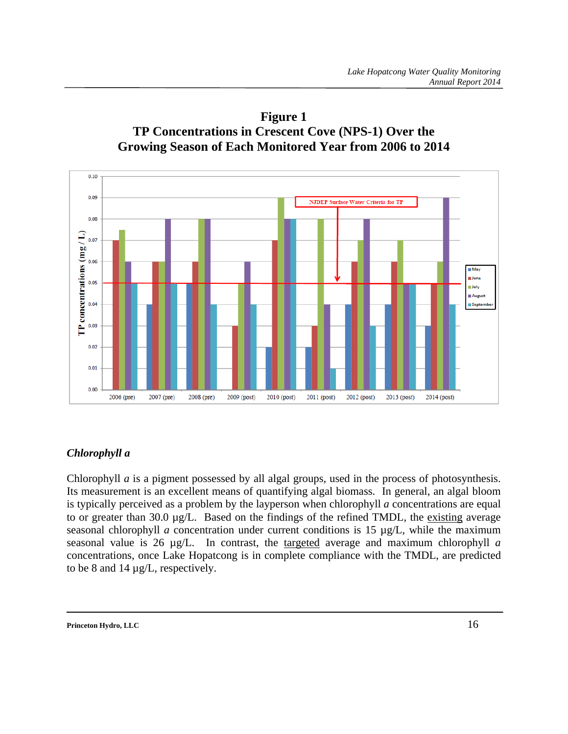**Figure 1**
**TP Concentrations in Crescent Cove (NPS-1) Over the Growing Season of Each Monitored Year from 2006 to 2014**

### *Chlorophyll a*

Chlorophyll *a* is a pigment possessed by all algal groups, used in the process of photosynthesis. Its measurement is an excellent means of quantifying algal biomass. In general, an algal bloom is typically perceived as a problem by the layperson when chlorophyll *a* concentrations are equal to or greater than 30.0 µg/L. Based on the findings of the refined TMDL, the existing average seasonal chlorophyll *a* concentration under current conditions is 15 µg/L, while the maximum seasonal value is 26 µg/L. In contrast, the targeted average and maximum chlorophyll *a* concentrations, once Lake Hopatcong is in complete compliance with the TMDL, are predicted to be 8 and 14 µg/L, respectively.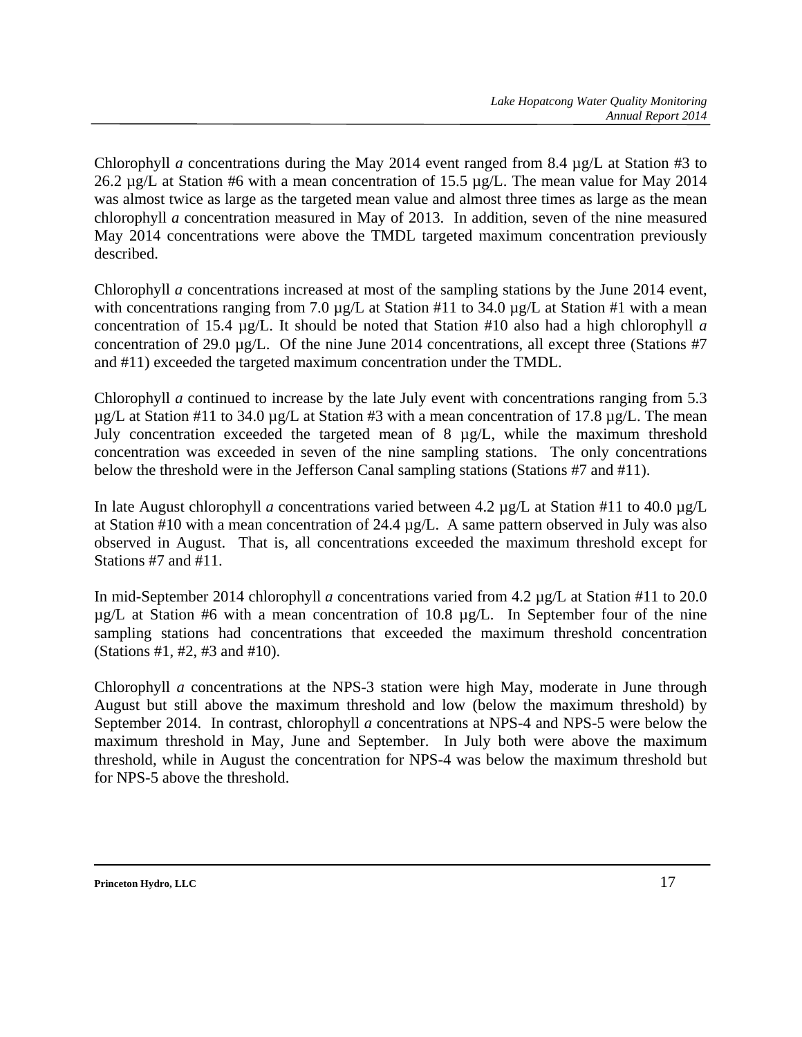Chlorophyll *a* concentrations during the May 2014 event ranged from 8.4 µg/L at Station #3 to 26.2 µg/L at Station #6 with a mean concentration of 15.5 µg/L. The mean value for May 2014 was almost twice as large as the targeted mean value and almost three times as large as the mean chlorophyll *a* concentration measured in May of 2013. In addition, seven of the nine measured May 2014 concentrations were above the TMDL targeted maximum concentration previously described.

Chlorophyll *a* concentrations increased at most of the sampling stations by the June 2014 event, with concentrations ranging from 7.0 µg/L at Station #11 to 34.0 µg/L at Station #1 with a mean concentration of 15.4 µg/L. It should be noted that Station #10 also had a high chlorophyll *a* concentration of 29.0 µg/L. Of the nine June 2014 concentrations, all except three (Stations #7 and #11) exceeded the targeted maximum concentration under the TMDL.

Chlorophyll *a* continued to increase by the late July event with concentrations ranging from 5.3 µg/L at Station #11 to 34.0 µg/L at Station #3 with a mean concentration of 17.8 µg/L. The mean July concentration exceeded the targeted mean of 8 µg/L, while the maximum threshold concentration was exceeded in seven of the nine sampling stations. The only concentrations below the threshold were in the Jefferson Canal sampling stations (Stations #7 and #11).

In late August chlorophyll *a* concentrations varied between 4.2 µg/L at Station #11 to 40.0 µg/L at Station #10 with a mean concentration of 24.4 µg/L. A same pattern observed in July was also observed in August. That is, all concentrations exceeded the maximum threshold except for Stations #7 and #11.

In mid-September 2014 chlorophyll *a* concentrations varied from 4.2 µg/L at Station #11 to 20.0 µg/L at Station #6 with a mean concentration of 10.8 µg/L. In September four of the nine sampling stations had concentrations that exceeded the maximum threshold concentration (Stations #1, #2, #3 and #10).

Chlorophyll *a* concentrations at the NPS-3 station were high May, moderate in June through August but still above the maximum threshold and low (below the maximum threshold) by September 2014. In contrast, chlorophyll *a* concentrations at NPS-4 and NPS-5 were below the maximum threshold in May, June and September. In July both were above the maximum threshold, while in August the concentration for NPS-4 was below the maximum threshold but for NPS-5 above the threshold.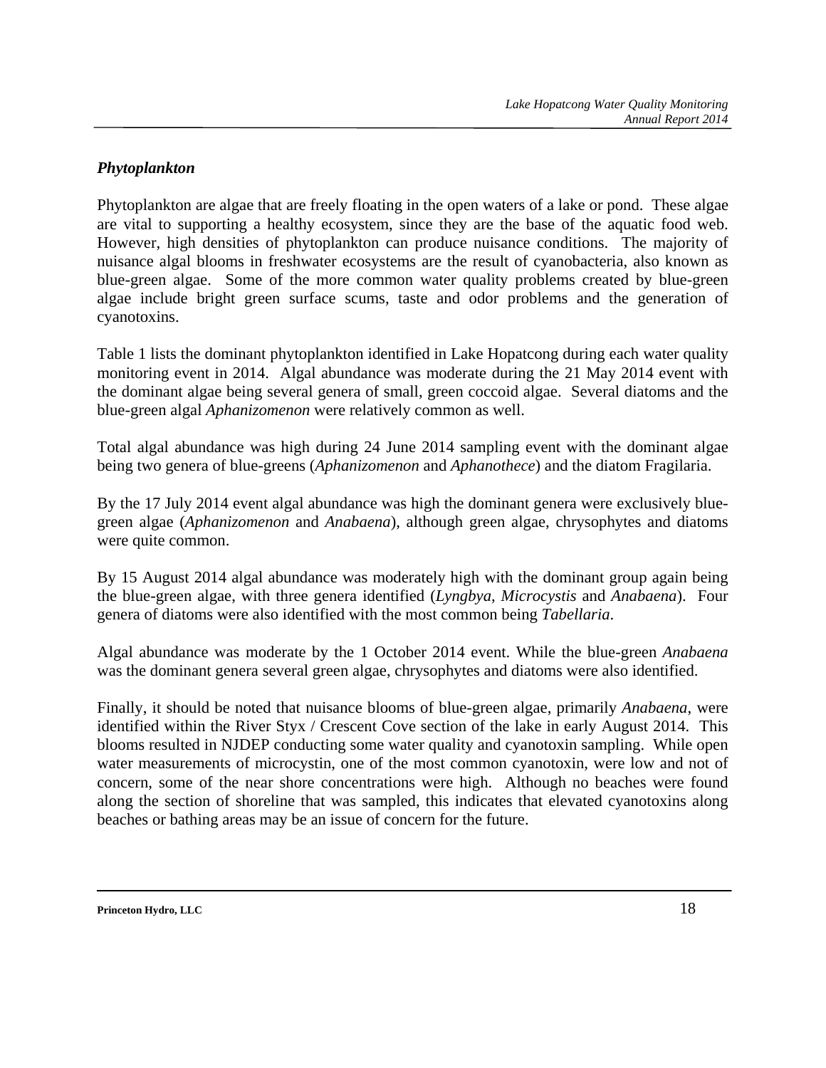### *Phytoplankton*

Phytoplankton are algae that are freely floating in the open waters of a lake or pond. These algae are vital to supporting a healthy ecosystem, since they are the base of the aquatic food web. However, high densities of phytoplankton can produce nuisance conditions. The majority of nuisance algal blooms in freshwater ecosystems are the result of cyanobacteria, also known as blue-green algae. Some of the more common water quality problems created by blue-green algae include bright green surface scums, taste and odor problems and the generation of cyanotoxins.

Table 1 lists the dominant phytoplankton identified in Lake Hopatcong during each water quality monitoring event in 2014. Algal abundance was moderate during the 21 May 2014 event with the dominant algae being several genera of small, green coccoid algae. Several diatoms and the blue-green algal *Aphanizomenon* were relatively common as well.

Total algal abundance was high during 24 June 2014 sampling event with the dominant algae being two genera of blue-greens (*Aphanizomenon* and *Aphanothece*) and the diatom Fragilaria.

By the 17 July 2014 event algal abundance was high the dominant genera were exclusively blue-green algae (*Aphanizomenon* and *Anabaena*), although green algae, chrysophytes and diatoms were quite common.

By 15 August 2014 algal abundance was moderately high with the dominant group again being the blue-green algae, with three genera identified (*Lyngbya*, *Microcystis* and *Anabaena*). Four genera of diatoms were also identified with the most common being *Tabellaria*.

Algal abundance was moderate by the 1 October 2014 event. While the blue-green *Anabaena* was the dominant genera several green algae, chrysophytes and diatoms were also identified.

Finally, it should be noted that nuisance blooms of blue-green algae, primarily *Anabaena*, were identified within the River Styx / Crescent Cove section of the lake in early August 2014. This blooms resulted in NJDEP conducting some water quality and cyanotoxin sampling. While open water measurements of microcystin, one of the most common cyanotoxin, were low and not of concern, some of the near shore concentrations were high. Although no beaches were found along the section of shoreline that was sampled, this indicates that elevated cyanotoxins along beaches or bathing areas may be an issue of concern for the future.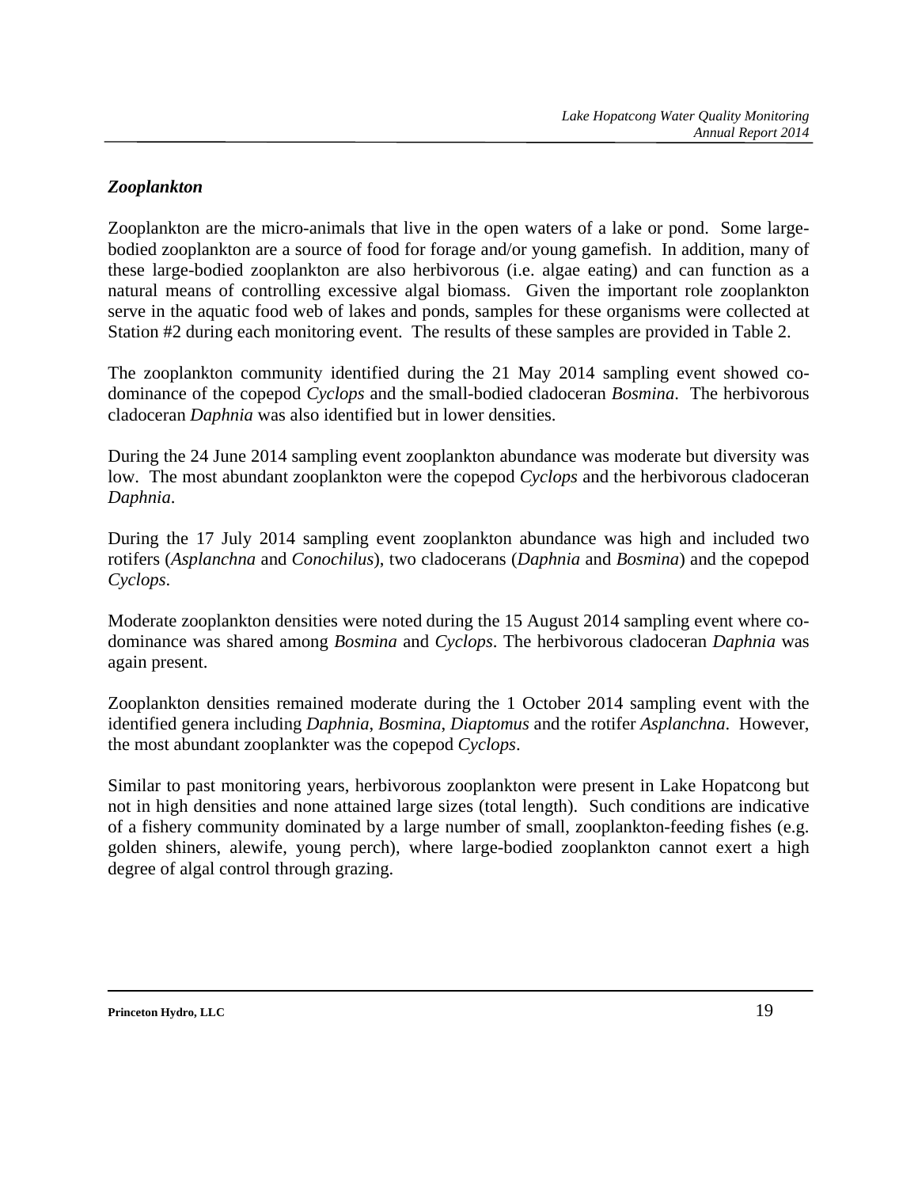### *Zooplankton*

Zooplankton are the micro-animals that live in the open waters of a lake or pond. Some large-bodied zooplankton are a source of food for forage and/or young gamefish. In addition, many of these large-bodied zooplankton are also herbivorous (i.e. algae eating) and can function as a natural means of controlling excessive algal biomass. Given the important role zooplankton serve in the aquatic food web of lakes and ponds, samples for these organisms were collected at Station #2 during each monitoring event. The results of these samples are provided in Table 2.

The zooplankton community identified during the 21 May 2014 sampling event showed co-dominance of the copepod *Cyclops* and the small-bodied cladoceran *Bosmina*. The herbivorous cladoceran *Daphnia* was also identified but in lower densities.

During the 24 June 2014 sampling event zooplankton abundance was moderate but diversity was low. The most abundant zooplankton were the copepod *Cyclops* and the herbivorous cladoceran *Daphnia*.

During the 17 July 2014 sampling event zooplankton abundance was high and included two rotifers (*Asplanchna* and *Conochilus*), two cladocerans (*Daphnia* and *Bosmina*) and the copepod *Cyclops*.

Moderate zooplankton densities were noted during the 15 August 2014 sampling event where co-dominance was shared among *Bosmina* and *Cyclops*. The herbivorous cladoceran *Daphnia* was again present.

Zooplankton densities remained moderate during the 1 October 2014 sampling event with the identified genera including *Daphnia*, *Bosmina*, *Diaptomus* and the rotifer *Asplanchna*. However, the most abundant zooplankter was the copepod *Cyclops*.

Similar to past monitoring years, herbivorous zooplankton were present in Lake Hopatcong but not in high densities and none attained large sizes (total length). Such conditions are indicative of a fishery community dominated by a large number of small, zooplankton-feeding fishes (e.g. golden shiners, alewife, young perch), where large-bodied zooplankton cannot exert a high degree of algal control through grazing.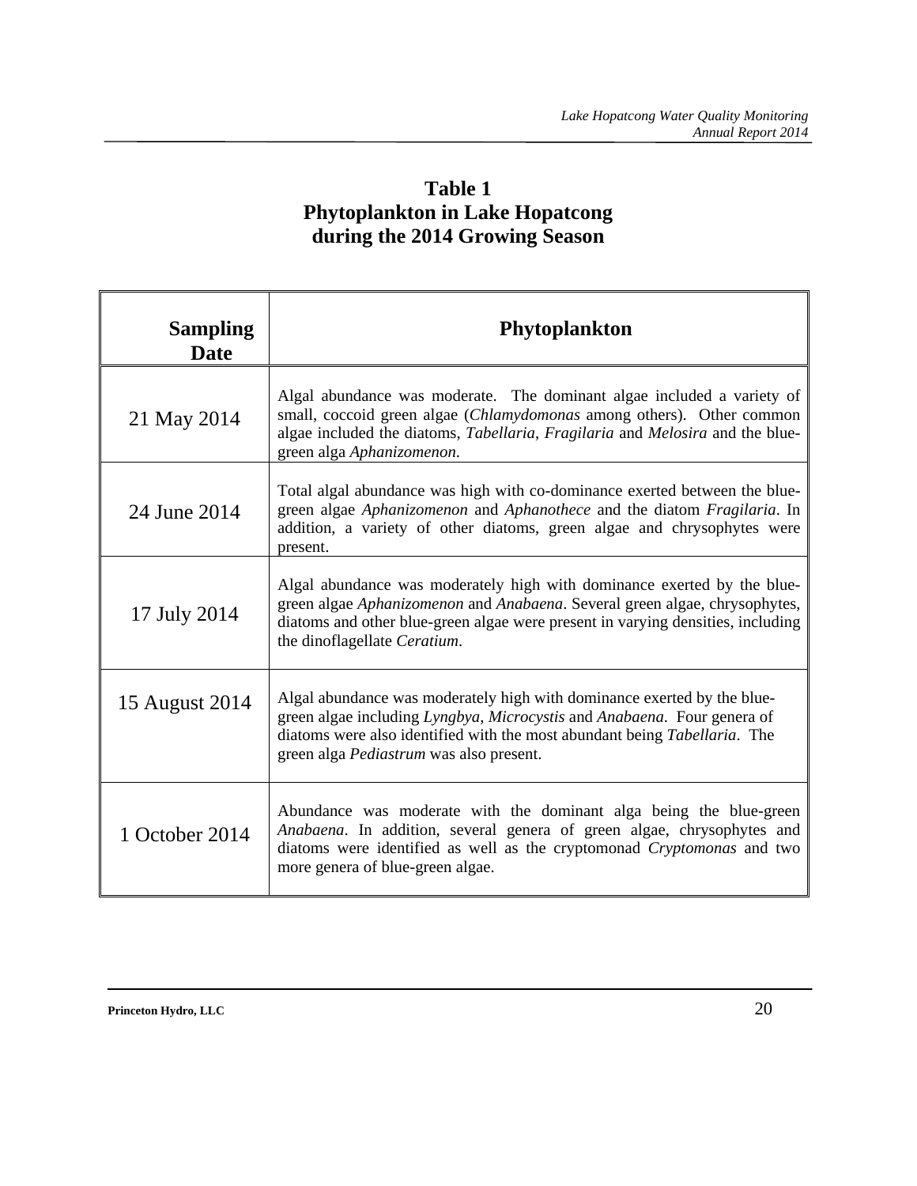# Table 1
# Phytoplankton in Lake Hopatcong during the 2014 Growing Season

| Sampling Date | Phytoplankton |
|---|---|
| 21 May 2014 | Algal abundance was moderate. The dominant algae included a variety of small, coccoid green algae (*Chlamydomonas* among others). Other common algae included the diatoms, *Tabellaria*, *Fragilaria* and *Melosira* and the blue-green alga *Aphanizomenon*. |
| 24 June 2014 | Total algal abundance was high with co-dominance exerted between the blue-green algae *Aphanizomenon* and *Aphanothece* and the diatom *Fragilaria*. In addition, a variety of other diatoms, green algae and chrysophytes were present. |
| 17 July 2014 | Algal abundance was moderately high with dominance exerted by the blue-green algae *Aphanizomenon* and *Anabaena*. Several green algae, chrysophytes, diatoms and other blue-green algae were present in varying densities, including the dinoflagellate *Ceratium*. |
| 15 August 2014 | Algal abundance was moderately high with dominance exerted by the blue-green algae including *Lyngbya*, *Microcystis* and *Anabaena*. Four genera of diatoms were also identified with the most abundant being *Tabellaria*. The green alga *Pediastrum* was also present. |
| 1 October 2014 | Abundance was moderate with the dominant alga being the blue-green *Anabaena*. In addition, several genera of green algae, chrysophytes and diatoms were identified as well as the cryptomonad *Cryptomonas* and two more genera of blue-green algae. |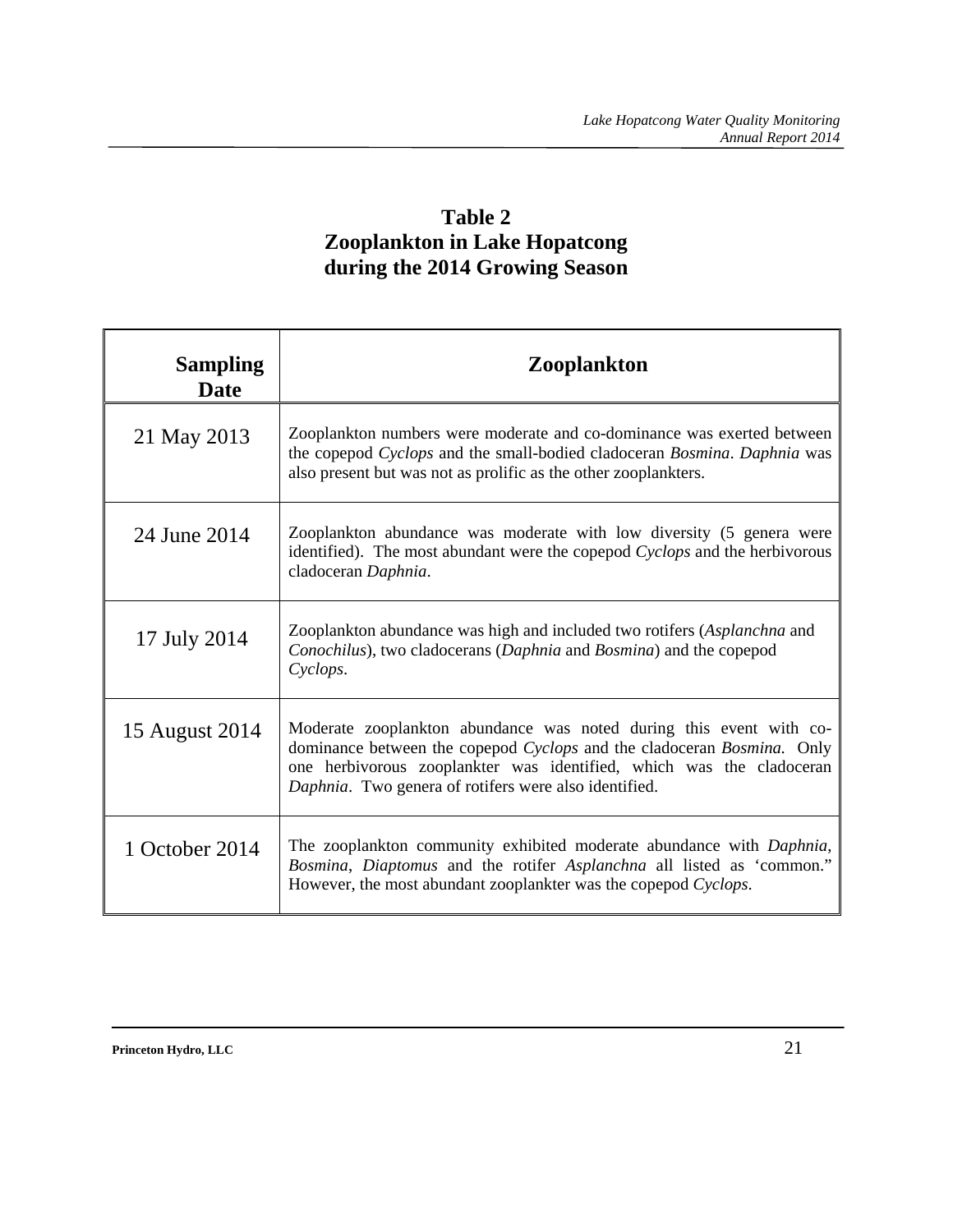**Table 2**
**Zooplankton in Lake Hopatcong**
**during the 2014 Growing Season**

| Sampling Date | Zooplankton |
|---|---|
| 21 May 2013 | Zooplankton numbers were moderate and co-dominance was exerted between the copepod *Cyclops* and the small-bodied cladoceran *Bosmina*. *Daphnia* was also present but was not as prolific as the other zooplankters. |
| 24 June 2014 | Zooplankton abundance was moderate with low diversity (5 genera were identified). The most abundant were the copepod *Cyclops* and the herbivorous cladoceran *Daphnia*. |
| 17 July 2014 | Zooplankton abundance was high and included two rotifers (*Asplanchna* and *Conochilus*), two cladocerans (*Daphnia* and *Bosmina*) and the copepod *Cyclops*. |
| 15 August 2014 | Moderate zooplankton abundance was noted during this event with co-dominance between the copepod *Cyclops* and the cladoceran *Bosmina.* Only one herbivorous zooplankter was identified, which was the cladoceran *Daphnia*. Two genera of rotifers were also identified. |
| 1 October 2014 | The zooplankton community exhibited moderate abundance with *Daphnia*, *Bosmina*, *Diaptomus* and the rotifer *Asplanchna* all listed as 'common.' However, the most abundant zooplankter was the copepod *Cyclops*. |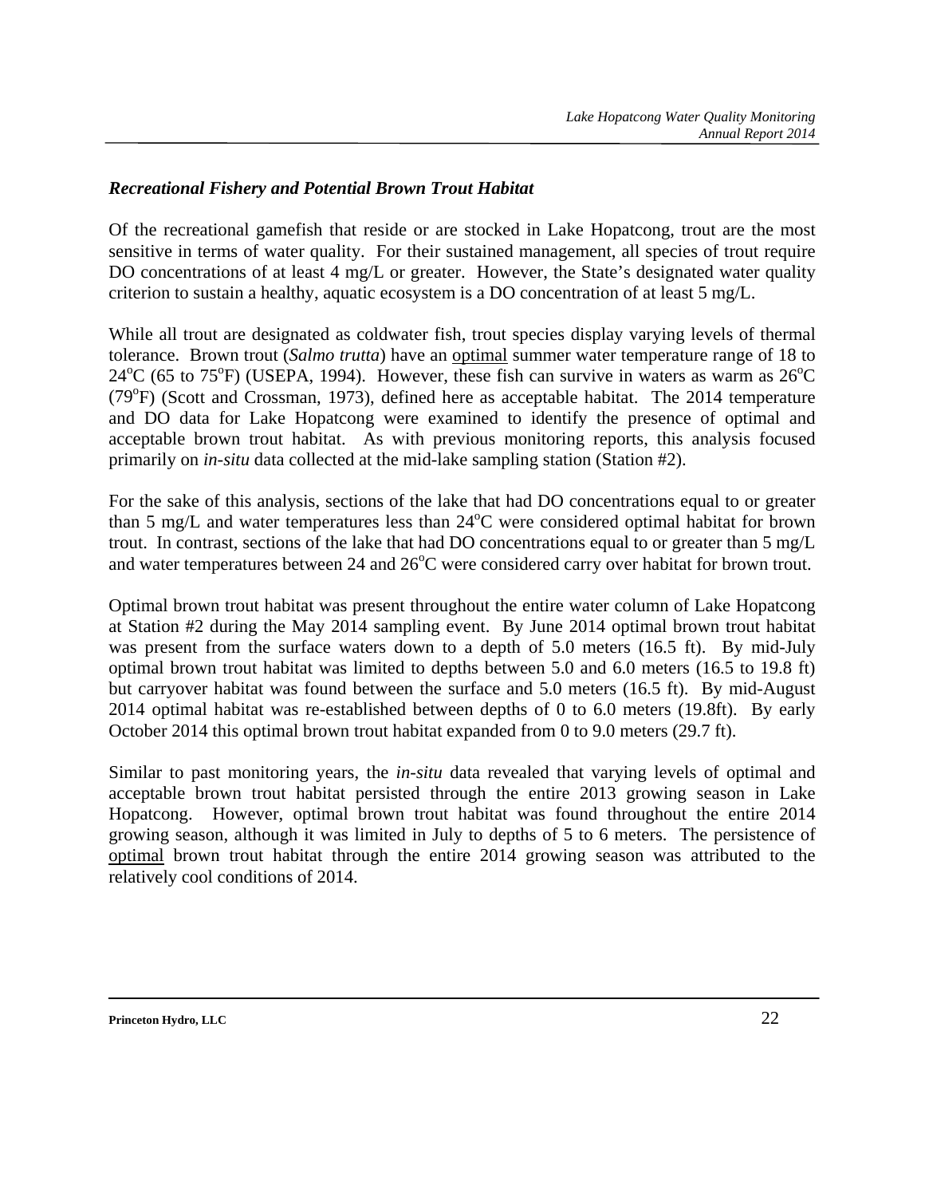### *Recreational Fishery and Potential Brown Trout Habitat*

Of the recreational gamefish that reside or are stocked in Lake Hopatcong, trout are the most sensitive in terms of water quality. For their sustained management, all species of trout require DO concentrations of at least 4 mg/L or greater. However, the State's designated water quality criterion to sustain a healthy, aquatic ecosystem is a DO concentration of at least 5 mg/L.

While all trout are designated as coldwater fish, trout species display varying levels of thermal tolerance. Brown trout (*Salmo trutta*) have an <u>optimal</u> summer water temperature range of 18 to 24°C (65 to 75°F) (USEPA, 1994). However, these fish can survive in waters as warm as 26°C (79°F) (Scott and Crossman, 1973), defined here as acceptable habitat. The 2014 temperature and DO data for Lake Hopatcong were examined to identify the presence of optimal and acceptable brown trout habitat. As with previous monitoring reports, this analysis focused primarily on *in-situ* data collected at the mid-lake sampling station (Station #2).

For the sake of this analysis, sections of the lake that had DO concentrations equal to or greater than 5 mg/L and water temperatures less than 24°C were considered optimal habitat for brown trout. In contrast, sections of the lake that had DO concentrations equal to or greater than 5 mg/L and water temperatures between 24 and 26°C were considered carry over habitat for brown trout.

Optimal brown trout habitat was present throughout the entire water column of Lake Hopatcong at Station #2 during the May 2014 sampling event. By June 2014 optimal brown trout habitat was present from the surface waters down to a depth of 5.0 meters (16.5 ft). By mid-July optimal brown trout habitat was limited to depths between 5.0 and 6.0 meters (16.5 to 19.8 ft) but carryover habitat was found between the surface and 5.0 meters (16.5 ft). By mid-August 2014 optimal habitat was re-established between depths of 0 to 6.0 meters (19.8ft). By early October 2014 this optimal brown trout habitat expanded from 0 to 9.0 meters (29.7 ft).

Similar to past monitoring years, the *in-situ* data revealed that varying levels of optimal and acceptable brown trout habitat persisted through the entire 2013 growing season in Lake Hopatcong. However, optimal brown trout habitat was found throughout the entire 2014 growing season, although it was limited in July to depths of 5 to 6 meters. The persistence of <u>optimal</u> brown trout habitat through the entire 2014 growing season was attributed to the relatively cool conditions of 2014.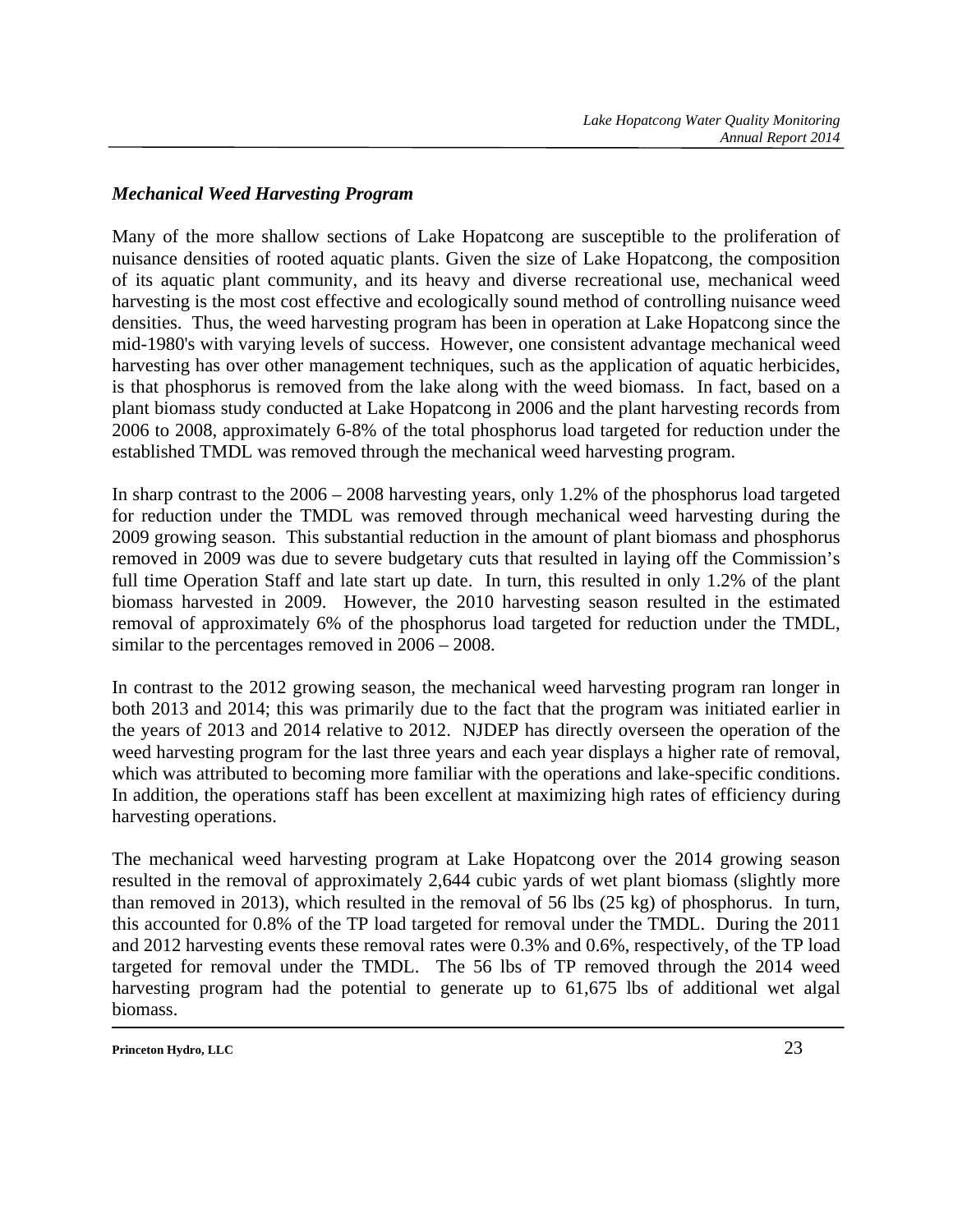### *Mechanical Weed Harvesting Program*

Many of the more shallow sections of Lake Hopatcong are susceptible to the proliferation of nuisance densities of rooted aquatic plants. Given the size of Lake Hopatcong, the composition of its aquatic plant community, and its heavy and diverse recreational use, mechanical weed harvesting is the most cost effective and ecologically sound method of controlling nuisance weed densities. Thus, the weed harvesting program has been in operation at Lake Hopatcong since the mid-1980's with varying levels of success. However, one consistent advantage mechanical weed harvesting has over other management techniques, such as the application of aquatic herbicides, is that phosphorus is removed from the lake along with the weed biomass. In fact, based on a plant biomass study conducted at Lake Hopatcong in 2006 and the plant harvesting records from 2006 to 2008, approximately 6-8% of the total phosphorus load targeted for reduction under the established TMDL was removed through the mechanical weed harvesting program.

In sharp contrast to the 2006 – 2008 harvesting years, only 1.2% of the phosphorus load targeted for reduction under the TMDL was removed through mechanical weed harvesting during the 2009 growing season. This substantial reduction in the amount of plant biomass and phosphorus removed in 2009 was due to severe budgetary cuts that resulted in laying off the Commission's full time Operation Staff and late start up date. In turn, this resulted in only 1.2% of the plant biomass harvested in 2009. However, the 2010 harvesting season resulted in the estimated removal of approximately 6% of the phosphorus load targeted for reduction under the TMDL, similar to the percentages removed in 2006 – 2008.

In contrast to the 2012 growing season, the mechanical weed harvesting program ran longer in both 2013 and 2014; this was primarily due to the fact that the program was initiated earlier in the years of 2013 and 2014 relative to 2012. NJDEP has directly overseen the operation of the weed harvesting program for the last three years and each year displays a higher rate of removal, which was attributed to becoming more familiar with the operations and lake-specific conditions. In addition, the operations staff has been excellent at maximizing high rates of efficiency during harvesting operations.

The mechanical weed harvesting program at Lake Hopatcong over the 2014 growing season resulted in the removal of approximately 2,644 cubic yards of wet plant biomass (slightly more than removed in 2013), which resulted in the removal of 56 lbs (25 kg) of phosphorus. In turn, this accounted for 0.8% of the TP load targeted for removal under the TMDL. During the 2011 and 2012 harvesting events these removal rates were 0.3% and 0.6%, respectively, of the TP load targeted for removal under the TMDL. The 56 lbs of TP removed through the 2014 weed harvesting program had the potential to generate up to 61,675 lbs of additional wet algal biomass.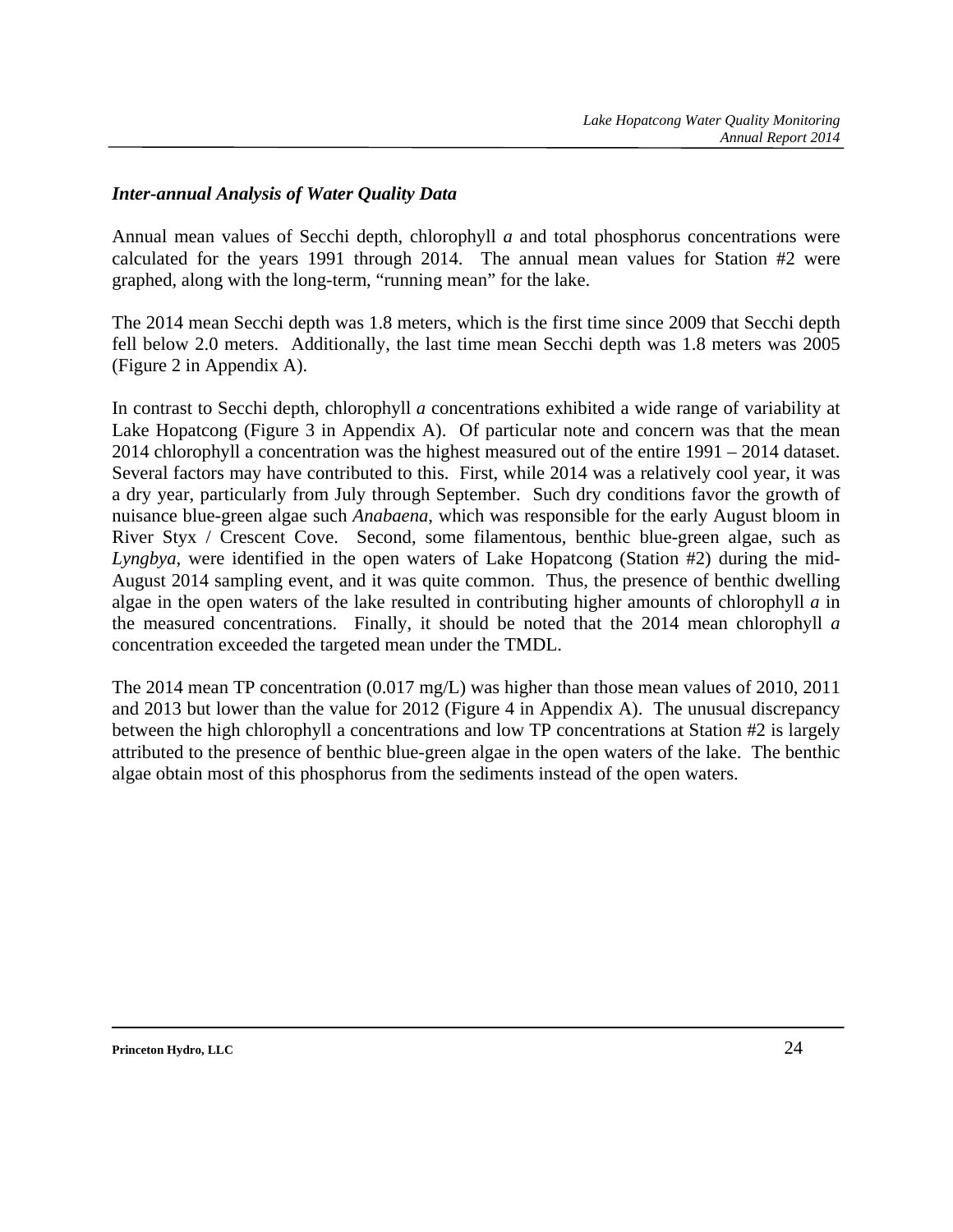### *Inter-annual Analysis of Water Quality Data*

Annual mean values of Secchi depth, chlorophyll *a* and total phosphorus concentrations were calculated for the years 1991 through 2014. The annual mean values for Station #2 were graphed, along with the long-term, "running mean" for the lake.

The 2014 mean Secchi depth was 1.8 meters, which is the first time since 2009 that Secchi depth fell below 2.0 meters. Additionally, the last time mean Secchi depth was 1.8 meters was 2005 (Figure 2 in Appendix A).

In contrast to Secchi depth, chlorophyll *a* concentrations exhibited a wide range of variability at Lake Hopatcong (Figure 3 in Appendix A). Of particular note and concern was that the mean 2014 chlorophyll a concentration was the highest measured out of the entire 1991 – 2014 dataset. Several factors may have contributed to this. First, while 2014 was a relatively cool year, it was a dry year, particularly from July through September. Such dry conditions favor the growth of nuisance blue-green algae such *Anabaena*, which was responsible for the early August bloom in River Styx / Crescent Cove. Second, some filamentous, benthic blue-green algae, such as *Lyngbya*, were identified in the open waters of Lake Hopatcong (Station #2) during the mid-August 2014 sampling event, and it was quite common. Thus, the presence of benthic dwelling algae in the open waters of the lake resulted in contributing higher amounts of chlorophyll *a* in the measured concentrations. Finally, it should be noted that the 2014 mean chlorophyll *a* concentration exceeded the targeted mean under the TMDL.

The 2014 mean TP concentration (0.017 mg/L) was higher than those mean values of 2010, 2011 and 2013 but lower than the value for 2012 (Figure 4 in Appendix A). The unusual discrepancy between the high chlorophyll a concentrations and low TP concentrations at Station #2 is largely attributed to the presence of benthic blue-green algae in the open waters of the lake. The benthic algae obtain most of this phosphorus from the sediments instead of the open waters.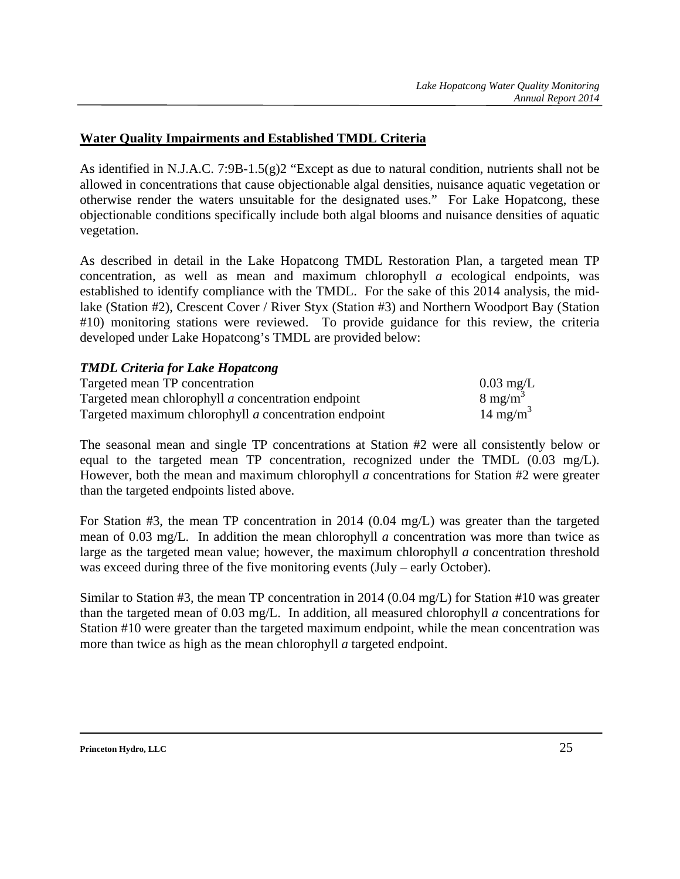## Water Quality Impairments and Established TMDL Criteria

As identified in N.J.A.C. 7:9B-1.5(g)2 "Except as due to natural condition, nutrients shall not be allowed in concentrations that cause objectionable algal densities, nuisance aquatic vegetation or otherwise render the waters unsuitable for the designated uses." For Lake Hopatcong, these objectionable conditions specifically include both algal blooms and nuisance densities of aquatic vegetation.

As described in detail in the Lake Hopatcong TMDL Restoration Plan, a targeted mean TP concentration, as well as mean and maximum chlorophyll *a* ecological endpoints, was established to identify compliance with the TMDL. For the sake of this 2014 analysis, the mid-lake (Station #2), Crescent Cover / River Styx (Station #3) and Northern Woodport Bay (Station #10) monitoring stations were reviewed. To provide guidance for this review, the criteria developed under Lake Hopatcong's TMDL are provided below:

***TMDL Criteria for Lake Hopatcong***

| | |
|---|---|
| Targeted mean TP concentration | 0.03 mg/L |
| Targeted mean chlorophyll *a* concentration endpoint | 8 $mg/m^3$ |
| Targeted maximum chlorophyll *a* concentration endpoint | 14 $mg/m^3$ |

The seasonal mean and single TP concentrations at Station #2 were all consistently below or equal to the targeted mean TP concentration, recognized under the TMDL (0.03 mg/L). However, both the mean and maximum chlorophyll *a* concentrations for Station #2 were greater than the targeted endpoints listed above.

For Station #3, the mean TP concentration in 2014 (0.04 mg/L) was greater than the targeted mean of 0.03 mg/L. In addition the mean chlorophyll *a* concentration was more than twice as large as the targeted mean value; however, the maximum chlorophyll *a* concentration threshold was exceed during three of the five monitoring events (July – early October).

Similar to Station #3, the mean TP concentration in 2014 (0.04 mg/L) for Station #10 was greater than the targeted mean of 0.03 mg/L. In addition, all measured chlorophyll *a* concentrations for Station #10 were greater than the targeted maximum endpoint, while the mean concentration was more than twice as high as the mean chlorophyll *a* targeted endpoint.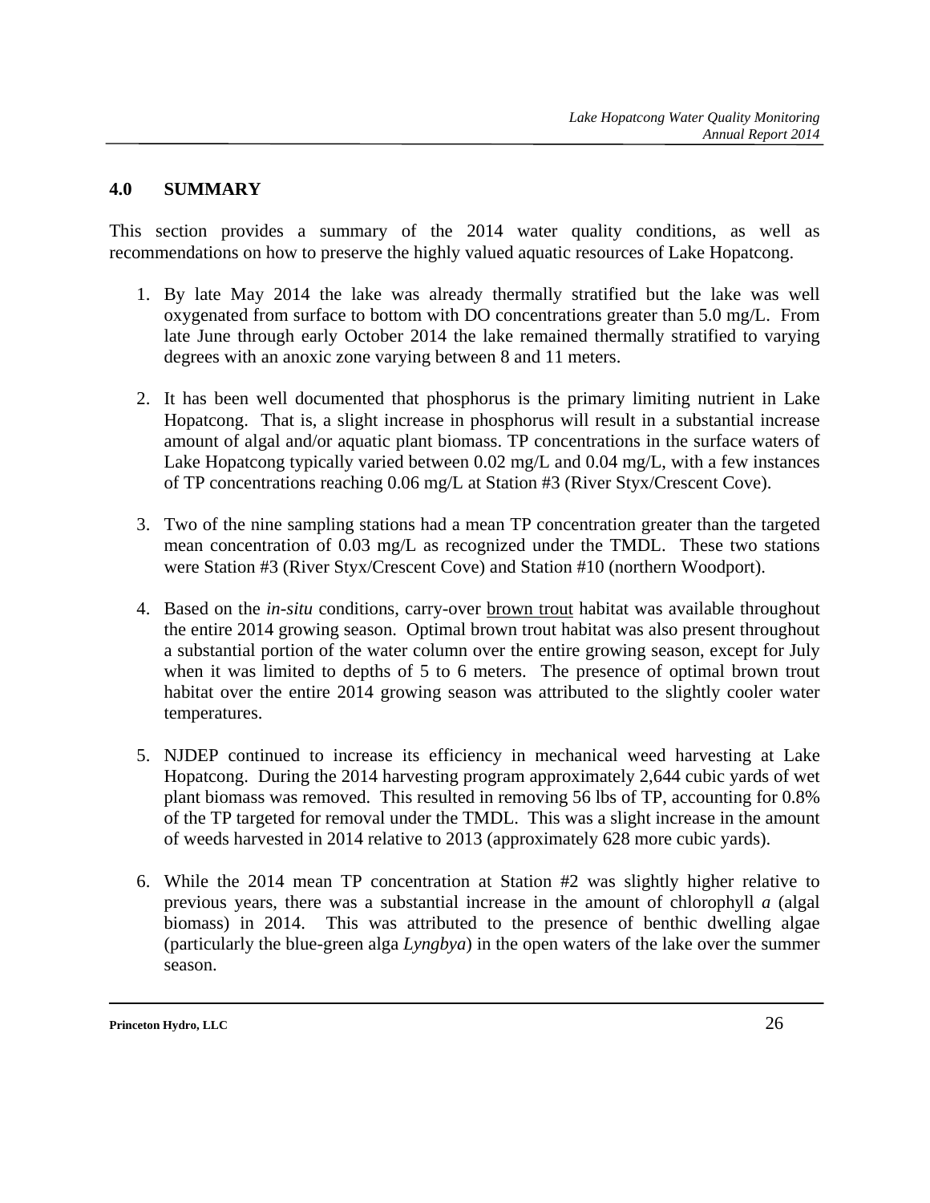## 4.0 SUMMARY

This section provides a summary of the 2014 water quality conditions, as well as recommendations on how to preserve the highly valued aquatic resources of Lake Hopatcong.

1. By late May 2014 the lake was already thermally stratified but the lake was well oxygenated from surface to bottom with DO concentrations greater than 5.0 mg/L. From late June through early October 2014 the lake remained thermally stratified to varying degrees with an anoxic zone varying between 8 and 11 meters.

2. It has been well documented that phosphorus is the primary limiting nutrient in Lake Hopatcong. That is, a slight increase in phosphorus will result in a substantial increase amount of algal and/or aquatic plant biomass. TP concentrations in the surface waters of Lake Hopatcong typically varied between 0.02 mg/L and 0.04 mg/L, with a few instances of TP concentrations reaching 0.06 mg/L at Station #3 (River Styx/Crescent Cove).

3. Two of the nine sampling stations had a mean TP concentration greater than the targeted mean concentration of 0.03 mg/L as recognized under the TMDL. These two stations were Station #3 (River Styx/Crescent Cove) and Station #10 (northern Woodport).

4. Based on the *in-situ* conditions, carry-over <u>brown trout</u> habitat was available throughout the entire 2014 growing season. Optimal brown trout habitat was also present throughout a substantial portion of the water column over the entire growing season, except for July when it was limited to depths of 5 to 6 meters. The presence of optimal brown trout habitat over the entire 2014 growing season was attributed to the slightly cooler water temperatures.

5. NJDEP continued to increase its efficiency in mechanical weed harvesting at Lake Hopatcong. During the 2014 harvesting program approximately 2,644 cubic yards of wet plant biomass was removed. This resulted in removing 56 lbs of TP, accounting for 0.8% of the TP targeted for removal under the TMDL. This was a slight increase in the amount of weeds harvested in 2014 relative to 2013 (approximately 628 more cubic yards).

6. While the 2014 mean TP concentration at Station #2 was slightly higher relative to previous years, there was a substantial increase in the amount of chlorophyll *a* (algal biomass) in 2014. This was attributed to the presence of benthic dwelling algae (particularly the blue-green alga *Lyngbya*) in the open waters of the lake over the summer season.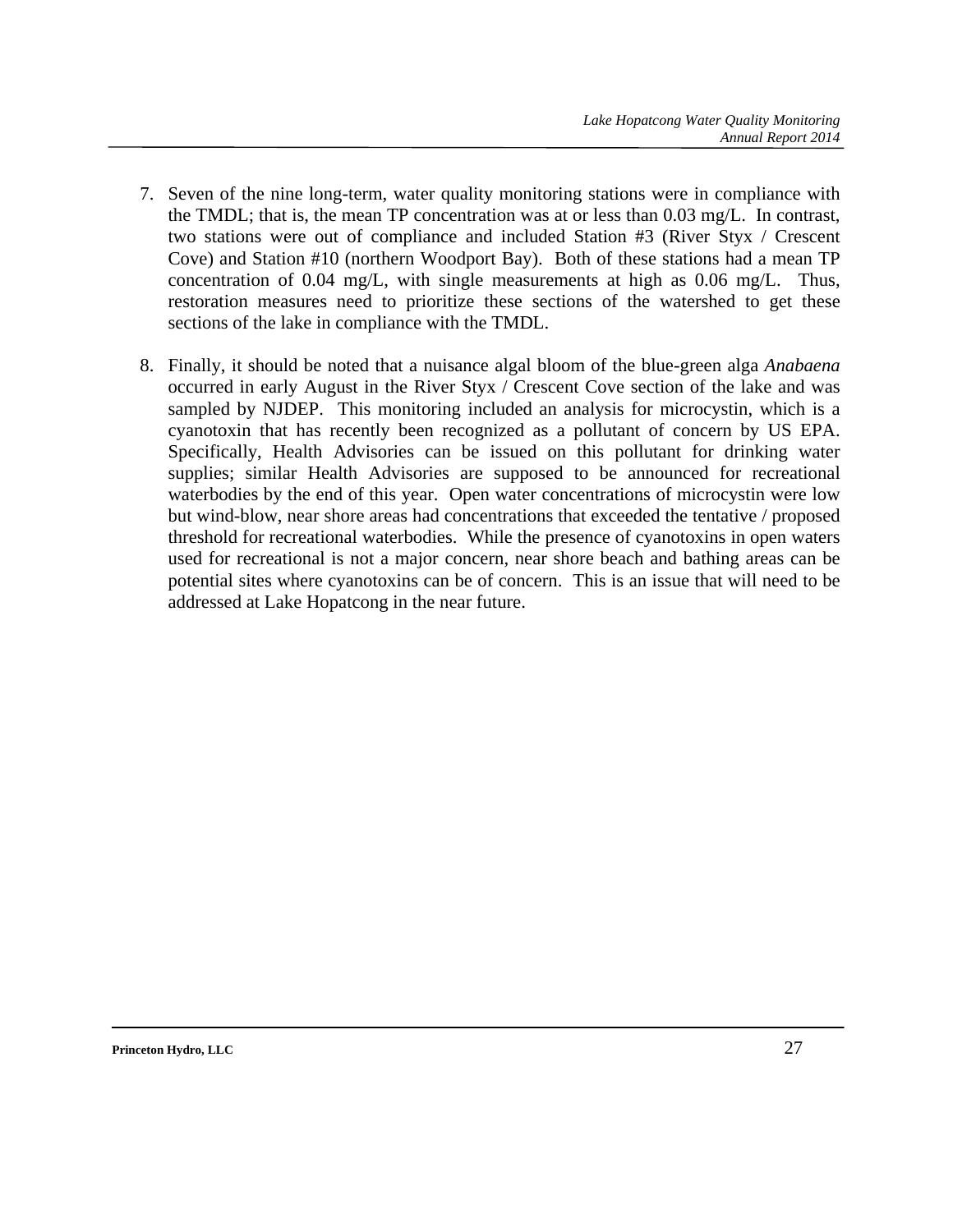7. Seven of the nine long-term, water quality monitoring stations were in compliance with the TMDL; that is, the mean TP concentration was at or less than 0.03 mg/L. In contrast, two stations were out of compliance and included Station #3 (River Styx / Crescent Cove) and Station #10 (northern Woodport Bay). Both of these stations had a mean TP concentration of 0.04 mg/L, with single measurements at high as 0.06 mg/L. Thus, restoration measures need to prioritize these sections of the watershed to get these sections of the lake in compliance with the TMDL.

8. Finally, it should be noted that a nuisance algal bloom of the blue-green alga *Anabaena* occurred in early August in the River Styx / Crescent Cove section of the lake and was sampled by NJDEP. This monitoring included an analysis for microcystin, which is a cyanotoxin that has recently been recognized as a pollutant of concern by US EPA. Specifically, Health Advisories can be issued on this pollutant for drinking water supplies; similar Health Advisories are supposed to be announced for recreational waterbodies by the end of this year. Open water concentrations of microcystin were low but wind-blow, near shore areas had concentrations that exceeded the tentative / proposed threshold for recreational waterbodies. While the presence of cyanotoxins in open waters used for recreational is not a major concern, near shore beach and bathing areas can be potential sites where cyanotoxins can be of concern. This is an issue that will need to be addressed at Lake Hopatcong in the near future.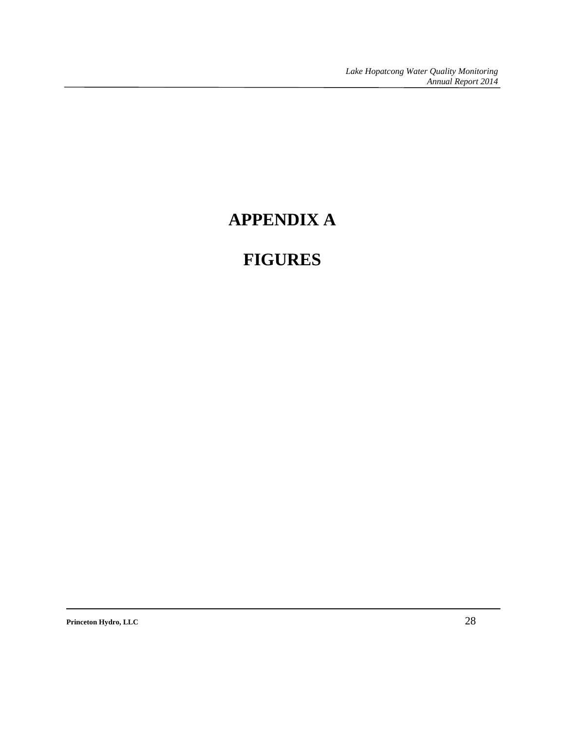# APPENDIX A

# FIGURES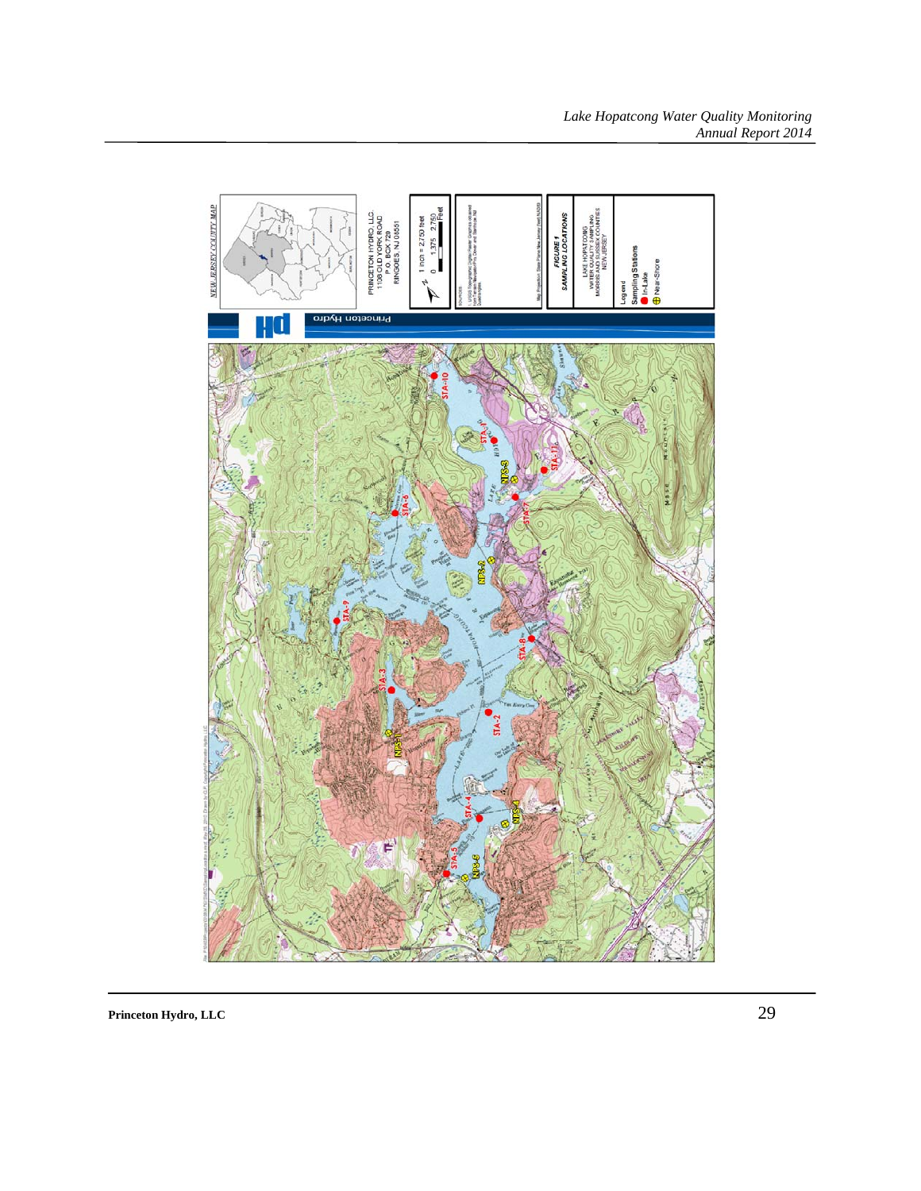NEW JERSEY COUNTY MAP

PRINCETON HYDRO, LLC
1108 OLD YORK ROAD
P.O. BOX 720
RINGOES, NJ 08551

1 inch = 2,750 feet

0 1,375 2,750 Feet

FIGURE 1
SAMPLING LOCATIONS

LAKE HOPATCONG
WATER QUALITY SAMPLING
MORRIS AND SUSSEX COUNTIES
NEW JERSEY

Legend
Sampling Stations
In-Lake
Near-Shore

STA-1, STA-2, STA-3, STA-4, STA-5, STA-6, STA-7, STA-8, STA-9, STA-10, STA-11

NPS-1, NPS-2, NPS-3, NPS-4, NPS-5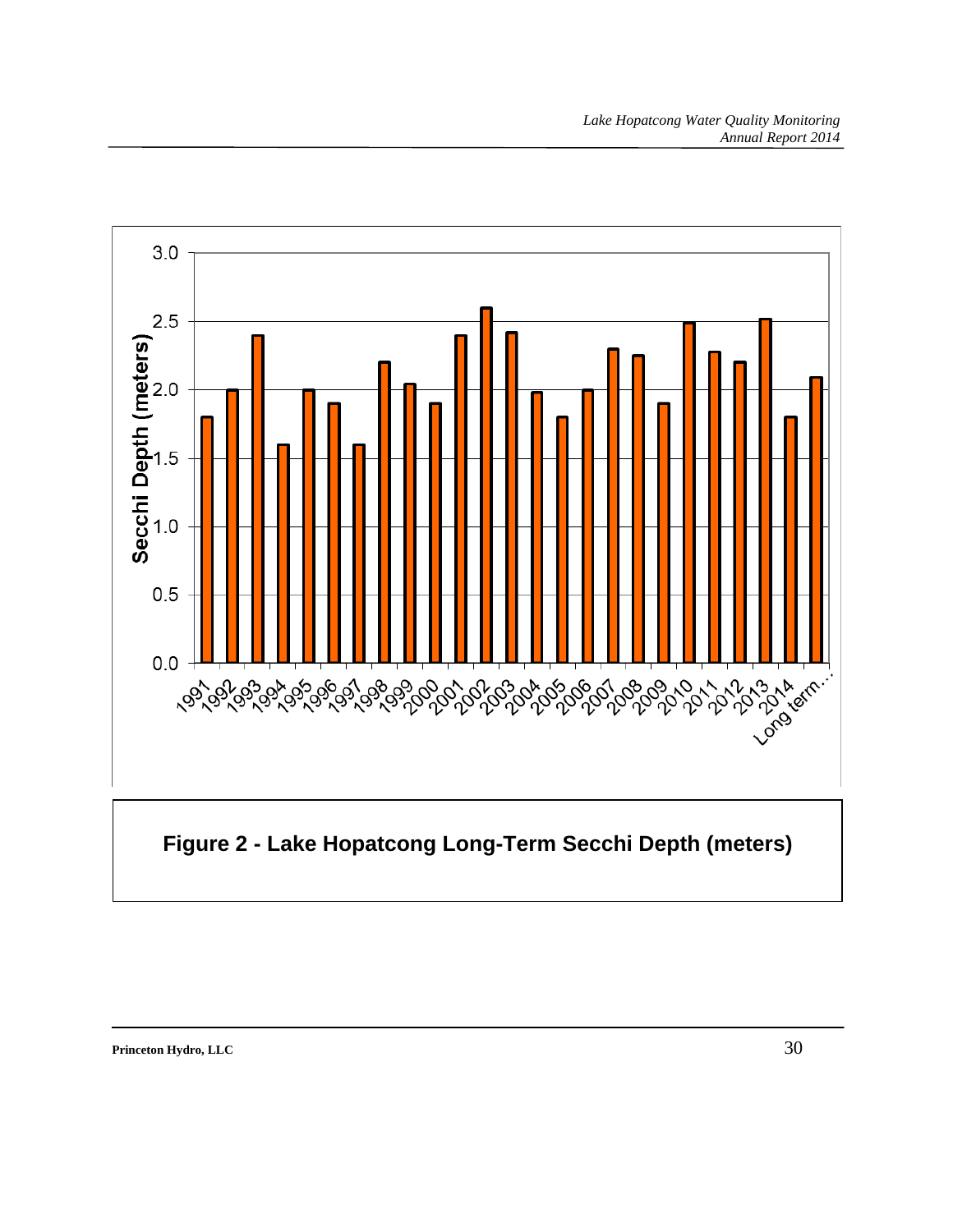**Figure 2 - Lake Hopatcong Long-Term Secchi Depth (meters)**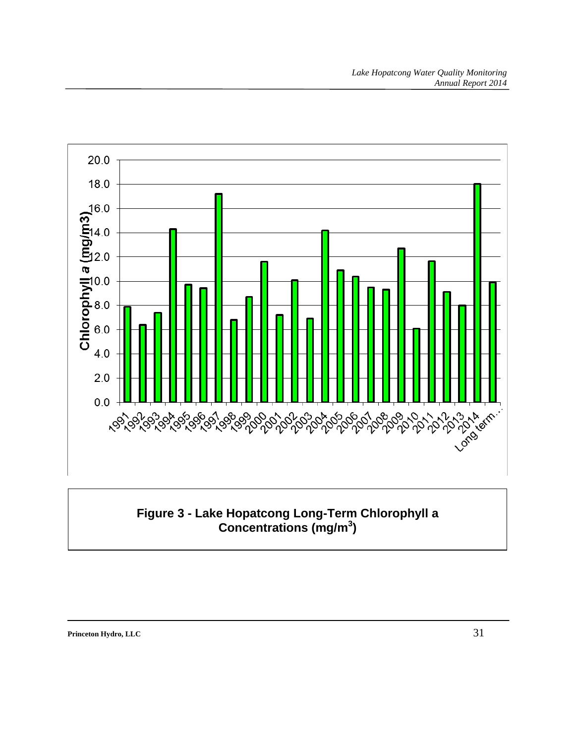**Figure 3 - Lake Hopatcong Long-Term Chlorophyll a Concentrations (mg/m³)**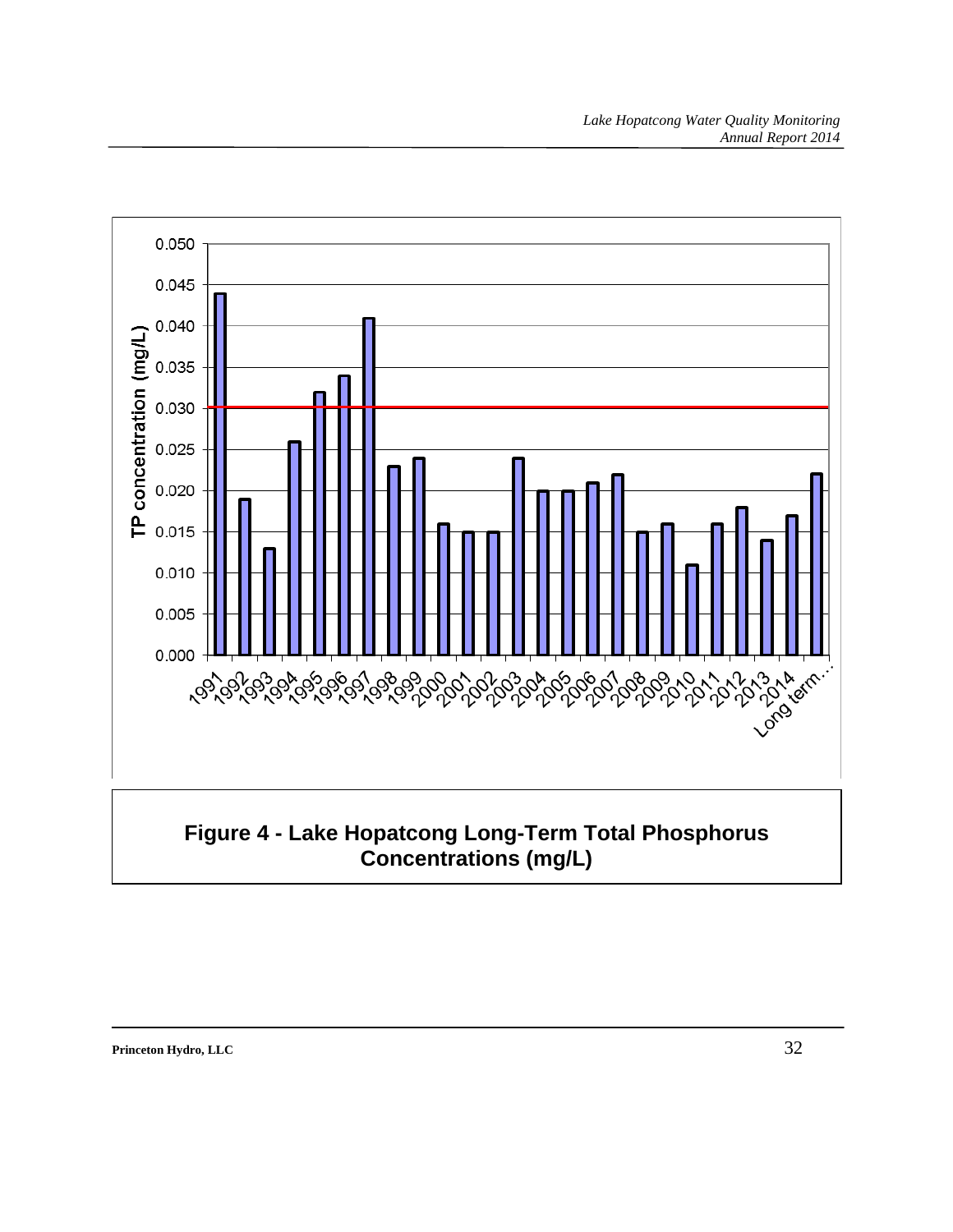**Figure 4 - Lake Hopatcong Long-Term Total Phosphorus Concentrations (mg/L)**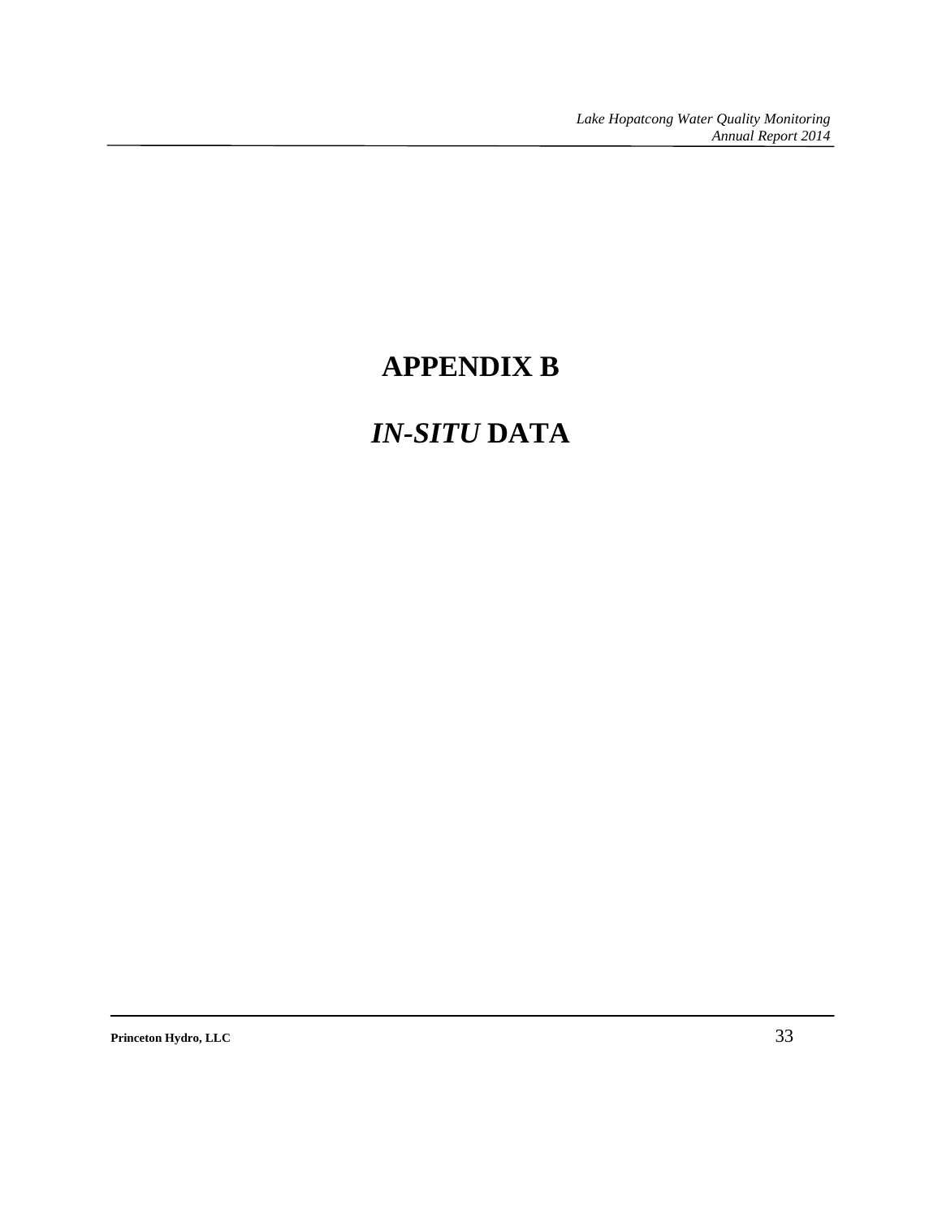# APPENDIX B

# *IN-SITU* DATA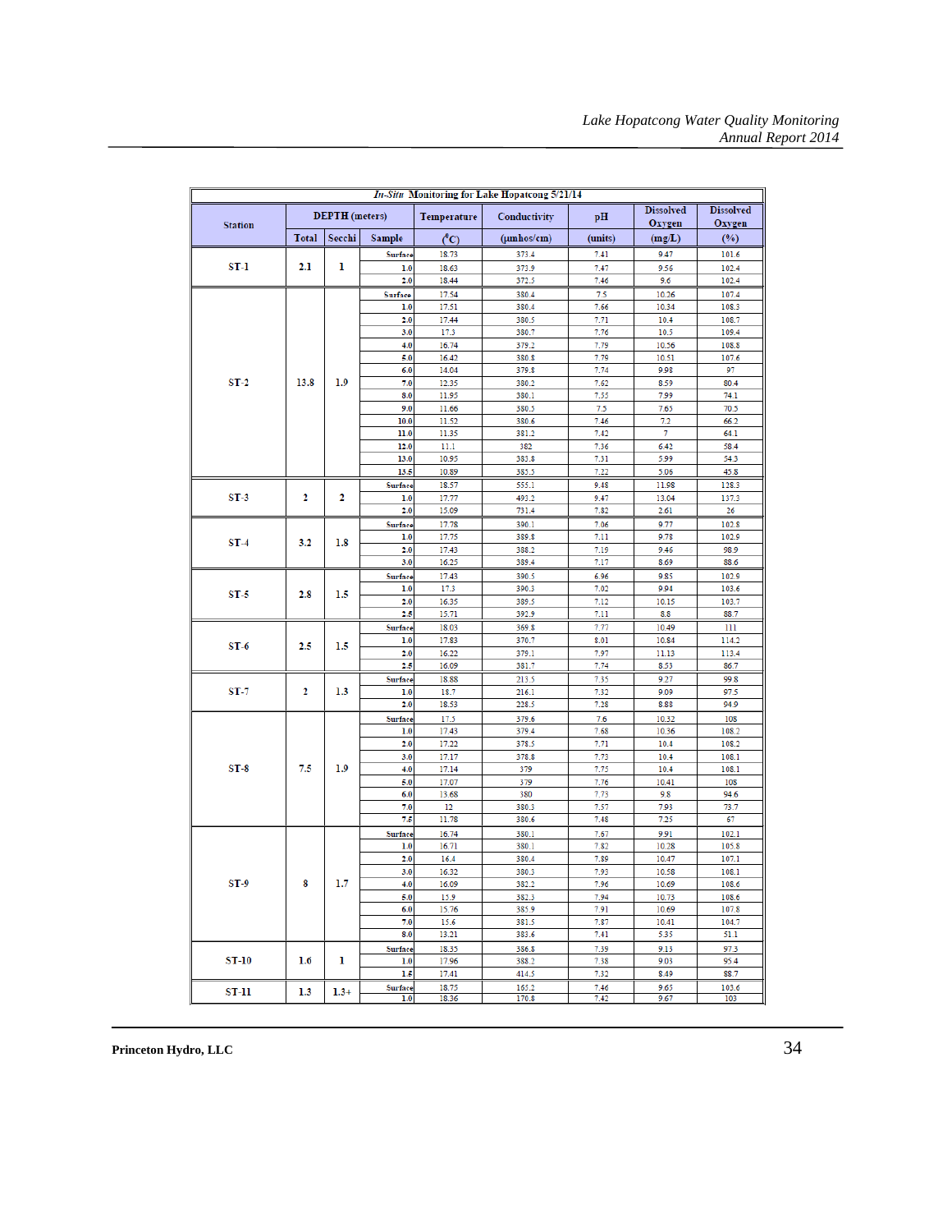| *In-Situ* Monitoring for Lake Hopatcong 5/21/14 | | | | | | | | |
|---|---|---|---|---|---|---|---|---|
| Station | DEPTH (meters) | | | Temperature | Conductivity | pH | Dissolved Oxygen | Dissolved Oxygen |
| | Total | Secchi | Sample | (°C) | (µmhos/cm) | (units) | (mg/L) | (%) |
| ST-1 | 2.1 | 1 | Surface | 18.73 | 373.4 | 7.41 | 9.47 | 101.6 |
| | | | 1.0 | 18.63 | 373.9 | 7.47 | 9.56 | 102.4 |
| | | | 2.0 | 18.44 | 372.5 | 7.46 | 9.6 | 102.4 |
| ST-2 | 13.8 | 1.9 | Surface | 17.54 | 380.4 | 7.5 | 10.26 | 107.4 |
| | | | 1.0 | 17.51 | 380.4 | 7.66 | 10.34 | 108.3 |
| | | | 2.0 | 17.44 | 380.5 | 7.71 | 10.4 | 108.7 |
| | | | 3.0 | 17.3 | 380.7 | 7.76 | 10.5 | 109.4 |
| | | | 4.0 | 16.74 | 379.2 | 7.79 | 10.56 | 108.8 |
| | | | 5.0 | 16.42 | 380.8 | 7.79 | 10.51 | 107.6 |
| | | | 6.0 | 14.04 | 379.8 | 7.74 | 9.98 | 97 |
| | | | 7.0 | 12.35 | 380.2 | 7.62 | 8.59 | 80.4 |
| | | | 8.0 | 11.95 | 380.1 | 7.55 | 7.99 | 74.1 |
| | | | 9.0 | 11.66 | 380.5 | 7.5 | 7.65 | 70.5 |
| | | | 10.0 | 11.52 | 380.6 | 7.46 | 7.2 | 66.2 |
| | | | 11.0 | 11.35 | 381.2 | 7.42 | 7 | 64.1 |
| | | | 12.0 | 11.1 | 382 | 7.36 | 6.42 | 58.4 |
| | | | 13.0 | 10.95 | 383.8 | 7.31 | 5.99 | 54.3 |
| | | | 13.5 | 10.89 | 385.5 | 7.22 | 5.06 | 45.8 |
| ST-3 | 2 | 2 | Surface | 18.57 | 555.1 | 9.48 | 11.98 | 128.3 |
| | | | 1.0 | 17.77 | 493.2 | 9.47 | 13.04 | 137.3 |
| | | | 2.0 | 15.09 | 731.4 | 7.82 | 2.61 | 26 |
| ST-4 | 3.2 | 1.8 | Surface | 17.78 | 390.1 | 7.06 | 9.77 | 102.8 |
| | | | 1.0 | 17.75 | 389.8 | 7.11 | 9.78 | 102.9 |
| | | | 2.0 | 17.43 | 388.2 | 7.19 | 9.46 | 98.9 |
| | | | 3.0 | 16.25 | 389.4 | 7.17 | 8.69 | 88.6 |
| ST-5 | 2.8 | 1.5 | Surface | 17.43 | 390.5 | 6.96 | 9.85 | 102.9 |
| | | | 1.0 | 17.3 | 390.3 | 7.02 | 9.94 | 103.6 |
| | | | 2.0 | 16.35 | 389.5 | 7.12 | 10.15 | 103.7 |
| | | | 2.5 | 15.71 | 392.9 | 7.11 | 8.8 | 88.7 |
| ST-6 | 2.5 | 1.5 | Surface | 18.03 | 369.8 | 7.77 | 10.49 | 111 |
| | | | 1.0 | 17.83 | 370.7 | 8.01 | 10.84 | 114.2 |
| | | | 2.0 | 16.22 | 379.1 | 7.97 | 11.13 | 113.4 |
| | | | 2.5 | 16.09 | 381.7 | 7.74 | 8.53 | 86.7 |
| ST-7 | 2 | 1.3 | Surface | 18.88 | 213.5 | 7.35 | 9.27 | 99.8 |
| | | | 1.0 | 18.7 | 216.1 | 7.32 | 9.09 | 97.5 |
| | | | 2.0 | 18.53 | 228.5 | 7.28 | 8.88 | 94.9 |
| ST-8 | 7.5 | 1.9 | Surface | 17.5 | 379.6 | 7.6 | 10.32 | 108 |
| | | | 1.0 | 17.43 | 379.4 | 7.68 | 10.36 | 108.2 |
| | | | 2.0 | 17.22 | 378.5 | 7.71 | 10.4 | 108.2 |
| | | | 3.0 | 17.17 | 378.8 | 7.73 | 10.4 | 108.1 |
| | | | 4.0 | 17.14 | 379 | 7.75 | 10.4 | 108.1 |
| | | | 5.0 | 17.07 | 379 | 7.76 | 10.41 | 108 |
| | | | 6.0 | 13.68 | 380 | 7.73 | 9.8 | 94.6 |
| | | | 7.0 | 12 | 380.3 | 7.57 | 7.93 | 73.7 |
| | | | 7.5 | 11.78 | 380.6 | 7.48 | 7.25 | 67 |
| ST-9 | 8 | 1.7 | Surface | 16.74 | 380.1 | 7.67 | 9.91 | 102.1 |
| | | | 1.0 | 16.71 | 380.1 | 7.82 | 10.28 | 105.8 |
| | | | 2.0 | 16.4 | 380.4 | 7.89 | 10.47 | 107.1 |
| | | | 3.0 | 16.32 | 380.3 | 7.93 | 10.58 | 108.1 |
| | | | 4.0 | 16.09 | 382.2 | 7.96 | 10.69 | 108.6 |
| | | | 5.0 | 15.9 | 382.3 | 7.94 | 10.73 | 108.6 |
| | | | 6.0 | 15.76 | 385.9 | 7.91 | 10.69 | 107.8 |
| | | | 7.0 | 15.6 | 381.5 | 7.87 | 10.41 | 104.7 |
| | | | 8.0 | 13.21 | 383.6 | 7.41 | 5.35 | 51.1 |
| ST-10 | 1.6 | 1 | Surface | 18.35 | 386.8 | 7.39 | 9.13 | 97.3 |
| | | | 1.0 | 17.96 | 388.2 | 7.38 | 9.03 | 95.4 |
| | | | 1.5 | 17.41 | 414.5 | 7.32 | 8.49 | 88.7 |
| ST-11 | 1.3 | 1.3+ | Surface | 18.75 | 165.2 | 7.46 | 9.65 | 103.6 |
| | | | 1.0 | 18.36 | 170.8 | 7.42 | 9.67 | 103 |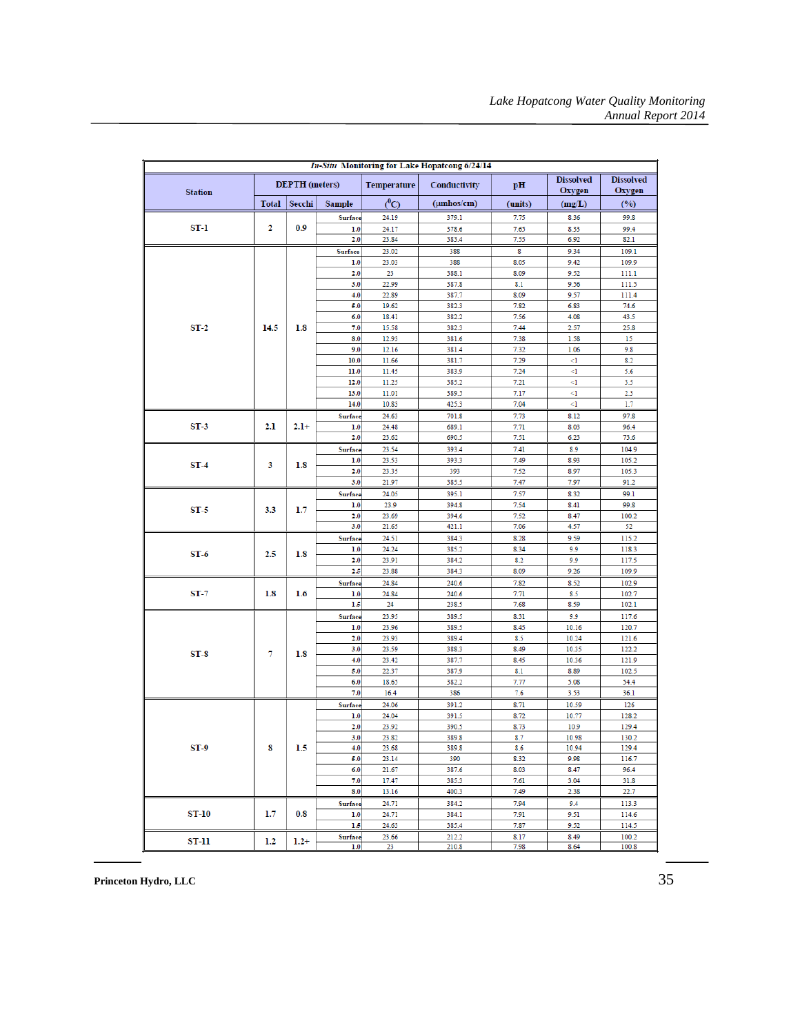| *In-Situ* Monitoring for Lake Hopatcong 6/24/14 | | | | | | | | | |
|---|---|---|---|---|---|---|---|---|---|
| Station | DEPTH (meters) | | | Temperature | Conductivity | pH | Dissolved Oxygen | Dissolved Oxygen |
| | Total | Secchi | Sample | (°C) | (μmhos/cm) | (units) | (mg/L) | (%) |
| ST-1 | 2 | 0.9 | Surface | 24.19 | 379.1 | 7.75 | 8.36 | 99.8 |
| | | | 1.0 | 24.17 | 378.6 | 7.65 | 8.33 | 99.4 |
| | | | 2.0 | 23.84 | 383.4 | 7.55 | 6.92 | 82.1 |
| ST-2 | 14.5 | 1.8 | Surface | 23.02 | 388 | 8 | 9.34 | 109.1 |
| | | | 1.0 | 23.03 | 388 | 8.05 | 9.42 | 109.9 |
| | | | 2.0 | 23 | 388.1 | 8.09 | 9.52 | 111.1 |
| | | | 3.0 | 22.99 | 387.8 | 8.1 | 9.56 | 111.5 |
| | | | 4.0 | 22.89 | 387.7 | 8.09 | 9.57 | 111.4 |
| | | | 5.0 | 19.62 | 382.3 | 7.82 | 6.83 | 74.6 |
| | | | 6.0 | 18.41 | 382.2 | 7.56 | 4.08 | 43.5 |
| | | | 7.0 | 15.58 | 382.3 | 7.44 | 2.57 | 25.8 |
| | | | 8.0 | 12.93 | 381.6 | 7.38 | 1.58 | 15 |
| | | | 9.0 | 12.16 | 381.4 | 7.32 | 1.06 | 9.8 |
| | | | 10.0 | 11.66 | 381.7 | 7.29 | <1 | 8.2 |
| | | | 11.0 | 11.45 | 383.9 | 7.24 | <1 | 5.6 |
| | | | 12.0 | 11.25 | 385.2 | 7.21 | <1 | 3.5 |
| | | | 13.0 | 11.01 | 389.5 | 7.17 | <1 | 2.3 |
| | | | 14.0 | 10.83 | 425.3 | 7.04 | <1 | 1.7 |
| ST-3 | 2.1 | 2.1+ | Surface | 24.63 | 701.8 | 7.73 | 8.12 | 97.8 |
| | | | 1.0 | 24.48 | 689.1 | 7.71 | 8.03 | 96.4 |
| | | | 2.0 | 23.62 | 690.5 | 7.51 | 6.23 | 73.6 |
| ST-4 | 3 | 1.8 | Surface | 23.54 | 393.4 | 7.41 | 8.9 | 104.9 |
| | | | 1.0 | 23.53 | 393.3 | 7.49 | 8.93 | 105.2 |
| | | | 2.0 | 23.35 | 393 | 7.52 | 8.97 | 105.3 |
| | | | 3.0 | 21.97 | 385.5 | 7.47 | 7.97 | 91.2 |
| ST-5 | 3.3 | 1.7 | Surface | 24.05 | 395.1 | 7.57 | 8.32 | 99.1 |
| | | | 1.0 | 23.9 | 394.8 | 7.54 | 8.41 | 99.8 |
| | | | 2.0 | 23.69 | 394.6 | 7.52 | 8.47 | 100.2 |
| | | | 3.0 | 21.65 | 421.1 | 7.06 | 4.57 | 52 |
| ST-6 | 2.5 | 1.8 | Surface | 24.51 | 384.3 | 8.28 | 9.59 | 115.2 |
| | | | 1.0 | 24.24 | 385.2 | 8.34 | 9.9 | 118.3 |
| | | | 2.0 | 23.91 | 384.2 | 8.2 | 9.9 | 117.5 |
| | | | 2.5 | 23.88 | 384.3 | 8.09 | 9.26 | 109.9 |
| ST-7 | 1.8 | 1.6 | Surface | 24.84 | 240.6 | 7.82 | 8.52 | 102.9 |
| | | | 1.0 | 24.84 | 240.6 | 7.71 | 8.5 | 102.7 |
| | | | 1.5 | 24 | 238.5 | 7.68 | 8.59 | 102.1 |
| ST-8 | 7 | 1.8 | Surface | 23.95 | 389.5 | 8.31 | 9.9 | 117.6 |
| | | | 1.0 | 23.96 | 389.5 | 8.45 | 10.16 | 120.7 |
| | | | 2.0 | 23.93 | 389.4 | 8.5 | 10.24 | 121.6 |
| | | | 3.0 | 23.59 | 388.3 | 8.49 | 10.35 | 122.2 |
| | | | 4.0 | 23.42 | 387.7 | 8.45 | 10.36 | 121.9 |
| | | | 5.0 | 22.37 | 387.9 | 8.1 | 8.89 | 102.5 |
| | | | 6.0 | 18.65 | 382.2 | 7.77 | 5.08 | 54.4 |
| | | | 7.0 | 16.4 | 386 | 7.6 | 3.53 | 36.1 |
| ST-9 | 8 | 1.5 | Surface | 24.06 | 391.2 | 8.71 | 10.59 | 126 |
| | | | 1.0 | 24.04 | 391.5 | 8.72 | 10.77 | 128.2 |
| | | | 2.0 | 23.92 | 390.5 | 8.73 | 10.9 | 129.4 |
| | | | 3.0 | 23.82 | 389.8 | 8.7 | 10.98 | 130.2 |
| | | | 4.0 | 23.68 | 389.8 | 8.6 | 10.94 | 129.4 |
| | | | 5.0 | 23.14 | 390 | 8.32 | 9.98 | 116.7 |
| | | | 6.0 | 21.67 | 387.6 | 8.03 | 8.47 | 96.4 |
| | | | 7.0 | 17.47 | 385.3 | 7.61 | 3.04 | 31.8 |
| | | | 8.0 | 15.16 | 400.5 | 7.49 | 2.38 | 22.7 |
| ST-10 | 1.7 | 0.8 | Surface | 24.71 | 384.2 | 7.94 | 9.4 | 113.3 |
| | | | 1.0 | 24.71 | 384.1 | 7.91 | 9.51 | 114.6 |
| | | | 1.5 | 24.63 | 385.4 | 7.87 | 9.52 | 114.5 |
| ST-11 | 1.2 | 1.2+ | Surface | 23.66 | 212.2 | 8.17 | 8.49 | 100.2 |
| | | | 1.0 | 23 | 210.8 | 7.98 | 8.64 | 100.8 |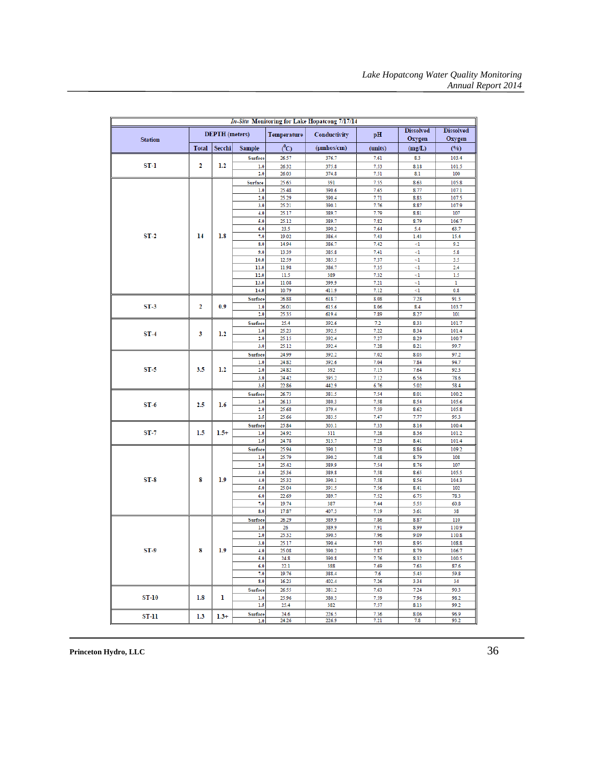| *In-Situ* Monitoring for Lake Hopatcong 7/17/14 | | | | | | | | | |
|---|---|---|---|---|---|---|---|---|---|
| Station | DEPTH (meters) | | | Temperature | Conductivity | pH | Dissolved Oxygen | Dissolved Oxygen |
| | Total | Secchi | Sample | (°C) | (µmhos/cm) | (units) | (mg/L) | (%) |
| ST-1 | 2 | 1.2 | Surface | 26.57 | 376.7 | 7.61 | 8.3 | 103.4 |
| | | | 1.0 | 26.32 | 375.8 | 7.53 | 8.18 | 101.5 |
| | | | 2.0 | 26.03 | 374.8 | 7.51 | 8.1 | 100 |
| ST-2 | 14 | 1.8 | Surface | 25.65 | 391 | 7.55 | 8.63 | 105.8 |
| | | | 1.0 | 25.48 | 390.6 | 7.65 | 8.77 | 107.1 |
| | | | 2.0 | 25.29 | 390.4 | 7.71 | 8.83 | 107.5 |
| | | | 3.0 | 25.21 | 390.1 | 7.76 | 8.87 | 107.9 |
| | | | 4.0 | 25.17 | 389.7 | 7.79 | 8.81 | 107 |
| | | | 5.0 | 25.12 | 389.7 | 7.82 | 8.79 | 106.7 |
| | | | 6.0 | 23.5 | 390.2 | 7.64 | 5.4 | 63.7 |
| | | | 7.0 | 19.02 | 386.4 | 7.43 | 1.43 | 15.4 |
| | | | 8.0 | 14.94 | 386.7 | 7.42 | <1 | 9.2 |
| | | | 9.0 | 13.39 | 385.8 | 7.41 | <1 | 5.8 |
| | | | 10.0 | 12.59 | 385.5 | 7.37 | <1 | 3.5 |
| | | | 11.0 | 11.98 | 386.7 | 7.35 | <1 | 2.4 |
| | | | 12.0 | 11.5 | 389 | 7.32 | <1 | 1.5 |
| | | | 13.0 | 11.08 | 399.9 | 7.21 | <1 | 1 |
| | | | 14.0 | 10.79 | 411.9 | 7.12 | <1 | 0.8 |
| ST-3 | 2 | 0.9 | Surface | 26.88 | 618.7 | 8.08 | 7.28 | 91.3 |
| | | | 1.0 | 26.01 | 615.6 | 8.06 | 8.4 | 103.7 |
| | | | 2.0 | 25.35 | 619.4 | 7.89 | 8.27 | 101 |
| ST-4 | 3 | 1.2 | Surface | 25.4 | 392.6 | 7.2 | 8.33 | 101.7 |
| | | | 1.0 | 25.23 | 392.5 | 7.22 | 8.34 | 101.4 |
| | | | 2.0 | 25.15 | 392.4 | 7.27 | 8.29 | 100.7 |
| | | | 3.0 | 25.12 | 392.4 | 7.28 | 8.21 | 99.7 |
| ST-5 | 3.5 | 1.2 | Surface | 24.99 | 392.2 | 7.02 | 8.03 | 97.2 |
| | | | 1.0 | 24.82 | 392.6 | 7.04 | 7.84 | 94.7 |
| | | | 2.0 | 24.82 | 392 | 7.15 | 7.64 | 92.3 |
| | | | 3.0 | 24.42 | 395.2 | 7.12 | 6.56 | 78.6 |
| | | | 3.5 | 22.86 | 442.9 | 6.76 | 5.02 | 58.4 |
| ST-6 | 2.5 | 1.6 | Surface | 26.73 | 381.5 | 7.54 | 8.01 | 100.2 |
| | | | 1.0 | 26.13 | 380.3 | 7.58 | 8.54 | 105.6 |
| | | | 2.0 | 25.68 | 379.4 | 7.59 | 8.62 | 105.8 |
| | | | 2.5 | 25.66 | 383.5 | 7.47 | 7.77 | 95.3 |
| ST-7 | 1.5 | 1.5+ | Surface | 25.84 | 303.1 | 7.33 | 8.16 | 100.4 |
| | | | 1.0 | 24.92 | 311 | 7.28 | 8.36 | 101.2 |
| | | | 1.5 | 24.78 | 313.7 | 7.23 | 8.41 | 101.4 |
| ST-8 | 8 | 1.9 | Surface | 25.94 | 390.1 | 7.38 | 8.86 | 109.2 |
| | | | 1.0 | 25.79 | 390.2 | 7.48 | 8.79 | 108 |
| | | | 2.0 | 25.42 | 389.9 | 7.54 | 8.76 | 107 |
| | | | 3.0 | 25.36 | 389.8 | 7.58 | 8.65 | 105.5 |
| | | | 4.0 | 25.32 | 390.1 | 7.58 | 8.56 | 104.3 |
| | | | 5.0 | 25.04 | 391.5 | 7.56 | 8.41 | 102 |
| | | | 6.0 | 22.69 | 389.7 | 7.52 | 6.75 | 78.3 |
| | | | 7.0 | 19.74 | 387 | 7.44 | 5.55 | 60.8 |
| | | | 8.0 | 17.87 | 407.3 | 7.19 | 3.61 | 38 |
| ST-9 | 8 | 1.9 | Surface | 26.29 | 389.9 | 7.86 | 8.87 | 110 |
| | | | 1.0 | 26 | 389.9 | 7.91 | 8.99 | 110.9 |
| | | | 2.0 | 25.32 | 390.5 | 7.96 | 9.09 | 110.8 |
| | | | 3.0 | 25.17 | 390.4 | 7.93 | 8.95 | 108.8 |
| | | | 4.0 | 25.08 | 390.2 | 7.87 | 8.79 | 106.7 |
| | | | 5.0 | 24.8 | 390.8 | 7.76 | 8.32 | 100.5 |
| | | | 6.0 | 22.1 | 388 | 7.69 | 7.63 | 87.6 |
| | | | 7.0 | 19.76 | 388.4 | 7.6 | 5.45 | 59.8 |
| | | | 8.0 | 16.23 | 402.4 | 7.26 | 3.34 | 34 |
| ST-10 | 1.8 | 1 | Surface | 26.55 | 381.2 | 7.63 | 7.24 | 90.3 |
| | | | 1.0 | 25.96 | 380.3 | 7.59 | 7.96 | 98.2 |
| | | | 1.5 | 25.4 | 382 | 7.57 | 8.13 | 99.2 |
| ST-11 | 1.3 | 1.3+ | Surface | 24.6 | 226.5 | 7.36 | 8.06 | 96.9 |
| | | | 1.0 | 24.26 | 226.9 | 7.21 | 7.8 | 93.2 |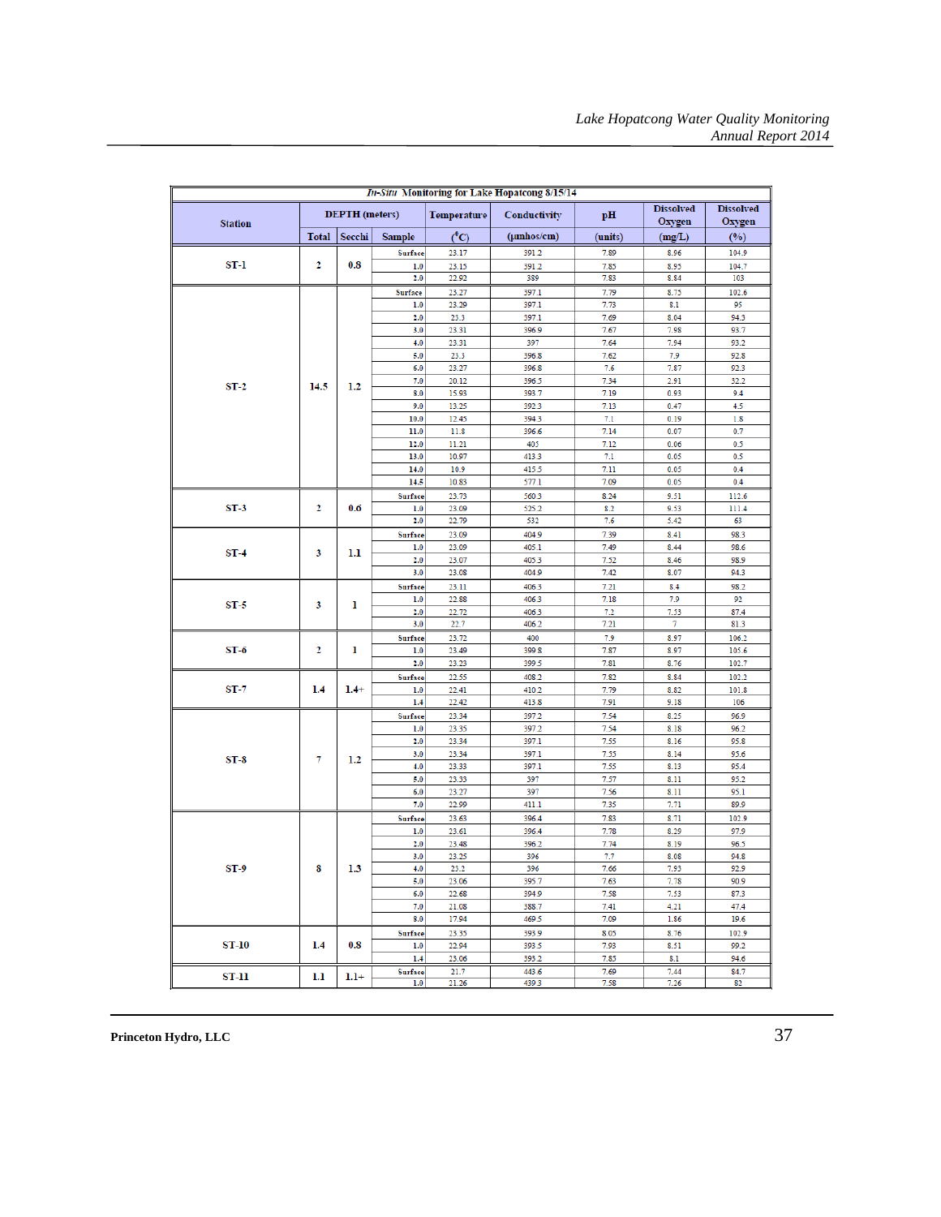| *In-Situ* Monitoring for Lake Hopatcong 8/15/14 | | | | | | | | | |
|---|---|---|---|---|---|---|---|---|---|
| Station | DEPTH (meters) | | | Temperature | Conductivity | pH | Dissolved Oxygen | Dissolved Oxygen |
| | Total | Secchi | Sample | (°C) | (µmhos/cm) | (units) | (mg/L) | (%) |
| ST-1 | 2 | 0.8 | Surface | 23.17 | 391.2 | 7.89 | 8.96 | 104.9 |
| | | | 1.0 | 23.15 | 391.2 | 7.85 | 8.95 | 104.7 |
| | | | 2.0 | 22.92 | 389 | 7.83 | 8.84 | 103 |
| ST-2 | 14.5 | 1.2 | Surface | 23.27 | 397.1 | 7.79 | 8.75 | 102.6 |
| | | | 1.0 | 23.29 | 397.1 | 7.73 | 8.1 | 95 |
| | | | 2.0 | 23.3 | 397.1 | 7.69 | 8.04 | 94.3 |
| | | | 3.0 | 23.31 | 396.9 | 7.67 | 7.98 | 93.7 |
| | | | 4.0 | 23.31 | 397 | 7.64 | 7.94 | 93.2 |
| | | | 5.0 | 23.3 | 396.8 | 7.62 | 7.9 | 92.8 |
| | | | 6.0 | 23.27 | 396.8 | 7.6 | 7.87 | 92.3 |
| | | | 7.0 | 20.12 | 396.5 | 7.34 | 2.91 | 32.2 |
| | | | 8.0 | 15.93 | 393.7 | 7.19 | 0.93 | 9.4 |
| | | | 9.0 | 13.25 | 392.3 | 7.13 | 0.47 | 4.5 |
| | | | 10.0 | 12.45 | 394.3 | 7.1 | 0.19 | 1.8 |
| | | | 11.0 | 11.8 | 396.6 | 7.14 | 0.07 | 0.7 |
| | | | 12.0 | 11.21 | 405 | 7.12 | 0.06 | 0.5 |
| | | | 13.0 | 10.97 | 413.3 | 7.1 | 0.05 | 0.5 |
| | | | 14.0 | 10.9 | 415.5 | 7.11 | 0.05 | 0.4 |
| | | | 14.5 | 10.83 | 577.1 | 7.09 | 0.05 | 0.4 |
| ST-3 | 2 | 0.6 | Surface | 23.73 | 560.3 | 8.24 | 9.51 | 112.6 |
| | | | 1.0 | 23.09 | 525.2 | 8.2 | 9.53 | 111.4 |
| | | | 2.0 | 22.79 | 532 | 7.6 | 5.42 | 63 |
| ST-4 | 3 | 1.1 | Surface | 23.09 | 404.9 | 7.39 | 8.41 | 98.3 |
| | | | 1.0 | 23.09 | 405.1 | 7.49 | 8.44 | 98.6 |
| | | | 2.0 | 23.07 | 405.3 | 7.52 | 8.46 | 98.9 |
| | | | 3.0 | 23.08 | 404.9 | 7.42 | 8.07 | 94.3 |
| ST-5 | 3 | 1 | Surface | 23.11 | 406.3 | 7.21 | 8.4 | 98.2 |
| | | | 1.0 | 22.88 | 406.3 | 7.18 | 7.9 | 92 |
| | | | 2.0 | 22.72 | 406.3 | 7.2 | 7.53 | 87.4 |
| | | | 3.0 | 22.7 | 406.2 | 7.21 | 7 | 81.3 |
| ST-6 | 2 | 1 | Surface | 23.72 | 400 | 7.9 | 8.97 | 106.2 |
| | | | 1.0 | 23.49 | 399.8 | 7.87 | 8.97 | 105.6 |
| | | | 2.0 | 23.23 | 399.5 | 7.81 | 8.76 | 102.7 |
| ST-7 | 1.4 | 1.4+ | Surface | 22.55 | 408.2 | 7.82 | 8.84 | 102.2 |
| | | | 1.0 | 22.41 | 410.2 | 7.79 | 8.82 | 101.8 |
| | | | 1.4 | 22.42 | 413.8 | 7.91 | 9.18 | 106 |
| ST-8 | 7 | 1.2 | Surface | 23.34 | 397.2 | 7.54 | 8.25 | 96.9 |
| | | | 1.0 | 23.35 | 397.2 | 7.54 | 8.18 | 96.2 |
| | | | 2.0 | 23.34 | 397.1 | 7.55 | 8.16 | 95.8 |
| | | | 3.0 | 23.34 | 397.1 | 7.55 | 8.14 | 95.6 |
| | | | 4.0 | 23.33 | 397.1 | 7.55 | 8.13 | 95.4 |
| | | | 5.0 | 23.33 | 397 | 7.57 | 8.11 | 95.2 |
| | | | 6.0 | 23.27 | 397 | 7.56 | 8.11 | 95.1 |
| | | | 7.0 | 22.99 | 411.1 | 7.35 | 7.71 | 89.9 |
| ST-9 | 8 | 1.3 | Surface | 23.63 | 396.4 | 7.83 | 8.71 | 102.9 |
| | | | 1.0 | 23.61 | 396.4 | 7.78 | 8.29 | 97.9 |
| | | | 2.0 | 23.48 | 396.2 | 7.74 | 8.19 | 96.5 |
| | | | 3.0 | 23.25 | 396 | 7.7 | 8.08 | 94.8 |
| | | | 4.0 | 23.2 | 396 | 7.66 | 7.93 | 92.9 |
| | | | 5.0 | 23.06 | 395.7 | 7.63 | 7.78 | 90.9 |
| | | | 6.0 | 22.68 | 394.9 | 7.58 | 7.53 | 87.3 |
| | | | 7.0 | 21.08 | 388.7 | 7.41 | 4.21 | 47.4 |
| | | | 8.0 | 17.94 | 469.5 | 7.09 | 1.86 | 19.6 |
| ST-10 | 1.4 | 0.8 | Surface | 23.35 | 393.9 | 8.05 | 8.76 | 102.9 |
| | | | 1.0 | 22.94 | 393.5 | 7.93 | 8.51 | 99.2 |
| | | | 1.4 | 23.06 | 393.2 | 7.85 | 8.1 | 94.6 |
| ST-11 | 1.1 | 1.1+ | Surface | 21.7 | 443.6 | 7.69 | 7.44 | 84.7 |
| | | | 1.0 | 21.26 | 439.3 | 7.58 | 7.26 | 82 |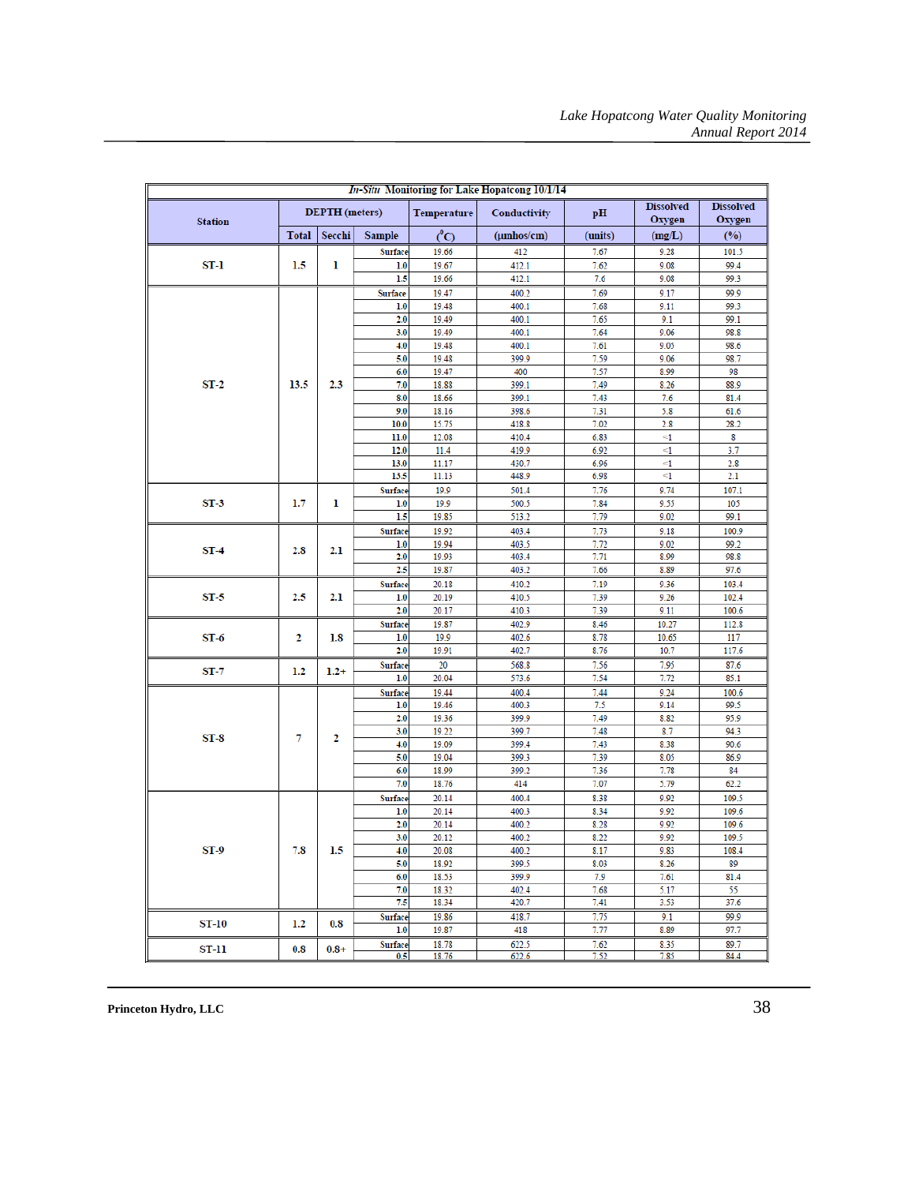| *In-Situ* Monitoring for Lake Hopatcong 10/1/14 | | | | | | | | |
|---|---|---|---|---|---|---|---|---|
| Station | DEPTH (meters) | | | Temperature | Conductivity | pH | Dissolved Oxygen | Dissolved Oxygen |
| | Total | Secchi | Sample | (°C) | (µmhos/cm) | (units) | (mg/L) | (%) |
| ST-1 | 1.5 | 1 | Surface | 19.66 | 412 | 7.67 | 9.28 | 101.5 |
| | | | 1.0 | 19.67 | 412.1 | 7.62 | 9.08 | 99.4 |
| | | | 1.5 | 19.66 | 412.1 | 7.6 | 9.08 | 99.3 |
| ST-2 | 13.5 | 2.3 | Surface | 19.47 | 400.2 | 7.69 | 9.17 | 99.9 |
| | | | 1.0 | 19.48 | 400.1 | 7.68 | 9.11 | 99.3 |
| | | | 2.0 | 19.49 | 400.1 | 7.65 | 9.1 | 99.1 |
| | | | 3.0 | 19.49 | 400.1 | 7.64 | 9.06 | 98.8 |
| | | | 4.0 | 19.48 | 400.1 | 7.61 | 9.05 | 98.6 |
| | | | 5.0 | 19.48 | 399.9 | 7.59 | 9.06 | 98.7 |
| | | | 6.0 | 19.47 | 400 | 7.57 | 8.99 | 98 |
| | | | 7.0 | 18.88 | 399.1 | 7.49 | 8.26 | 88.9 |
| | | | 8.0 | 18.66 | 399.1 | 7.43 | 7.6 | 81.4 |
| | | | 9.0 | 18.16 | 398.6 | 7.31 | 5.8 | 61.6 |
| | | | 10.0 | 15.75 | 418.8 | 7.02 | 2.8 | 28.2 |
| | | | 11.0 | 12.08 | 410.4 | 6.83 | <1 | 8 |
| | | | 12.0 | 11.4 | 419.9 | 6.92 | <1 | 3.7 |
| | | | 13.0 | 11.17 | 430.7 | 6.96 | <1 | 2.8 |
| | | | 13.5 | 11.13 | 448.9 | 6.98 | <1 | 2.1 |
| ST-3 | 1.7 | 1 | Surface | 19.9 | 501.4 | 7.76 | 9.74 | 107.1 |
| | | | 1.0 | 19.9 | 500.5 | 7.84 | 9.55 | 105 |
| | | | 1.5 | 19.85 | 513.2 | 7.79 | 9.02 | 99.1 |
| ST-4 | 2.8 | 2.1 | Surface | 19.92 | 403.4 | 7.73 | 9.18 | 100.9 |
| | | | 1.0 | 19.94 | 403.5 | 7.72 | 9.02 | 99.2 |
| | | | 2.0 | 19.93 | 403.4 | 7.71 | 8.99 | 98.8 |
| | | | 2.5 | 19.87 | 403.2 | 7.66 | 8.89 | 97.6 |
| ST-5 | 2.5 | 2.1 | Surface | 20.18 | 410.2 | 7.19 | 9.36 | 103.4 |
| | | | 1.0 | 20.19 | 410.5 | 7.39 | 9.26 | 102.4 |
| | | | 2.0 | 20.17 | 410.3 | 7.39 | 9.11 | 100.6 |
| ST-6 | 2 | 1.8 | Surface | 19.87 | 402.9 | 8.46 | 10.27 | 112.8 |
| | | | 1.0 | 19.9 | 402.6 | 8.78 | 10.65 | 117 |
| | | | 2.0 | 19.91 | 402.7 | 8.76 | 10.7 | 117.6 |
| ST-7 | 1.2 | 1.2+ | Surface | 20 | 568.8 | 7.56 | 7.95 | 87.6 |
| | | | 1.0 | 20.04 | 573.6 | 7.54 | 7.72 | 85.1 |
| ST-8 | 7 | 2 | Surface | 19.44 | 400.4 | 7.44 | 9.24 | 100.6 |
| | | | 1.0 | 19.46 | 400.3 | 7.5 | 9.14 | 99.5 |
| | | | 2.0 | 19.36 | 399.9 | 7.49 | 8.82 | 95.9 |
| | | | 3.0 | 19.22 | 399.7 | 7.48 | 8.7 | 94.3 |
| | | | 4.0 | 19.09 | 399.4 | 7.43 | 8.38 | 90.6 |
| | | | 5.0 | 19.04 | 399.3 | 7.39 | 8.05 | 86.9 |
| | | | 6.0 | 18.99 | 399.2 | 7.36 | 7.78 | 84 |
| | | | 7.0 | 18.76 | 414 | 7.07 | 5.79 | 62.2 |
| ST-9 | 7.8 | 1.5 | Surface | 20.14 | 400.4 | 8.38 | 9.92 | 109.5 |
| | | | 1.0 | 20.14 | 400.3 | 8.34 | 9.92 | 109.6 |
| | | | 2.0 | 20.14 | 400.2 | 8.28 | 9.92 | 109.6 |
| | | | 3.0 | 20.12 | 400.2 | 8.22 | 9.92 | 109.5 |
| | | | 4.0 | 20.08 | 400.2 | 8.17 | 9.83 | 108.4 |
| | | | 5.0 | 18.92 | 399.5 | 8.03 | 8.26 | 89 |
| | | | 6.0 | 18.53 | 399.9 | 7.9 | 7.61 | 81.4 |
| | | | 7.0 | 18.32 | 402.4 | 7.68 | 5.17 | 55 |
| | | | 7.5 | 18.34 | 420.7 | 7.41 | 3.53 | 37.6 |
| ST-10 | 1.2 | 0.8 | Surface | 19.86 | 418.7 | 7.75 | 9.1 | 99.9 |
| | | | 1.0 | 19.87 | 418 | 7.77 | 8.89 | 97.7 |
| ST-11 | 0.8 | 0.8+ | Surface | 18.78 | 622.5 | 7.62 | 8.35 | 89.7 |
| | | | 0.5 | 18.76 | 622.6 | 7.52 | 7.85 | 84.4 |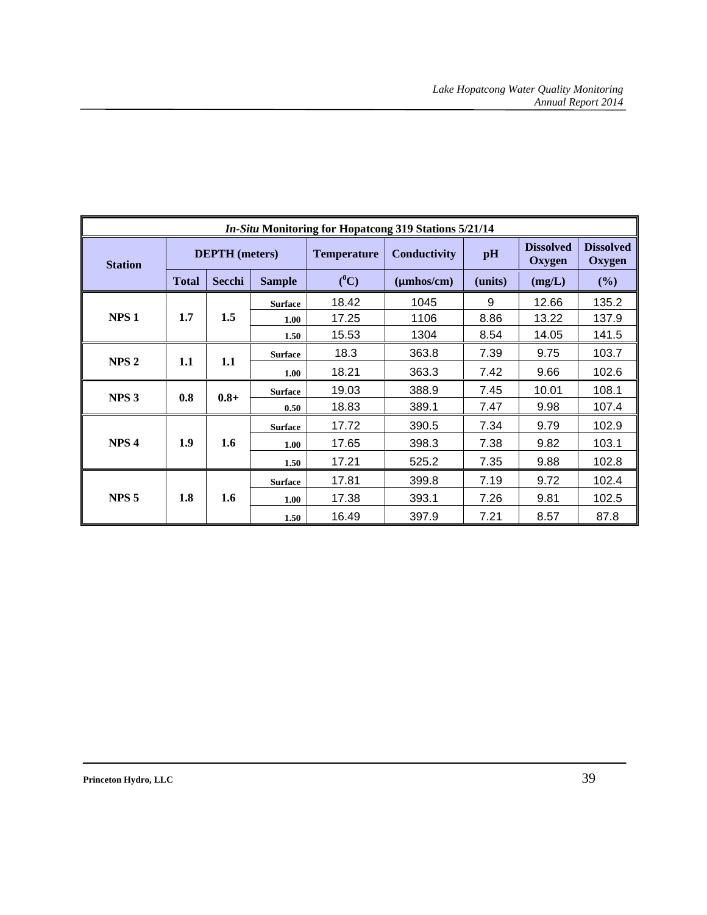| *In-Situ* Monitoring for Hopatcong 319 Stations 5/21/14 | | | | | | | | |
|---|---|---|---|---|---|---|---|---|
| Station | DEPTH (meters) | | | Temperature | Conductivity | pH | Dissolved Oxygen | Dissolved Oxygen |
| | Total | Secchi | Sample | ($^{0}$C) | (µmhos/cm) | (units) | (mg/L) | (%) |
| NPS 1 | 1.7 | 1.5 | Surface | 18.42 | 1045 | 9 | 12.66 | 135.2 |
| | | | 1.00 | 17.25 | 1106 | 8.86 | 13.22 | 137.9 |
| | | | 1.50 | 15.53 | 1304 | 8.54 | 14.05 | 141.5 |
| NPS 2 | 1.1 | 1.1 | Surface | 18.3 | 363.8 | 7.39 | 9.75 | 103.7 |
| | | | 1.00 | 18.21 | 363.3 | 7.42 | 9.66 | 102.6 |
| NPS 3 | 0.8 | 0.8+ | Surface | 19.03 | 388.9 | 7.45 | 10.01 | 108.1 |
| | | | 0.50 | 18.83 | 389.1 | 7.47 | 9.98 | 107.4 |
| NPS 4 | 1.9 | 1.6 | Surface | 17.72 | 390.5 | 7.34 | 9.79 | 102.9 |
| | | | 1.00 | 17.65 | 398.3 | 7.38 | 9.82 | 103.1 |
| | | | 1.50 | 17.21 | 525.2 | 7.35 | 9.88 | 102.8 |
| NPS 5 | 1.8 | 1.6 | Surface | 17.81 | 399.8 | 7.19 | 9.72 | 102.4 |
| | | | 1.00 | 17.38 | 393.1 | 7.26 | 9.81 | 102.5 |
| | | | 1.50 | 16.49 | 397.9 | 7.21 | 8.57 | 87.8 |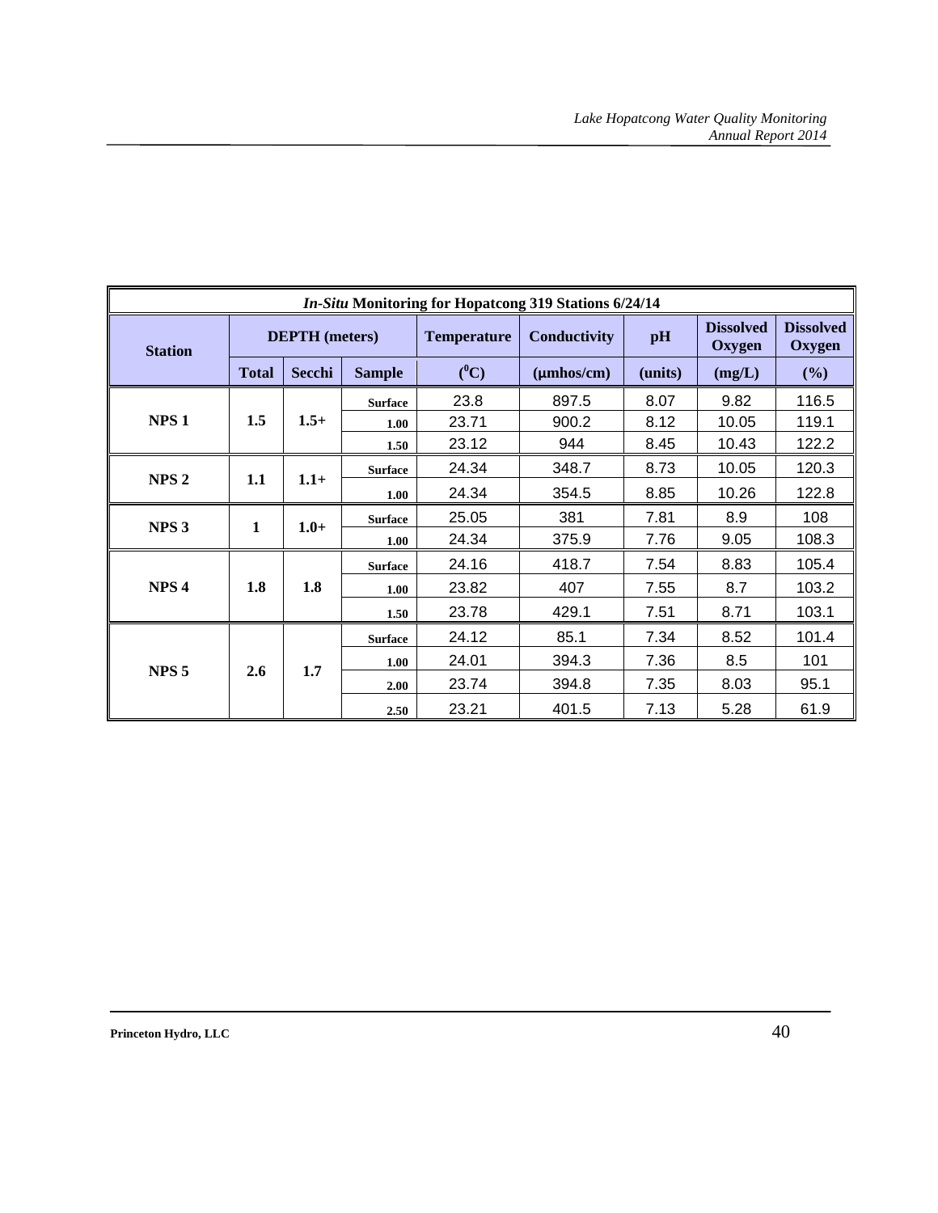| *In-Situ* Monitoring for Hopatcong 319 Stations 6/24/14 | | | | | | | | |
|---|---|---|---|---|---|---|---|---|
| **Station** | **DEPTH (meters)** | | | **Temperature** | **Conductivity** | **pH** | **Dissolved Oxygen** | **Dissolved Oxygen** |
| | **Total** | **Secchi** | **Sample** | **($^0$C)** | **(μmhos/cm)** | **(units)** | **(mg/L)** | **(%)** |
| **NPS 1** | **1.5** | **1.5+** | **Surface** | 23.8 | 897.5 | 8.07 | 9.82 | 116.5 |
| | | | **1.00** | 23.71 | 900.2 | 8.12 | 10.05 | 119.1 |
| | | | **1.50** | 23.12 | 944 | 8.45 | 10.43 | 122.2 |
| **NPS 2** | **1.1** | **1.1+** | **Surface** | 24.34 | 348.7 | 8.73 | 10.05 | 120.3 |
| | | | **1.00** | 24.34 | 354.5 | 8.85 | 10.26 | 122.8 |
| **NPS 3** | **1** | **1.0+** | **Surface** | 25.05 | 381 | 7.81 | 8.9 | 108 |
| | | | **1.00** | 24.34 | 375.9 | 7.76 | 9.05 | 108.3 |
| **NPS 4** | **1.8** | **1.8** | **Surface** | 24.16 | 418.7 | 7.54 | 8.83 | 105.4 |
| | | | **1.00** | 23.82 | 407 | 7.55 | 8.7 | 103.2 |
| | | | **1.50** | 23.78 | 429.1 | 7.51 | 8.71 | 103.1 |
| **NPS 5** | **2.6** | **1.7** | **Surface** | 24.12 | 85.1 | 7.34 | 8.52 | 101.4 |
| | | | **1.00** | 24.01 | 394.3 | 7.36 | 8.5 | 101 |
| | | | **2.00** | 23.74 | 394.8 | 7.35 | 8.03 | 95.1 |
| | | | **2.50** | 23.21 | 401.5 | 7.13 | 5.28 | 61.9 |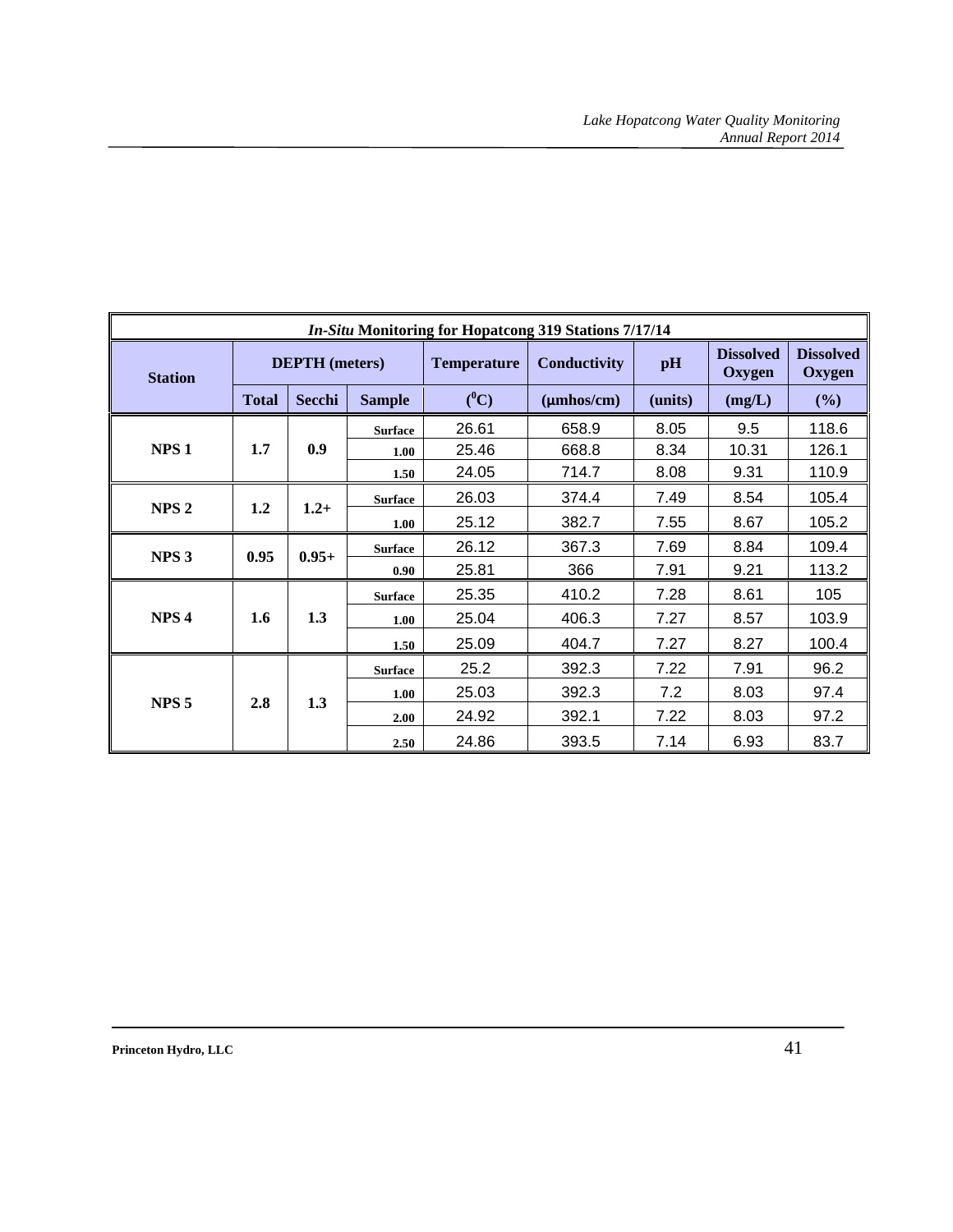| *In-Situ* Monitoring for Hopatcong 319 Stations 7/17/14 | | | | | | | | |
|---|---|---|---|---|---|---|---|---|
| Station | DEPTH (meters) | | | Temperature | Conductivity | pH | Dissolved Oxygen | Dissolved Oxygen |
| | Total | Secchi | Sample | ($^0$C) | (μmhos/cm) | (units) | (mg/L) | (%) |
| NPS 1 | 1.7 | 0.9 | Surface | 26.61 | 658.9 | 8.05 | 9.5 | 118.6 |
| | | | 1.00 | 25.46 | 668.8 | 8.34 | 10.31 | 126.1 |
| | | | 1.50 | 24.05 | 714.7 | 8.08 | 9.31 | 110.9 |
| NPS 2 | 1.2 | 1.2+ | Surface | 26.03 | 374.4 | 7.49 | 8.54 | 105.4 |
| | | | 1.00 | 25.12 | 382.7 | 7.55 | 8.67 | 105.2 |
| NPS 3 | 0.95 | 0.95+ | Surface | 26.12 | 367.3 | 7.69 | 8.84 | 109.4 |
| | | | 0.90 | 25.81 | 366 | 7.91 | 9.21 | 113.2 |
| NPS 4 | 1.6 | 1.3 | Surface | 25.35 | 410.2 | 7.28 | 8.61 | 105 |
| | | | 1.00 | 25.04 | 406.3 | 7.27 | 8.57 | 103.9 |
| | | | 1.50 | 25.09 | 404.7 | 7.27 | 8.27 | 100.4 |
| NPS 5 | 2.8 | 1.3 | Surface | 25.2 | 392.3 | 7.22 | 7.91 | 96.2 |
| | | | 1.00 | 25.03 | 392.3 | 7.2 | 8.03 | 97.4 |
| | | | 2.00 | 24.92 | 392.1 | 7.22 | 8.03 | 97.2 |
| | | | 2.50 | 24.86 | 393.5 | 7.14 | 6.93 | 83.7 |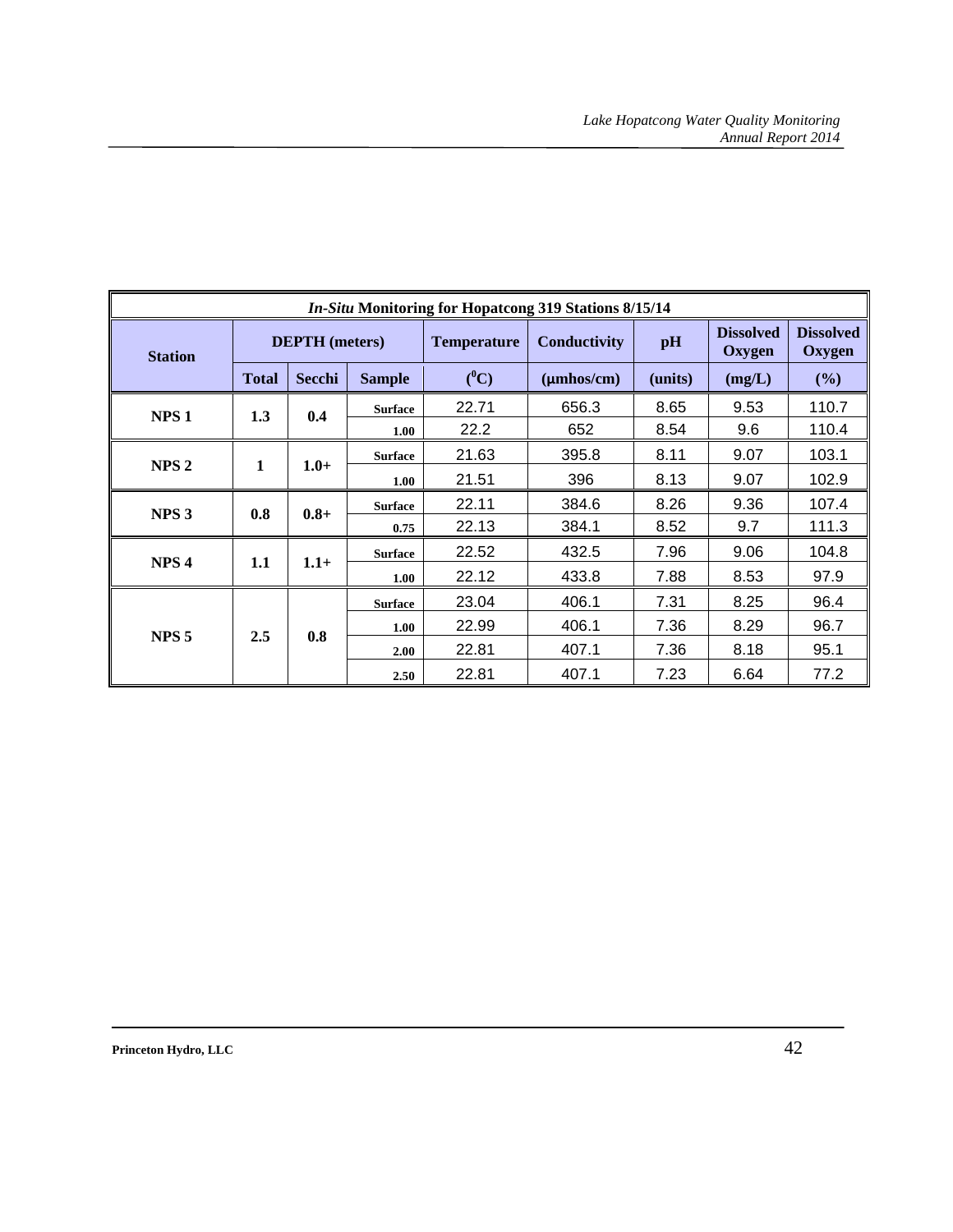| *In-Situ* Monitoring for Hopatcong 319 Stations 8/15/14 | | | | | | | | |
|---|---|---|---|---|---|---|---|---|
| **Station** | **DEPTH (meters)** | | | **Temperature** | **Conductivity** | **pH** | **Dissolved Oxygen** | **Dissolved Oxygen** |
| | **Total** | **Secchi** | **Sample** | **($^0$C)** | **(μmhos/cm)** | **(units)** | **(mg/L)** | **(%)** |
| **NPS 1** | **1.3** | **0.4** | **Surface** | 22.71 | 656.3 | 8.65 | 9.53 | 110.7 |
| | | | **1.00** | 22.2 | 652 | 8.54 | 9.6 | 110.4 |
| **NPS 2** | **1** | **1.0+** | **Surface** | 21.63 | 395.8 | 8.11 | 9.07 | 103.1 |
| | | | **1.00** | 21.51 | 396 | 8.13 | 9.07 | 102.9 |
| **NPS 3** | **0.8** | **0.8+** | **Surface** | 22.11 | 384.6 | 8.26 | 9.36 | 107.4 |
| | | | **0.75** | 22.13 | 384.1 | 8.52 | 9.7 | 111.3 |
| **NPS 4** | **1.1** | **1.1+** | **Surface** | 22.52 | 432.5 | 7.96 | 9.06 | 104.8 |
| | | | **1.00** | 22.12 | 433.8 | 7.88 | 8.53 | 97.9 |
| **NPS 5** | **2.5** | **0.8** | **Surface** | 23.04 | 406.1 | 7.31 | 8.25 | 96.4 |
| | | | **1.00** | 22.99 | 406.1 | 7.36 | 8.29 | 96.7 |
| | | | **2.00** | 22.81 | 407.1 | 7.36 | 8.18 | 95.1 |
| | | | **2.50** | 22.81 | 407.1 | 7.23 | 6.64 | 77.2 |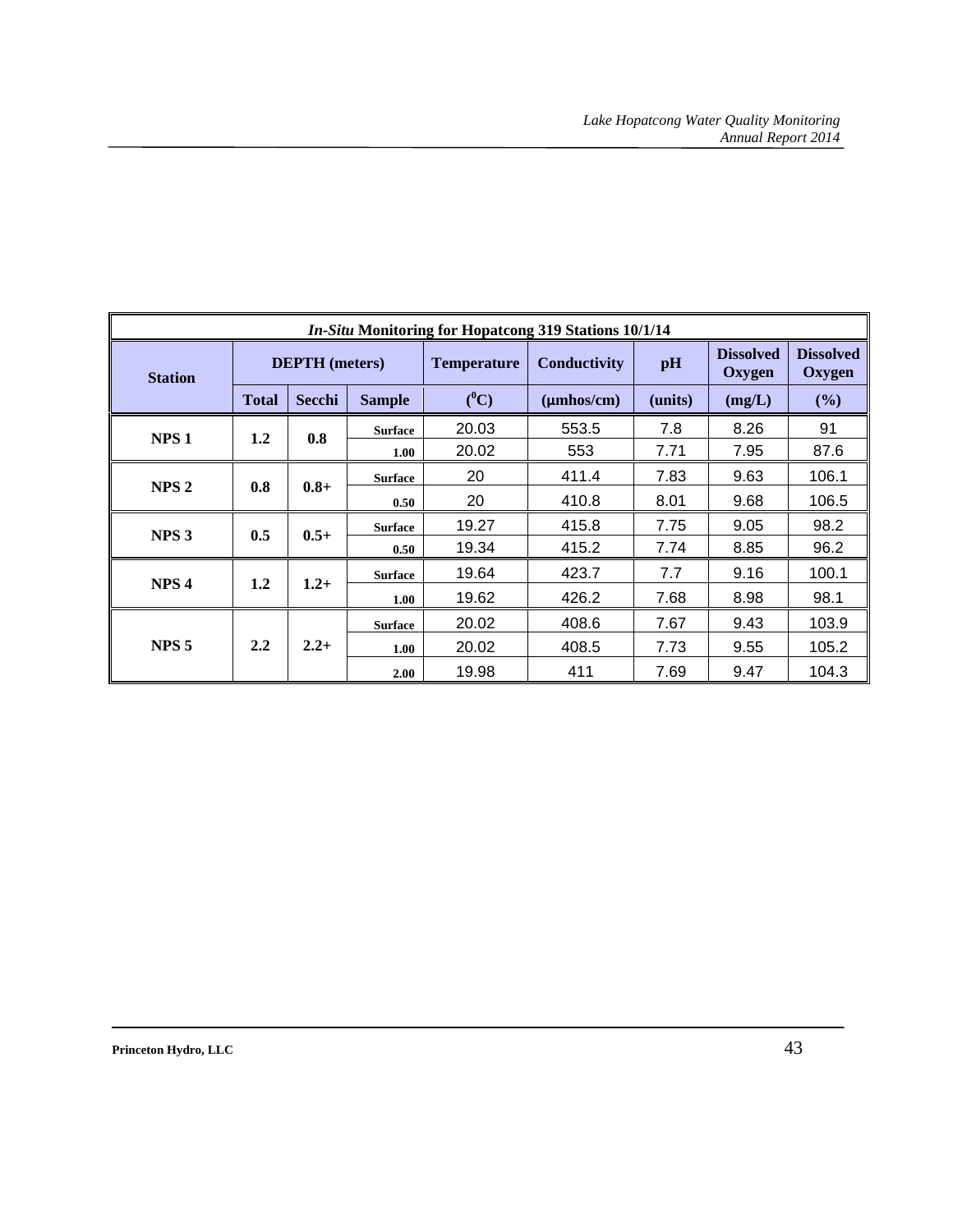| *In-Situ* Monitoring for Hopatcong 319 Stations 10/1/14 | | | | | | | | |
|---|---|---|---|---|---|---|---|---|
| **Station** | **DEPTH (meters)** | | | **Temperature** | **Conductivity** | **pH** | **Dissolved Oxygen** | **Dissolved Oxygen** |
| | **Total** | **Secchi** | **Sample** | **($^{0}$C)** | **(μmhos/cm)** | **(units)** | **(mg/L)** | **(%)** |
| **NPS 1** | **1.2** | **0.8** | **Surface** | 20.03 | 553.5 | 7.8 | 8.26 | 91 |
| | | | **1.00** | 20.02 | 553 | 7.71 | 7.95 | 87.6 |
| **NPS 2** | **0.8** | **0.8+** | **Surface** | 20 | 411.4 | 7.83 | 9.63 | 106.1 |
| | | | **0.50** | 20 | 410.8 | 8.01 | 9.68 | 106.5 |
| **NPS 3** | **0.5** | **0.5+** | **Surface** | 19.27 | 415.8 | 7.75 | 9.05 | 98.2 |
| | | | **0.50** | 19.34 | 415.2 | 7.74 | 8.85 | 96.2 |
| **NPS 4** | **1.2** | **1.2+** | **Surface** | 19.64 | 423.7 | 7.7 | 9.16 | 100.1 |
| | | | **1.00** | 19.62 | 426.2 | 7.68 | 8.98 | 98.1 |
| **NPS 5** | **2.2** | **2.2+** | **Surface** | 20.02 | 408.6 | 7.67 | 9.43 | 103.9 |
| | | | **1.00** | 20.02 | 408.5 | 7.73 | 9.55 | 105.2 |
| | | | **2.00** | 19.98 | 411 | 7.69 | 9.47 | 104.3 |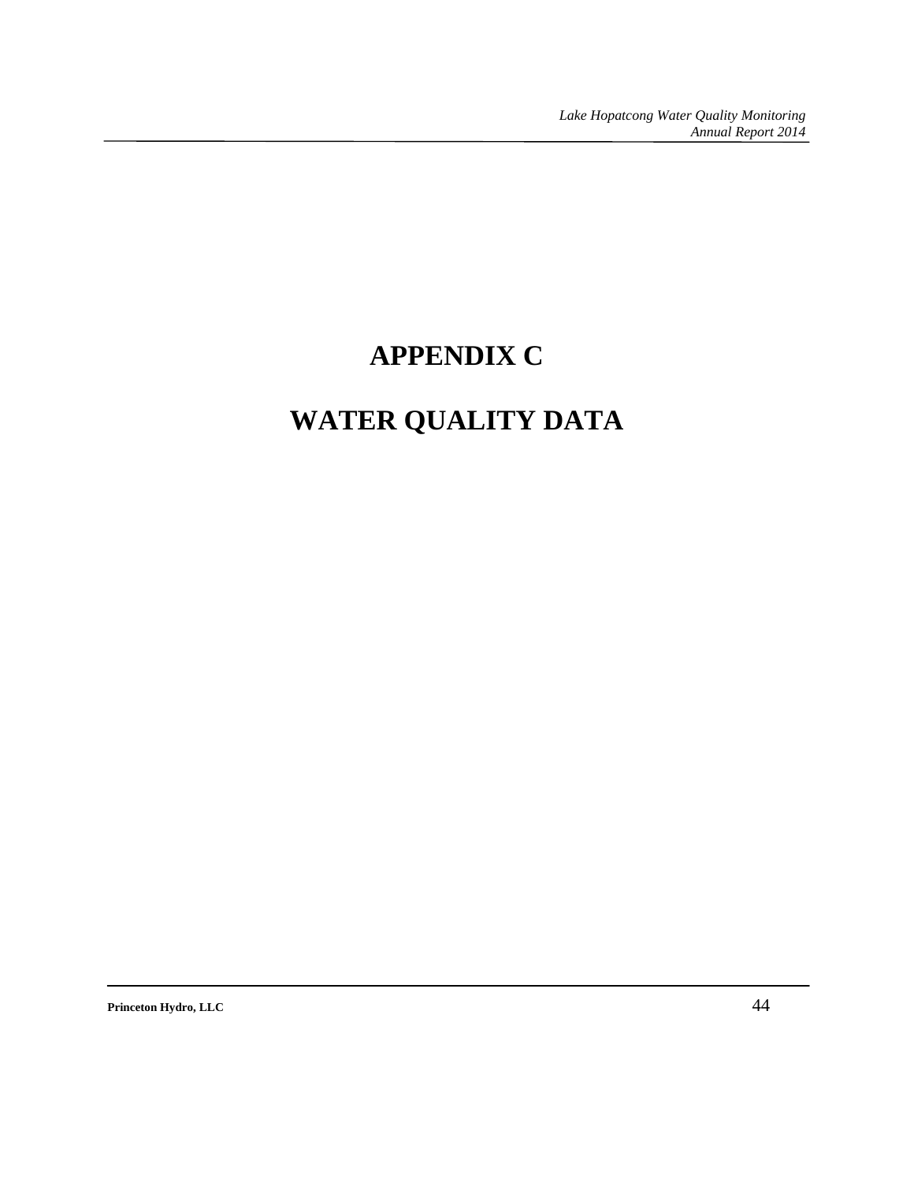# APPENDIX C

# WATER QUALITY DATA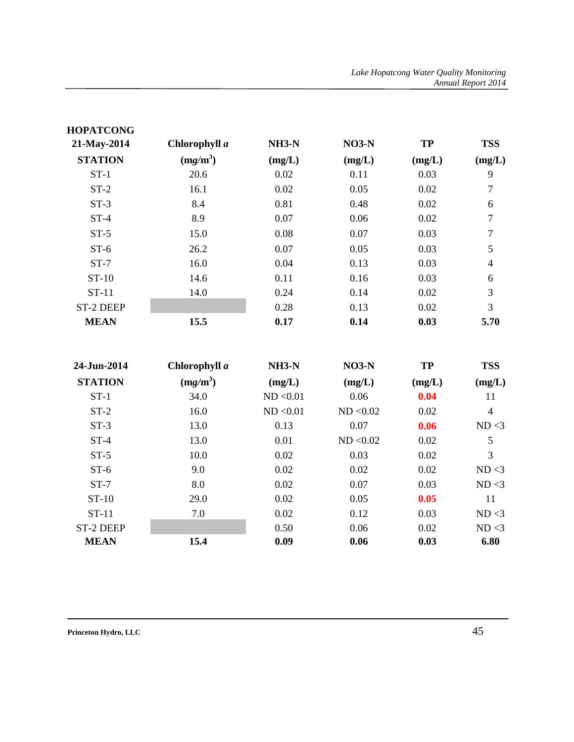**HOPATCONG**

| 21-May-2014 STATION | Chlorophyll *a* ($mg/m^3$) | NH3-N (mg/L) | NO3-N (mg/L) | TP (mg/L) | TSS (mg/L) |
|---|---|---|---|---|---|
| ST-1 | 20.6 | 0.02 | 0.11 | 0.03 | 9 |
| ST-2 | 16.1 | 0.02 | 0.05 | 0.02 | 7 |
| ST-3 | 8.4 | 0.81 | 0.48 | 0.02 | 6 |
| ST-4 | 8.9 | 0.07 | 0.06 | 0.02 | 7 |
| ST-5 | 15.0 | 0.08 | 0.07 | 0.03 | 7 |
| ST-6 | 26.2 | 0.07 | 0.05 | 0.03 | 5 |
| ST-7 | 16.0 | 0.04 | 0.13 | 0.03 | 4 |
| ST-10 | 14.6 | 0.11 | 0.16 | 0.03 | 6 |
| ST-11 | 14.0 | 0.24 | 0.14 | 0.02 | 3 |
| ST-2 DEEP | | 0.28 | 0.13 | 0.02 | 3 |
| **MEAN** | **15.5** | **0.17** | **0.14** | **0.03** | **5.70** |

| 24-Jun-2014 STATION | Chlorophyll *a* ($mg/m^3$) | NH3-N (mg/L) | NO3-N (mg/L) | TP (mg/L) | TSS (mg/L) |
|---|---|---|---|---|---|
| ST-1 | 34.0 | ND <0.01 | 0.06 | **0.04** | 11 |
| ST-2 | 16.0 | ND <0.01 | ND <0.02 | 0.02 | 4 |
| ST-3 | 13.0 | 0.13 | 0.07 | **0.06** | ND <3 |
| ST-4 | 13.0 | 0.01 | ND <0.02 | 0.02 | 5 |
| ST-5 | 10.0 | 0.02 | 0.03 | 0.02 | 3 |
| ST-6 | 9.0 | 0.02 | 0.02 | 0.02 | ND <3 |
| ST-7 | 8.0 | 0.02 | 0.07 | 0.03 | ND <3 |
| ST-10 | 29.0 | 0.02 | 0.05 | **0.05** | 11 |
| ST-11 | 7.0 | 0.02 | 0.12 | 0.03 | ND <3 |
| ST-2 DEEP | | 0.50 | 0.06 | 0.02 | ND <3 |
| **MEAN** | **15.4** | **0.09** | **0.06** | **0.03** | **6.80** |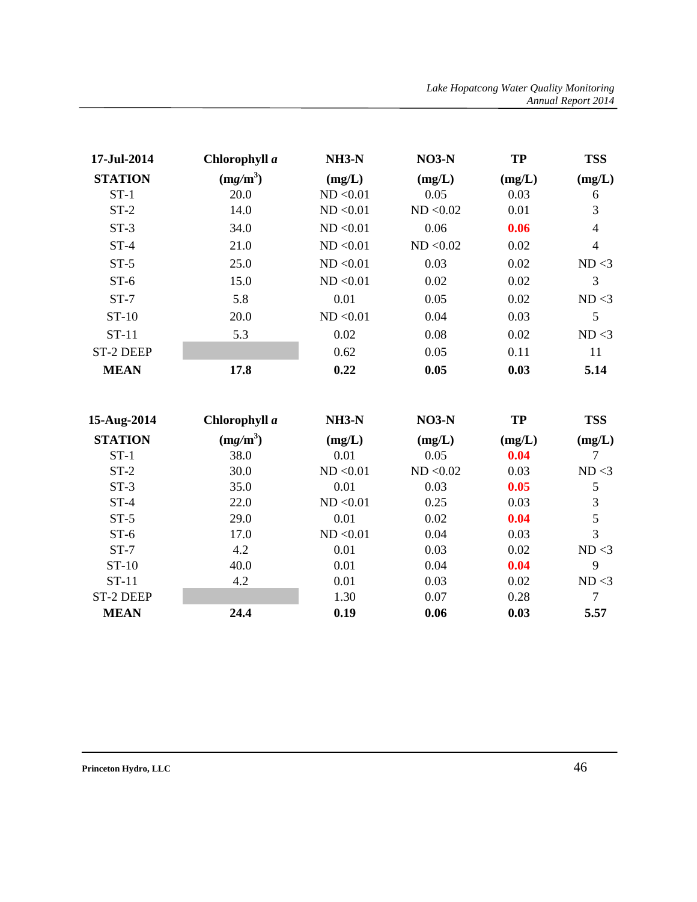| 17-Jul-2014 | Chlorophyll *a* | NH3-N | NO3-N | TP | TSS |
|---|---|---|---|---|---|
| **STATION** | **($mg/m^3$)** | **(mg/L)** | **(mg/L)** | **(mg/L)** | **(mg/L)** |
| ST-1 | 20.0 | ND <0.01 | 0.05 | 0.03 | 6 |
| ST-2 | 14.0 | ND <0.01 | ND <0.02 | 0.01 | 3 |
| ST-3 | 34.0 | ND <0.01 | 0.06 | **0.06** | 4 |
| ST-4 | 21.0 | ND <0.01 | ND <0.02 | 0.02 | 4 |
| ST-5 | 25.0 | ND <0.01 | 0.03 | 0.02 | ND <3 |
| ST-6 | 15.0 | ND <0.01 | 0.02 | 0.02 | 3 |
| ST-7 | 5.8 | 0.01 | 0.05 | 0.02 | ND <3 |
| ST-10 | 20.0 | ND <0.01 | 0.04 | 0.03 | 5 |
| ST-11 | 5.3 | 0.02 | 0.08 | 0.02 | ND <3 |
| ST-2 DEEP | | 0.62 | 0.05 | 0.11 | 11 |
| **MEAN** | **17.8** | **0.22** | **0.05** | **0.03** | **5.14** |

| 15-Aug-2014 | Chlorophyll *a* | NH3-N | NO3-N | TP | TSS |
|---|---|---|---|---|---|
| **STATION** | **($mg/m^3$)** | **(mg/L)** | **(mg/L)** | **(mg/L)** | **(mg/L)** |
| ST-1 | 38.0 | 0.01 | 0.05 | **0.04** | 7 |
| ST-2 | 30.0 | ND <0.01 | ND <0.02 | 0.03 | ND <3 |
| ST-3 | 35.0 | 0.01 | 0.03 | **0.05** | 5 |
| ST-4 | 22.0 | ND <0.01 | 0.25 | 0.03 | 3 |
| ST-5 | 29.0 | 0.01 | 0.02 | **0.04** | 5 |
| ST-6 | 17.0 | ND <0.01 | 0.04 | 0.03 | 3 |
| ST-7 | 4.2 | 0.01 | 0.03 | 0.02 | ND <3 |
| ST-10 | 40.0 | 0.01 | 0.04 | **0.04** | 9 |
| ST-11 | 4.2 | 0.01 | 0.03 | 0.02 | ND <3 |
| ST-2 DEEP | | 1.30 | 0.07 | 0.28 | 7 |
| **MEAN** | **24.4** | **0.19** | **0.06** | **0.03** | **5.57** |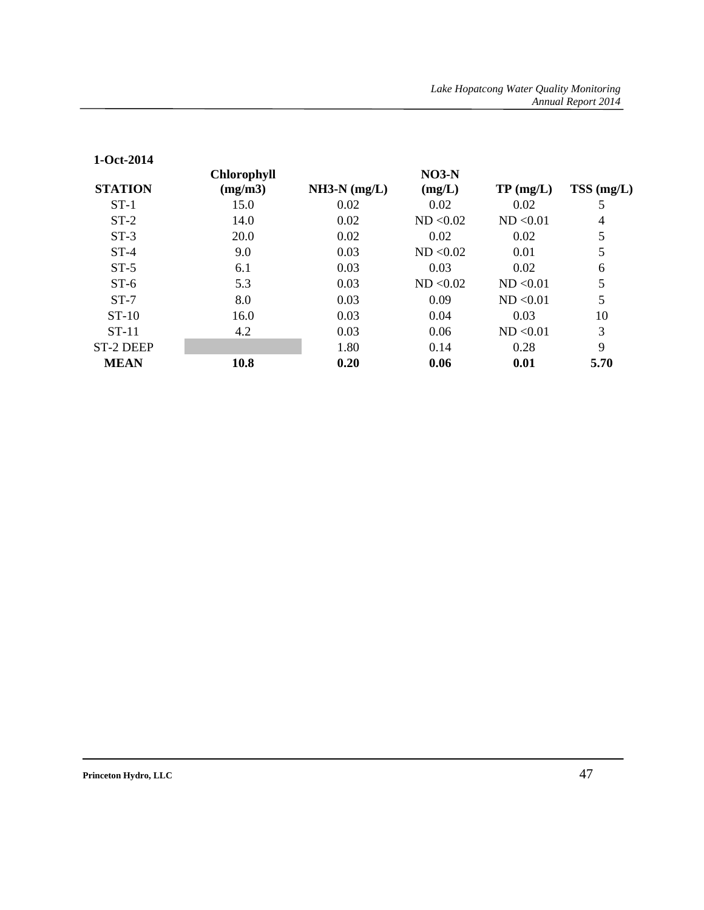**1-Oct-2014**

| STATION | Chlorophyll (mg/m3) | NH3-N (mg/L) | NO3-N (mg/L) | TP (mg/L) | TSS (mg/L) |
|---|---|---|---|---|---|
| ST-1 | 15.0 | 0.02 | 0.02 | 0.02 | 5 |
| ST-2 | 14.0 | 0.02 | ND <0.02 | ND <0.01 | 4 |
| ST-3 | 20.0 | 0.02 | 0.02 | 0.02 | 5 |
| ST-4 | 9.0 | 0.03 | ND <0.02 | 0.01 | 5 |
| ST-5 | 6.1 | 0.03 | 0.03 | 0.02 | 6 |
| ST-6 | 5.3 | 0.03 | ND <0.02 | ND <0.01 | 5 |
| ST-7 | 8.0 | 0.03 | 0.09 | ND <0.01 | 5 |
| ST-10 | 16.0 | 0.03 | 0.04 | 0.03 | 10 |
| ST-11 | 4.2 | 0.03 | 0.06 | ND <0.01 | 3 |
| ST-2 DEEP | | 1.80 | 0.14 | 0.28 | 9 |
| **MEAN** | **10.8** | **0.20** | **0.06** | **0.01** | **5.70** |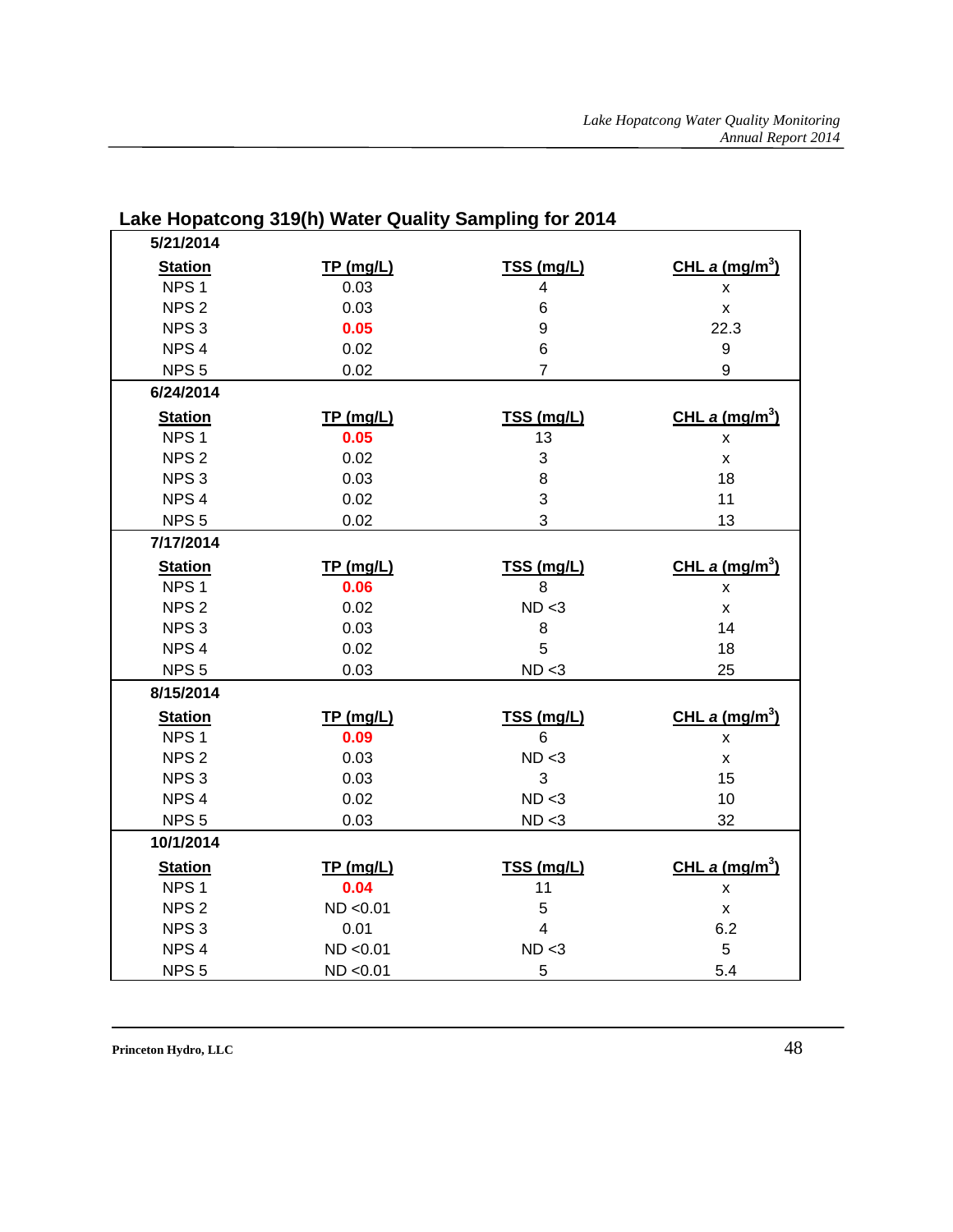## Lake Hopatcong 319(h) Water Quality Sampling for 2014

| Station | TP (mg/L) | TSS (mg/L) | CHL *a* ($mg/m^3$) |
|---|---|---|---|
| **5/21/2014** | | | |
| NPS 1 | 0.03 | 4 | x |
| NPS 2 | 0.03 | 6 | x |
| NPS 3 | **0.05** | 9 | 22.3 |
| NPS 4 | 0.02 | 6 | 9 |
| NPS 5 | 0.02 | 7 | 9 |
| **6/24/2014** | | | |
| NPS 1 | **0.05** | 13 | x |
| NPS 2 | 0.02 | 3 | x |
| NPS 3 | 0.03 | 8 | 18 |
| NPS 4 | 0.02 | 3 | 11 |
| NPS 5 | 0.02 | 3 | 13 |
| **7/17/2014** | | | |
| NPS 1 | **0.06** | 8 | x |
| NPS 2 | 0.02 | ND <3 | x |
| NPS 3 | 0.03 | 8 | 14 |
| NPS 4 | 0.02 | 5 | 18 |
| NPS 5 | 0.03 | ND <3 | 25 |
| **8/15/2014** | | | |
| NPS 1 | **0.09** | 6 | x |
| NPS 2 | 0.03 | ND <3 | x |
| NPS 3 | 0.03 | 3 | 15 |
| NPS 4 | 0.02 | ND <3 | 10 |
| NPS 5 | 0.03 | ND <3 | 32 |
| **10/1/2014** | | | |
| NPS 1 | **0.04** | 11 | x |
| NPS 2 | ND <0.01 | 5 | x |
| NPS 3 | 0.01 | 4 | 6.2 |
| NPS 4 | ND <0.01 | ND <3 | 5 |
| NPS 5 | ND <0.01 | 5 | 5.4 |